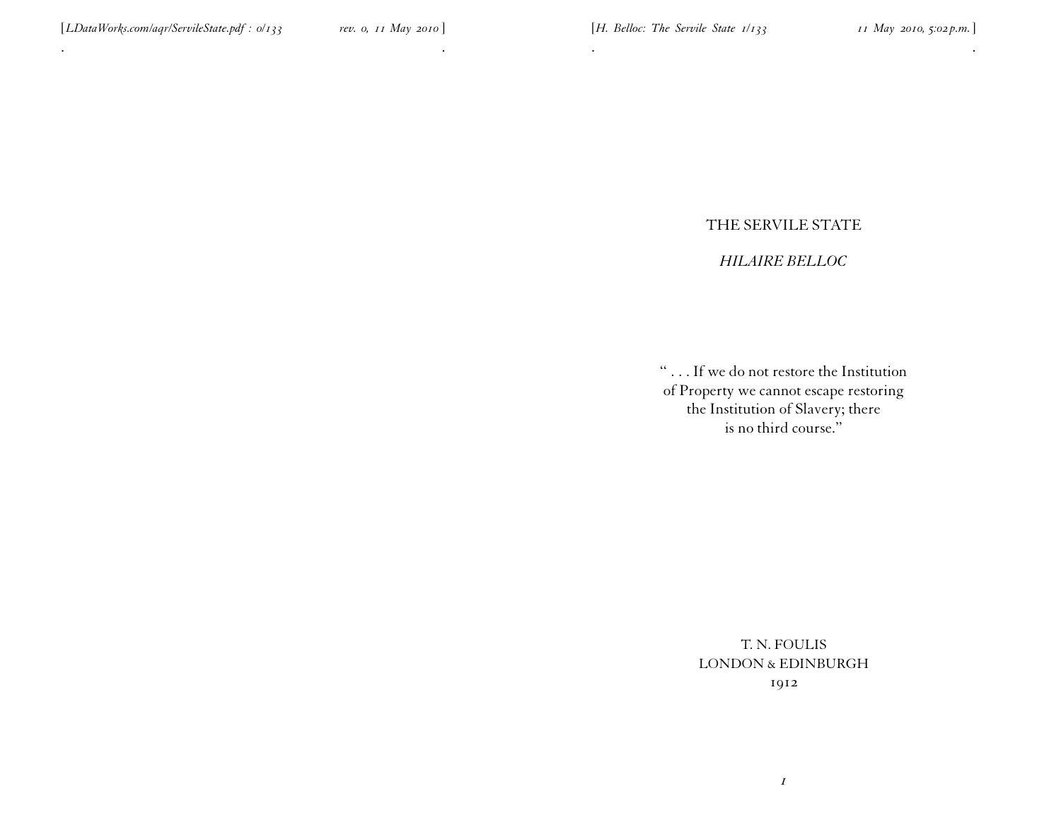# THE SERVILE STATE

*HILAIRE BELLOC*

" . . . If we do not restore the Institution of Property we cannot escape restoring the Institution of Slavery; there is no third course."

T. N. FOULIS
LONDON & EDINBURGH
1912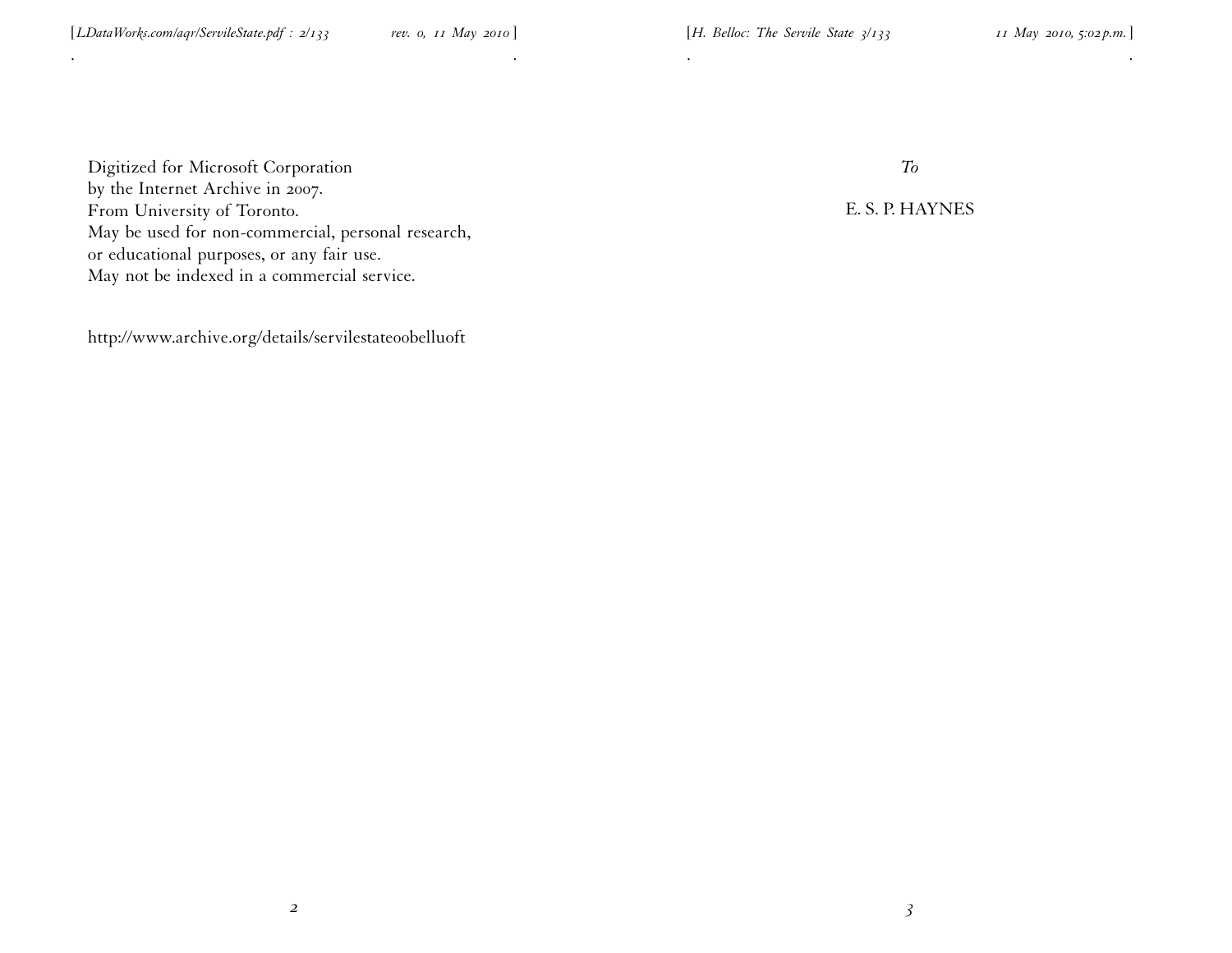Digitized for Microsoft Corporation
by the Internet Archive in 2007.
From University of Toronto.
May be used for non-commercial, personal research,
or educational purposes, or any fair use.
May not be indexed in a commercial service.

http://www.archive.org/details/servilestateoobelluoft

*To*

E. S. P. HAYNES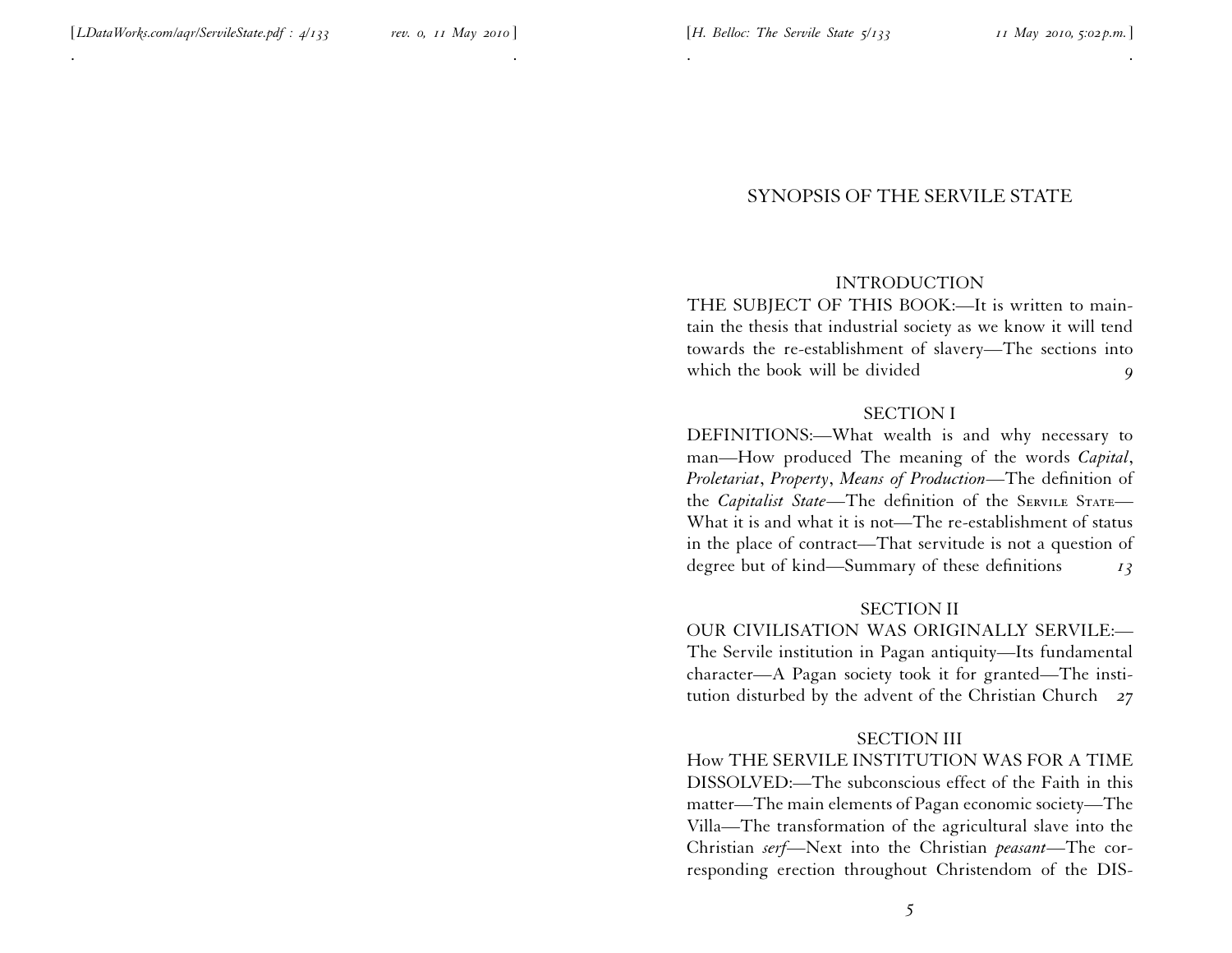# SYNOPSIS OF THE SERVILE STATE

## INTRODUCTION

THE SUBJECT OF THIS BOOK:—It is written to maintain the thesis that industrial society as we know it will tend towards the re-establishment of slavery—The sections into which the book will be divided *9*

## SECTION I

DEFINITIONS:—What wealth is and why necessary to man—How produced The meaning of the words *Capital*, *Proletariat*, *Property*, *Means of Production*—The definition of the *Capitalist State*—The definition of the SERVILE STATE—What it is and what it is not—The re-establishment of status in the place of contract—That servitude is not a question of degree but of kind—Summary of these definitions *13*

## SECTION II

OUR CIVILISATION WAS ORIGINALLY SERVILE:—The Servile institution in Pagan antiquity—Its fundamental character—A Pagan society took it for granted—The institution disturbed by the advent of the Christian Church *27*

## SECTION III

How THE SERVILE INSTITUTION WAS FOR A TIME DISSOLVED:—The subconscious effect of the Faith in this matter—The main elements of Pagan economic society—The Villa—The transformation of the agricultural slave into the Christian *serf*—Next into the Christian *peasant*—The corresponding erection throughout Christendom of the DIS-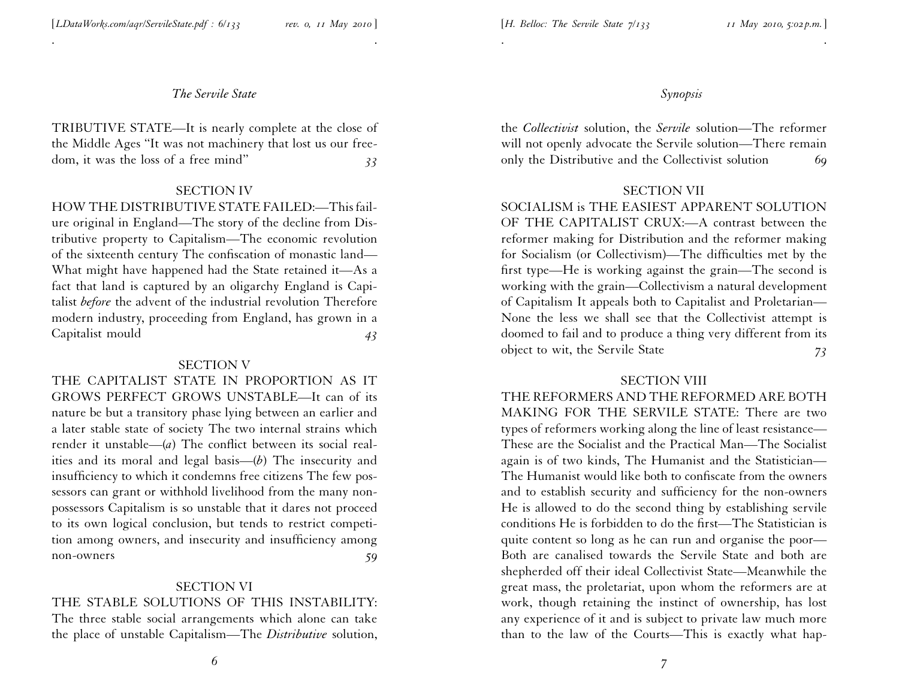TRIBUTIVE STATE—It is nearly complete at the close of the Middle Ages "It was not machinery that lost us our freedom, it was the loss of a free mind" *33*

SECTION IV

HOW THE DISTRIBUTIVE STATE FAILED:—This failure original in England—The story of the decline from Distributive property to Capitalism—The economic revolution of the sixteenth century The confiscation of monastic land—What might have happened had the State retained it—As a fact that land is captured by an oligarchy England is Capitalist *before* the advent of the industrial revolution Therefore modern industry, proceeding from England, has grown in a Capitalist mould *43*

SECTION V

THE CAPITALIST STATE IN PROPORTION AS IT GROWS PERFECT GROWS UNSTABLE—It can of its nature be but a transitory phase lying between an earlier and a later stable state of society The two internal strains which render it unstable—(*a*) The conflict between its social realities and its moral and legal basis—(*b*) The insecurity and insufficiency to which it condemns free citizens The few possessors can grant or withhold livelihood from the many non-possessors Capitalism is so unstable that it dares not proceed to its own logical conclusion, but tends to restrict competition among owners, and insecurity and insufficiency among non-owners *59*

SECTION VI

THE STABLE SOLUTIONS OF THIS INSTABILITY: The three stable social arrangements which alone can take the place of unstable Capitalism—The *Distributive* solution, the *Collectivist* solution, the *Servile* solution—The reformer will not openly advocate the Servile solution—There remain only the Distributive and the Collectivist solution *69*

SECTION VII

SOCIALISM is THE EASIEST APPARENT SOLUTION OF THE CAPITALIST CRUX:—A contrast between the reformer making for Distribution and the reformer making for Socialism (or Collectivism)—The difficulties met by the first type—He is working against the grain—The second is working with the grain—Collectivism a natural development of Capitalism It appeals both to Capitalist and Proletarian—None the less we shall see that the Collectivist attempt is doomed to fail and to produce a thing very different from its object to wit, the Servile State *73*

SECTION VIII

THE REFORMERS AND THE REFORMED ARE BOTH MAKING FOR THE SERVILE STATE: There are two types of reformers working along the line of least resistance—These are the Socialist and the Practical Man—The Socialist again is of two kinds, The Humanist and the Statistician—The Humanist would like both to confiscate from the owners and to establish security and sufficiency for the non-owners He is allowed to do the second thing by establishing servile conditions He is forbidden to do the first—The Statistician is quite content so long as he can run and organise the poor—Both are canalised towards the Servile State and both are shepherded off their ideal Collectivist State—Meanwhile the great mass, the proletariat, upon whom the reformers are at work, though retaining the instinct of ownership, has lost any experience of it and is subject to private law much more than to the law of the Courts—This is exactly what hap-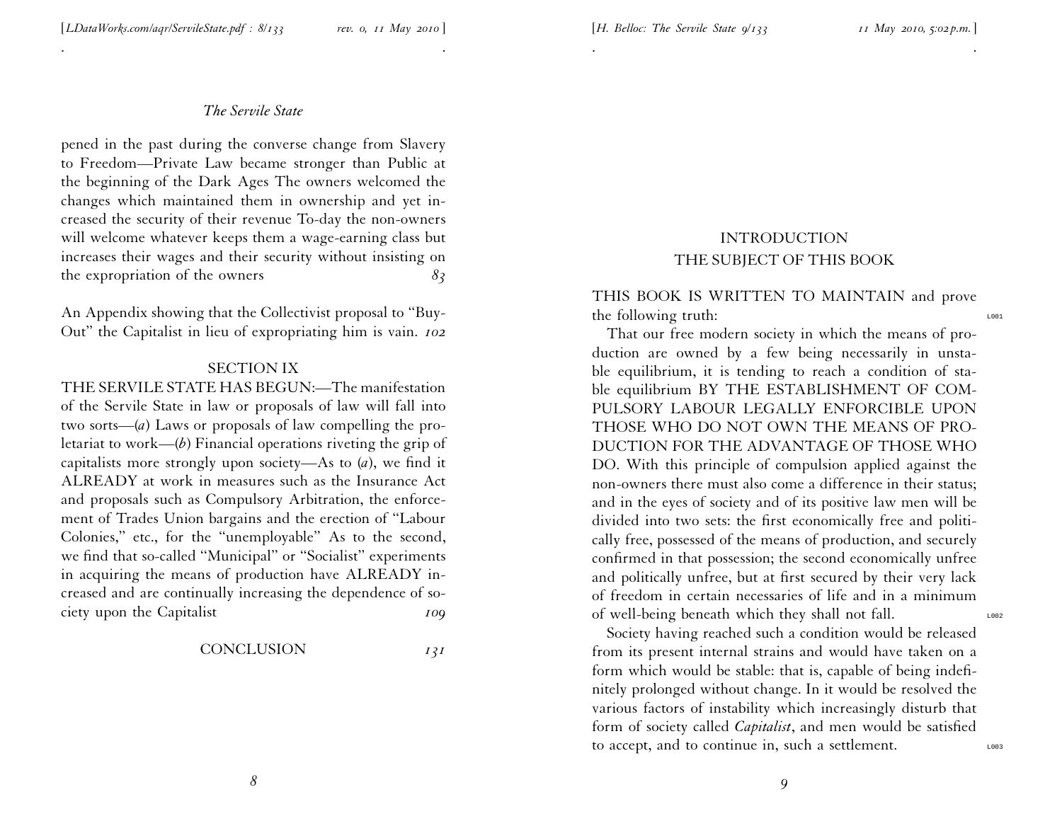pened in the past during the converse change from Slavery to Freedom—Private Law became stronger than Public at the beginning of the Dark Ages The owners welcomed the changes which maintained them in ownership and yet increased the security of their revenue To-day the non-owners will welcome whatever keeps them a wage-earning class but increases their wages and their security without insisting on the expropriation of the owners *83*

An Appendix showing that the Collectivist proposal to "Buy-Out" the Capitalist in lieu of expropriating him is vain. *102*

SECTION IX

THE SERVILE STATE HAS BEGUN:—The manifestation of the Servile State in law or proposals of law will fall into two sorts—(*a*) Laws or proposals of law compelling the proletariat to work—(*b*) Financial operations riveting the grip of capitalists more strongly upon society—As to (*a*), we find it ALREADY at work in measures such as the Insurance Act and proposals such as Compulsory Arbitration, the enforcement of Trades Union bargains and the erection of "Labour Colonies," etc., for the "unemployable" As to the second, we find that so-called "Municipal" or "Socialist" experiments in acquiring the means of production have ALREADY increased and are continually increasing the dependence of society upon the Capitalist *109*

CONCLUSION *131*

# INTRODUCTION
## THE SUBJECT OF THIS BOOK

THIS BOOK IS WRITTEN TO MAINTAIN and prove the following truth:

That our free modern society in which the means of production are owned by a few being necessarily in unstable equilibrium, it is tending to reach a condition of stable equilibrium BY THE ESTABLISHMENT OF COMPULSORY LABOUR LEGALLY ENFORCIBLE UPON THOSE WHO DO NOT OWN THE MEANS OF PRODUCTION FOR THE ADVANTAGE OF THOSE WHO DO. With this principle of compulsion applied against the non-owners there must also come a difference in their status; and in the eyes of society and of its positive law men will be divided into two sets: the first economically free and politically free, possessed of the means of production, and securely confirmed in that possession; the second economically unfree and politically unfree, but at first secured by their very lack of freedom in certain necessaries of life and in a minimum of well-being beneath which they shall not fall.

Society having reached such a condition would be released from its present internal strains and would have taken on a form which would be stable: that is, capable of being indefinitely prolonged without change. In it would be resolved the various factors of instability which increasingly disturb that form of society called *Capitalist*, and men would be satisfied to accept, and to continue in, such a settlement.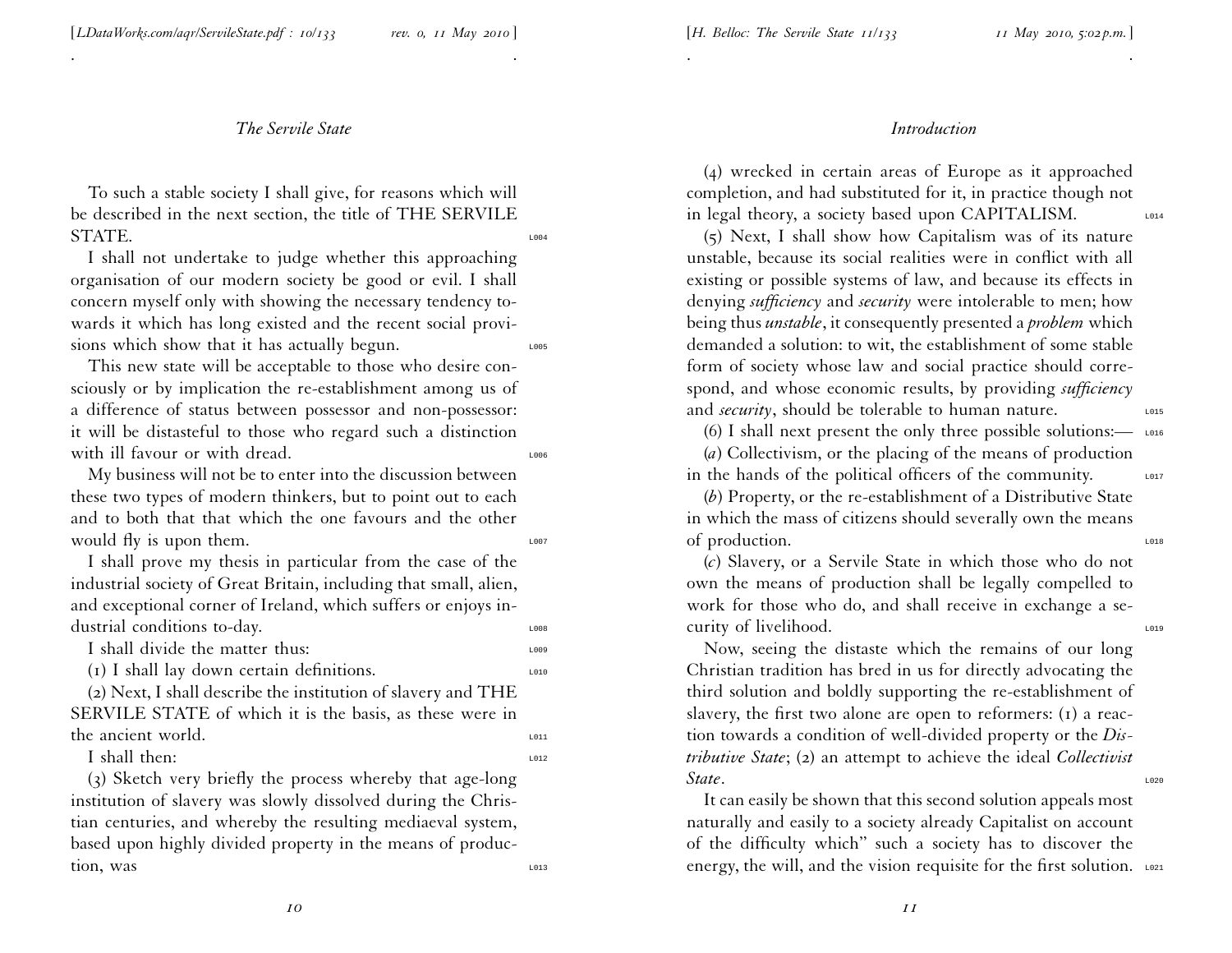To such a stable society I shall give, for reasons which will be described in the next section, the title of THE SERVILE STATE.

I shall not undertake to judge whether this approaching organisation of our modern society be good or evil. I shall concern myself only with showing the necessary tendency towards it which has long existed and the recent social provisions which show that it has actually begun.

This new state will be acceptable to those who desire consciously or by implication the re-establishment among us of a difference of status between possessor and non-possessor: it will be distasteful to those who regard such a distinction with ill favour or with dread.

My business will not be to enter into the discussion between these two types of modern thinkers, but to point out to each and to both that that which the one favours and the other would fly is upon them.

I shall prove my thesis in particular from the case of the industrial society of Great Britain, including that small, alien, and exceptional corner of Ireland, which suffers or enjoys industrial conditions to-day.

I shall divide the matter thus:

(1) I shall lay down certain definitions.

(2) Next, I shall describe the institution of slavery and THE SERVILE STATE of which it is the basis, as these were in the ancient world.

I shall then:

(3) Sketch very briefly the process whereby that age-long institution of slavery was slowly dissolved during the Christian centuries, and whereby the resulting mediaeval system, based upon highly divided property in the means of production, was

(4) wrecked in certain areas of Europe as it approached completion, and had substituted for it, in practice though not in legal theory, a society based upon CAPITALISM.

(5) Next, I shall show how Capitalism was of its nature unstable, because its social realities were in conflict with all existing or possible systems of law, and because its effects in denying *sufficiency* and *security* were intolerable to men; how being thus *unstable*, it consequently presented a *problem* which demanded a solution: to wit, the establishment of some stable form of society whose law and social practice should correspond, and whose economic results, by providing *sufficiency* and *security*, should be tolerable to human nature.

(6) I shall next present the only three possible solutions:—

(*a*) Collectivism, or the placing of the means of production in the hands of the political officers of the community.

(*b*) Property, or the re-establishment of a Distributive State in which the mass of citizens should severally own the means of production.

(*c*) Slavery, or a Servile State in which those who do not own the means of production shall be legally compelled to work for those who do, and shall receive in exchange a security of livelihood.

Now, seeing the distaste which the remains of our long Christian tradition has bred in us for directly advocating the third solution and boldly supporting the re-establishment of slavery, the first two alone are open to reformers: (1) a reaction towards a condition of well-divided property or the *Distributive State*; (2) an attempt to achieve the ideal *Collectivist State*.

It can easily be shown that this second solution appeals most naturally and easily to a society already Capitalist on account of the difficulty which" such a society has to discover the energy, the will, and the vision requisite for the first solution.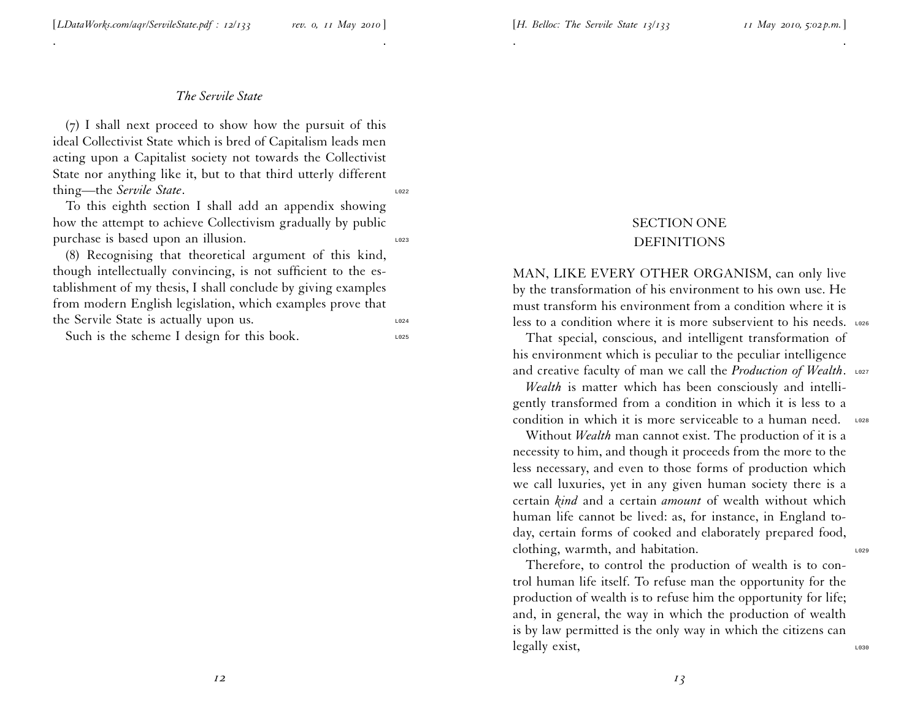(7) I shall next proceed to show how the pursuit of this ideal Collectivist State which is bred of Capitalism leads men acting upon a Capitalist society not towards the Collectivist State nor anything like it, but to that third utterly different thing—the *Servile State*.

To this eighth section I shall add an appendix showing how the attempt to achieve Collectivism gradually by public purchase is based upon an illusion.

(8) Recognising that theoretical argument of this kind, though intellectually convincing, is not sufficient to the establishment of my thesis, I shall conclude by giving examples from modern English legislation, which examples prove that the Servile State is actually upon us.

Such is the scheme I design for this book.

## SECTION ONE
## DEFINITIONS

MAN, LIKE EVERY OTHER ORGANISM, can only live by the transformation of his environment to his own use. He must transform his environment from a condition where it is less to a condition where it is more subservient to his needs.

That special, conscious, and intelligent transformation of his environment which is peculiar to the peculiar intelligence and creative faculty of man we call the *Production of Wealth*.

*Wealth* is matter which has been consciously and intelligently transformed from a condition in which it is less to a condition in which it is more serviceable to a human need.

Without *Wealth* man cannot exist. The production of it is a necessity to him, and though it proceeds from the more to the less necessary, and even to those forms of production which we call luxuries, yet in any given human society there is a certain *kind* and a certain *amount* of wealth without which human life cannot be lived: as, for instance, in England today, certain forms of cooked and elaborately prepared food, clothing, warmth, and habitation.

Therefore, to control the production of wealth is to control human life itself. To refuse man the opportunity for the production of wealth is to refuse him the opportunity for life; and, in general, the way in which the production of wealth is by law permitted is the only way in which the citizens can legally exist,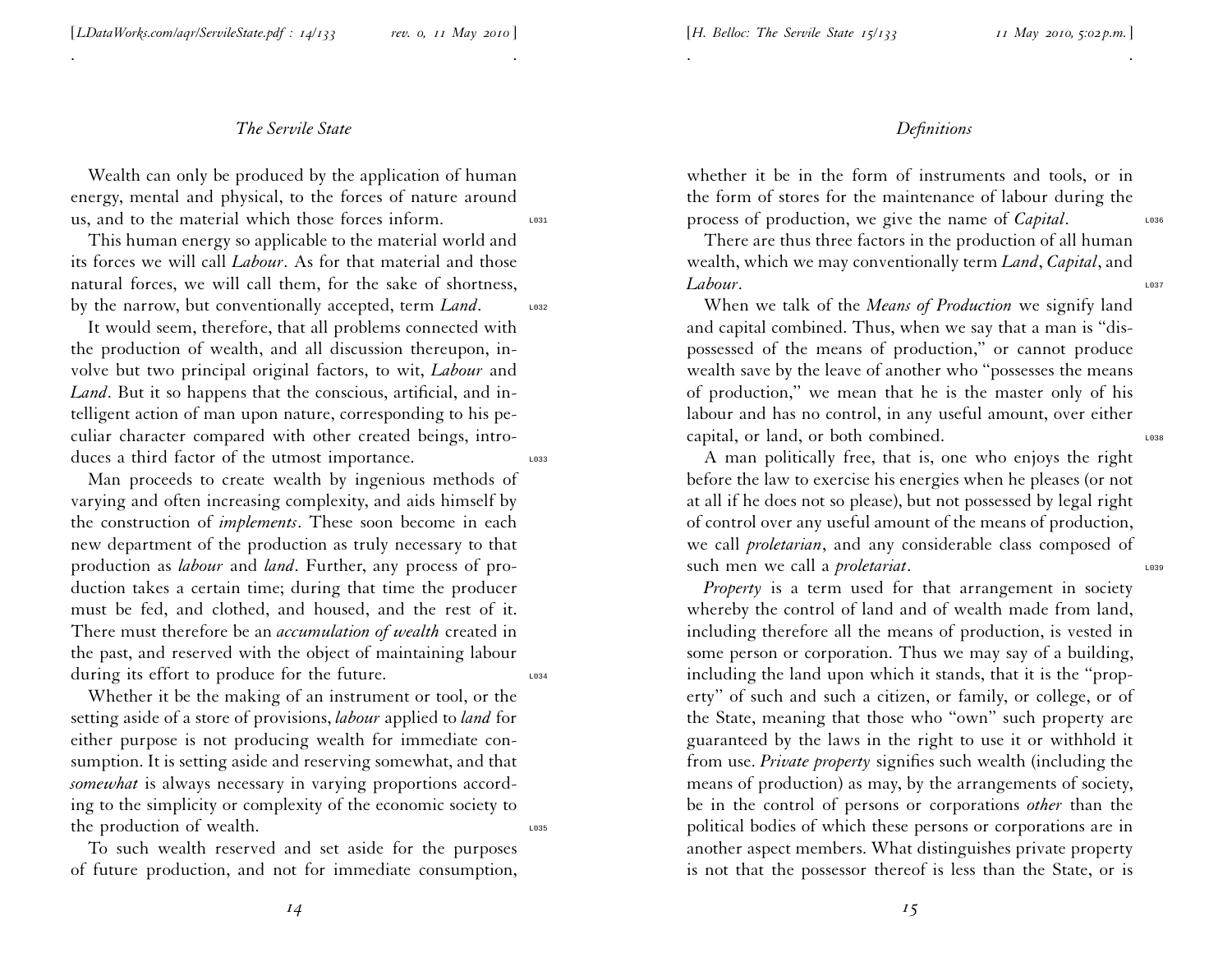Wealth can only be produced by the application of human energy, mental and physical, to the forces of nature around us, and to the material which those forces inform.

This human energy so applicable to the material world and its forces we will call *Labour*. As for that material and those natural forces, we will call them, for the sake of shortness, by the narrow, but conventionally accepted, term *Land*.

It would seem, therefore, that all problems connected with the production of wealth, and all discussion thereupon, involve but two principal original factors, to wit, *Labour* and *Land*. But it so happens that the conscious, artificial, and intelligent action of man upon nature, corresponding to his peculiar character compared with other created beings, introduces a third factor of the utmost importance.

Man proceeds to create wealth by ingenious methods of varying and often increasing complexity, and aids himself by the construction of *implements*. These soon become in each new department of the production as truly necessary to that production as *labour* and *land*. Further, any process of production takes a certain time; during that time the producer must be fed, and clothed, and housed, and the rest of it. There must therefore be an *accumulation of wealth* created in the past, and reserved with the object of maintaining labour during its effort to produce for the future.

Whether it be the making of an instrument or tool, or the setting aside of a store of provisions, *labour* applied to *land* for either purpose is not producing wealth for immediate consumption. It is setting aside and reserving somewhat, and that *somewhat* is always necessary in varying proportions according to the simplicity or complexity of the economic society to the production of wealth.

To such wealth reserved and set aside for the purposes of future production, and not for immediate consumption, whether it be in the form of instruments and tools, or in the form of stores for the maintenance of labour during the process of production, we give the name of *Capital*.

There are thus three factors in the production of all human wealth, which we may conventionally term *Land*, *Capital*, and *Labour*.

When we talk of the *Means of Production* we signify land and capital combined. Thus, when we say that a man is "dispossessed of the means of production," or cannot produce wealth save by the leave of another who "possesses the means of production," we mean that he is the master only of his labour and has no control, in any useful amount, over either capital, or land, or both combined.

A man politically free, that is, one who enjoys the right before the law to exercise his energies when he pleases (or not at all if he does not so please), but not possessed by legal right of control over any useful amount of the means of production, we call *proletarian*, and any considerable class composed of such men we call a *proletariat*.

*Property* is a term used for that arrangement in society whereby the control of land and of wealth made from land, including therefore all the means of production, is vested in some person or corporation. Thus we may say of a building, including the land upon which it stands, that it is the "property" of such and such a citizen, or family, or college, or of the State, meaning that those who "own" such property are guaranteed by the laws in the right to use it or withhold it from use. *Private property* signifies such wealth (including the means of production) as may, by the arrangements of society, be in the control of persons or corporations *other* than the political bodies of which these persons or corporations are in another aspect members. What distinguishes private property is not that the possessor thereof is less than the State, or is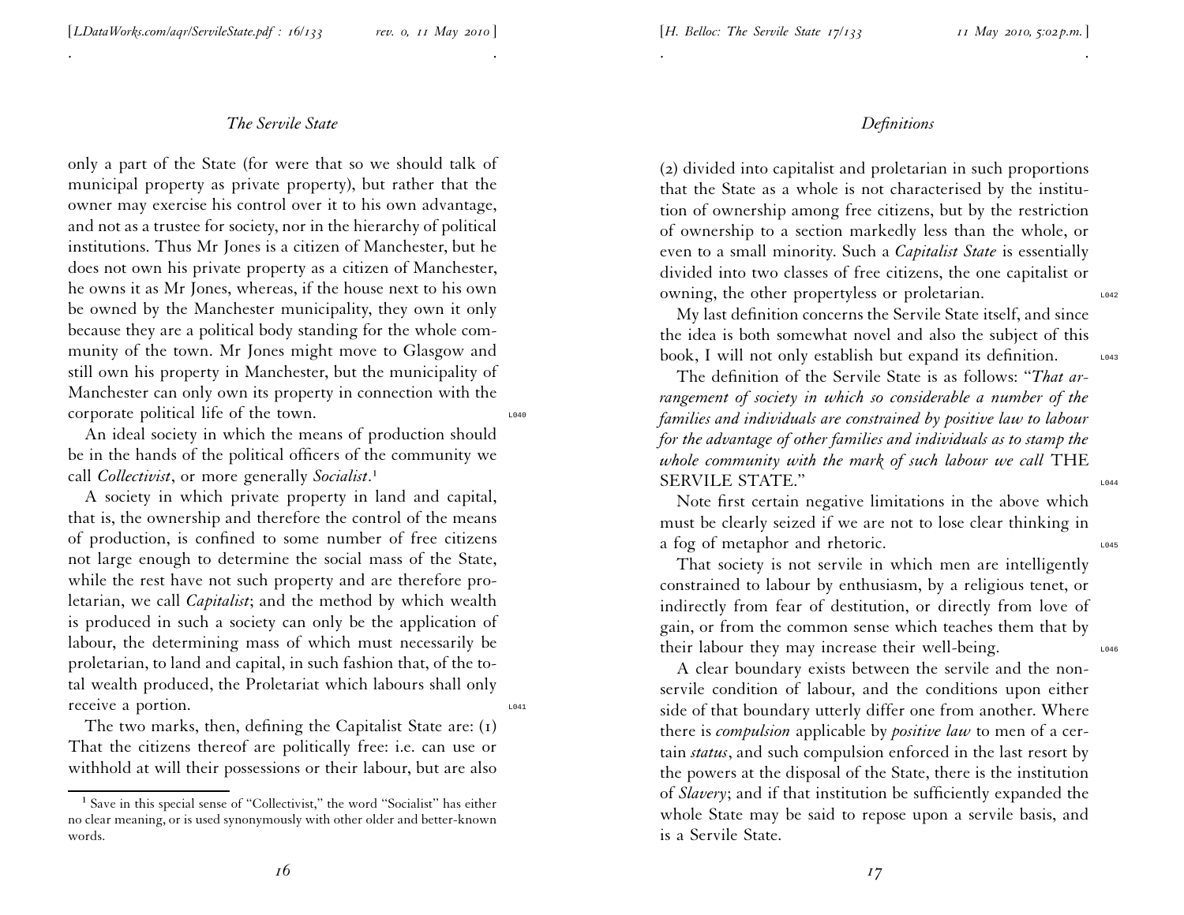only a part of the State (for were that so we should talk of municipal property as private property), but rather that the owner may exercise his control over it to his own advantage, and not as a trustee for society, nor in the hierarchy of political institutions. Thus Mr Jones is a citizen of Manchester, but he does not own his private property as a citizen of Manchester, he owns it as Mr Jones, whereas, if the house next to his own be owned by the Manchester municipality, they own it only because they are a political body standing for the whole community of the town. Mr Jones might move to Glasgow and still own his property in Manchester, but the municipality of Manchester can only own its property in connection with the corporate political life of the town.

An ideal society in which the means of production should be in the hands of the political officers of the community we call *Collectivist*, or more generally *Socialist*.[1]

A society in which private property in land and capital, that is, the ownership and therefore the control of the means of production, is confined to some number of free citizens not large enough to determine the social mass of the State, while the rest have not such property and are therefore proletarian, we call *Capitalist*; and the method by which wealth is produced in such a society can only be the application of labour, the determining mass of which must necessarily be proletarian, to land and capital, in such fashion that, of the total wealth produced, the Proletariat which labours shall only receive a portion.

The two marks, then, defining the Capitalist State are: (1) That the citizens thereof are politically free: i.e. can use or withhold at will their possessions or their labour, but are also (2) divided into capitalist and proletarian in such proportions that the State as a whole is not characterised by the institution of ownership among free citizens, but by the restriction of ownership to a section markedly less than the whole, or even to a small minority. Such a *Capitalist State* is essentially divided into two classes of free citizens, the one capitalist or owning, the other propertyless or proletarian.

My last definition concerns the Servile State itself, and since the idea is both somewhat novel and also the subject of this book, I will not only establish but expand its definition.

The definition of the Servile State is as follows: "*That arrangement of society in which so considerable a number of the families and individuals are constrained by positive law to labour for the advantage of other families and individuals as to stamp the whole community with the mark of such labour we call* THE SERVILE STATE."

Note first certain negative limitations in the above which must be clearly seized if we are not to lose clear thinking in a fog of metaphor and rhetoric.

That society is not servile in which men are intelligently constrained to labour by enthusiasm, by a religious tenet, or indirectly from fear of destitution, or directly from love of gain, or from the common sense which teaches them that by their labour they may increase their well-being.

A clear boundary exists between the servile and the non-servile condition of labour, and the conditions upon either side of that boundary utterly differ one from another. Where there is *compulsion* applicable by *positive law* to men of a certain *status*, and such compulsion enforced in the last resort by the powers at the disposal of the State, there is the institution of *Slavery*; and if that institution be sufficiently expanded the whole State may be said to repose upon a servile basis, and is a Servile State.

[1] Save in this special sense of "Collectivist," the word "Socialist" has either no clear meaning, or is used synonymously with other older and better-known words.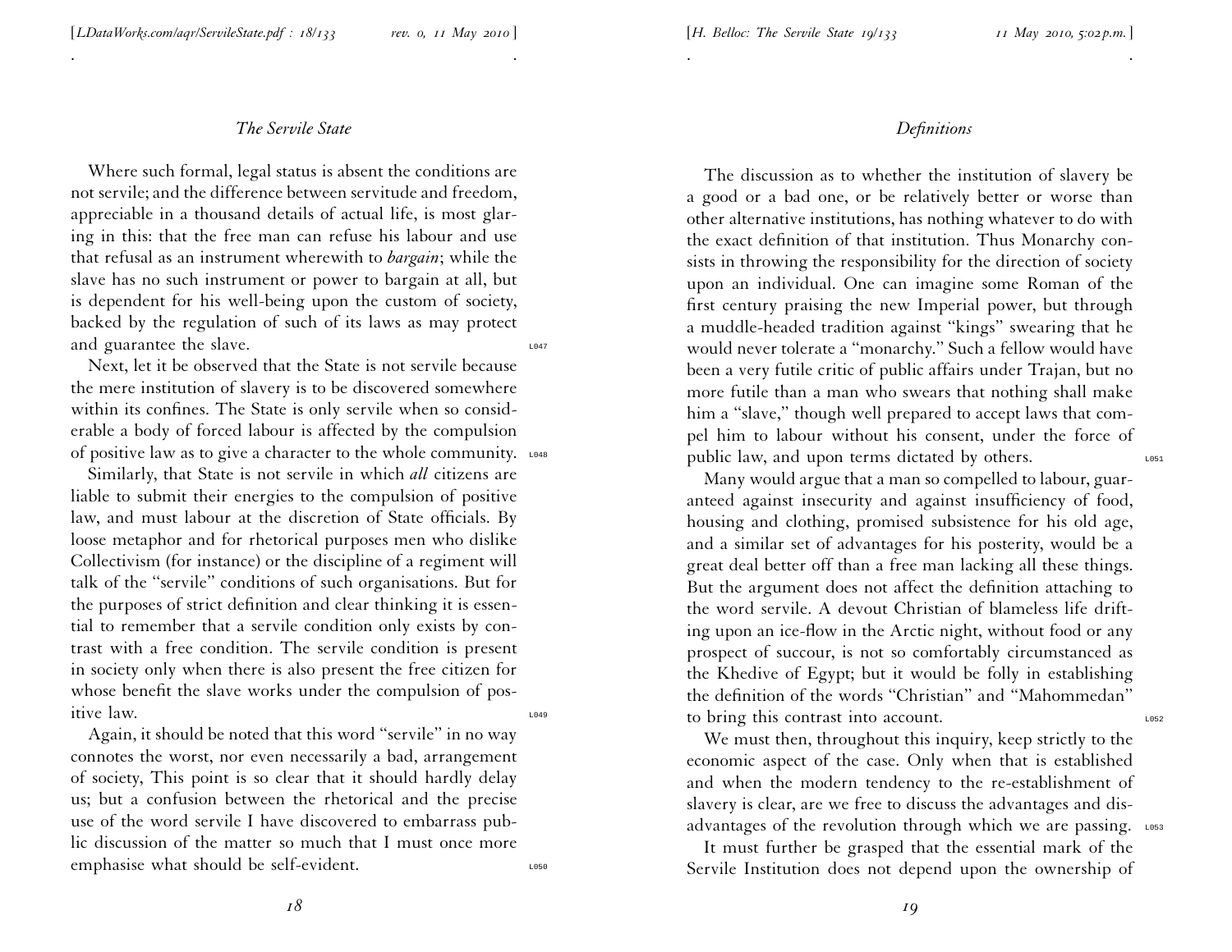Where such formal, legal status is absent the conditions are not servile; and the difference between servitude and freedom, appreciable in a thousand details of actual life, is most glaring in this: that the free man can refuse his labour and use that refusal as an instrument wherewith to *bargain*; while the slave has no such instrument or power to bargain at all, but is dependent for his well-being upon the custom of society, backed by the regulation of such of its laws as may protect and guarantee the slave.

Next, let it be observed that the State is not servile because the mere institution of slavery is to be discovered somewhere within its confines. The State is only servile when so considerable a body of forced labour is affected by the compulsion of positive law as to give a character to the whole community.

Similarly, that State is not servile in which *all* citizens are liable to submit their energies to the compulsion of positive law, and must labour at the discretion of State officials. By loose metaphor and for rhetorical purposes men who dislike Collectivism (for instance) or the discipline of a regiment will talk of the "servile" conditions of such organisations. But for the purposes of strict definition and clear thinking it is essential to remember that a servile condition only exists by contrast with a free condition. The servile condition is present in society only when there is also present the free citizen for whose benefit the slave works under the compulsion of positive law.

Again, it should be noted that this word "servile" in no way connotes the worst, nor even necessarily a bad, arrangement of society, This point is so clear that it should hardly delay us; but a confusion between the rhetorical and the precise use of the word servile I have discovered to embarrass public discussion of the matter so much that I must once more emphasise what should be self-evident.

The discussion as to whether the institution of slavery be a good or a bad one, or be relatively better or worse than other alternative institutions, has nothing whatever to do with the exact definition of that institution. Thus Monarchy consists in throwing the responsibility for the direction of society upon an individual. One can imagine some Roman of the first century praising the new Imperial power, but through a muddle-headed tradition against "kings" swearing that he would never tolerate a "monarchy." Such a fellow would have been a very futile critic of public affairs under Trajan, but no more futile than a man who swears that nothing shall make him a "slave," though well prepared to accept laws that compel him to labour without his consent, under the force of public law, and upon terms dictated by others.

Many would argue that a man so compelled to labour, guaranteed against insecurity and against insufficiency of food, housing and clothing, promised subsistence for his old age, and a similar set of advantages for his posterity, would be a great deal better off than a free man lacking all these things. But the argument does not affect the definition attaching to the word servile. A devout Christian of blameless life drifting upon an ice-flow in the Arctic night, without food or any prospect of succour, is not so comfortably circumstanced as the Khedive of Egypt; but it would be folly in establishing the definition of the words "Christian" and "Mahommedan" to bring this contrast into account.

We must then, throughout this inquiry, keep strictly to the economic aspect of the case. Only when that is established and when the modern tendency to the re-establishment of slavery is clear, are we free to discuss the advantages and disadvantages of the revolution through which we are passing.

It must further be grasped that the essential mark of the Servile Institution does not depend upon the ownership of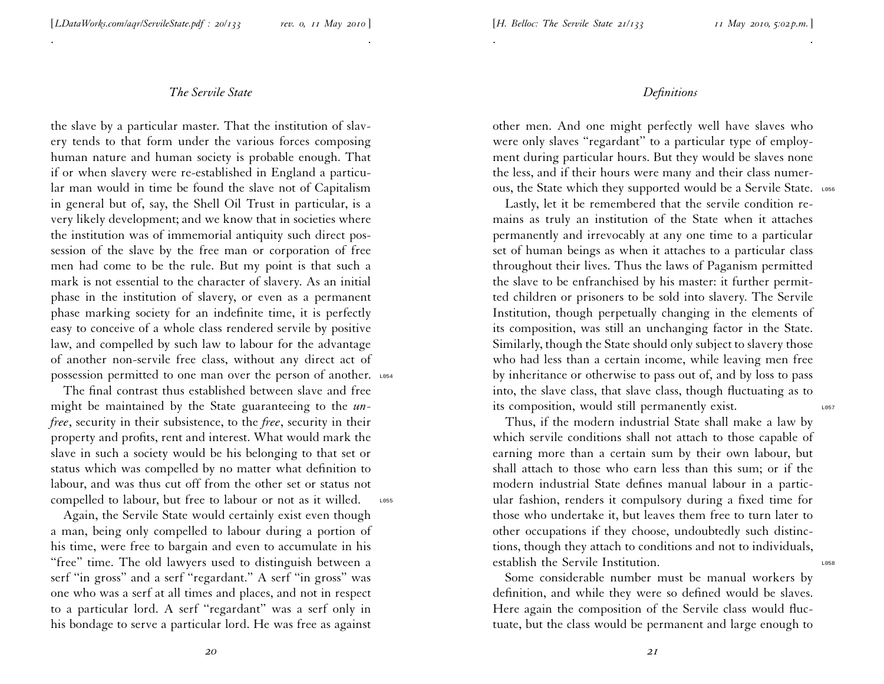the slave by a particular master. That the institution of slavery tends to that form under the various forces composing human nature and human society is probable enough. That if or when slavery were re-established in England a particular man would in time be found the slave not of Capitalism in general but of, say, the Shell Oil Trust in particular, is a very likely development; and we know that in societies where the institution was of immemorial antiquity such direct possession of the slave by the free man or corporation of free men had come to be the rule. But my point is that such a mark is not essential to the character of slavery. As an initial phase in the institution of slavery, or even as a permanent phase marking society for an indefinite time, it is perfectly easy to conceive of a whole class rendered servile by positive law, and compelled by such law to labour for the advantage of another non-servile free class, without any direct act of possession permitted to one man over the person of another.

The final contrast thus established between slave and free might be maintained by the State guaranteeing to the *unfree*, security in their subsistence, to the *free*, security in their property and profits, rent and interest. What would mark the slave in such a society would be his belonging to that set or status which was compelled by no matter what definition to labour, and was thus cut off from the other set or status not compelled to labour, but free to labour or not as it willed.

Again, the Servile State would certainly exist even though a man, being only compelled to labour during a portion of his time, were free to bargain and even to accumulate in his "free" time. The old lawyers used to distinguish between a serf "in gross" and a serf "regardant." A serf "in gross" was one who was a serf at all times and places, and not in respect to a particular lord. A serf "regardant" was a serf only in his bondage to serve a particular lord. He was free as against other men. And one might perfectly well have slaves who were only slaves "regardant" to a particular type of employment during particular hours. But they would be slaves none the less, and if their hours were many and their class numerous, the State which they supported would be a Servile State.

Lastly, let it be remembered that the servile condition remains as truly an institution of the State when it attaches permanently and irrevocably at any one time to a particular set of human beings as when it attaches to a particular class throughout their lives. Thus the laws of Paganism permitted the slave to be enfranchised by his master: it further permitted children or prisoners to be sold into slavery. The Servile Institution, though perpetually changing in the elements of its composition, was still an unchanging factor in the State. Similarly, though the State should only subject to slavery those who had less than a certain income, while leaving men free by inheritance or otherwise to pass out of, and by loss to pass into, the slave class, that slave class, though fluctuating as to its composition, would still permanently exist.

Thus, if the modern industrial State shall make a law by which servile conditions shall not attach to those capable of earning more than a certain sum by their own labour, but shall attach to those who earn less than this sum; or if the modern industrial State defines manual labour in a particular fashion, renders it compulsory during a fixed time for those who undertake it, but leaves them free to turn later to other occupations if they choose, undoubtedly such distinctions, though they attach to conditions and not to individuals, establish the Servile Institution.

Some considerable number must be manual workers by definition, and while they were so defined would be slaves. Here again the composition of the Servile class would fluctuate, but the class would be permanent and large enough to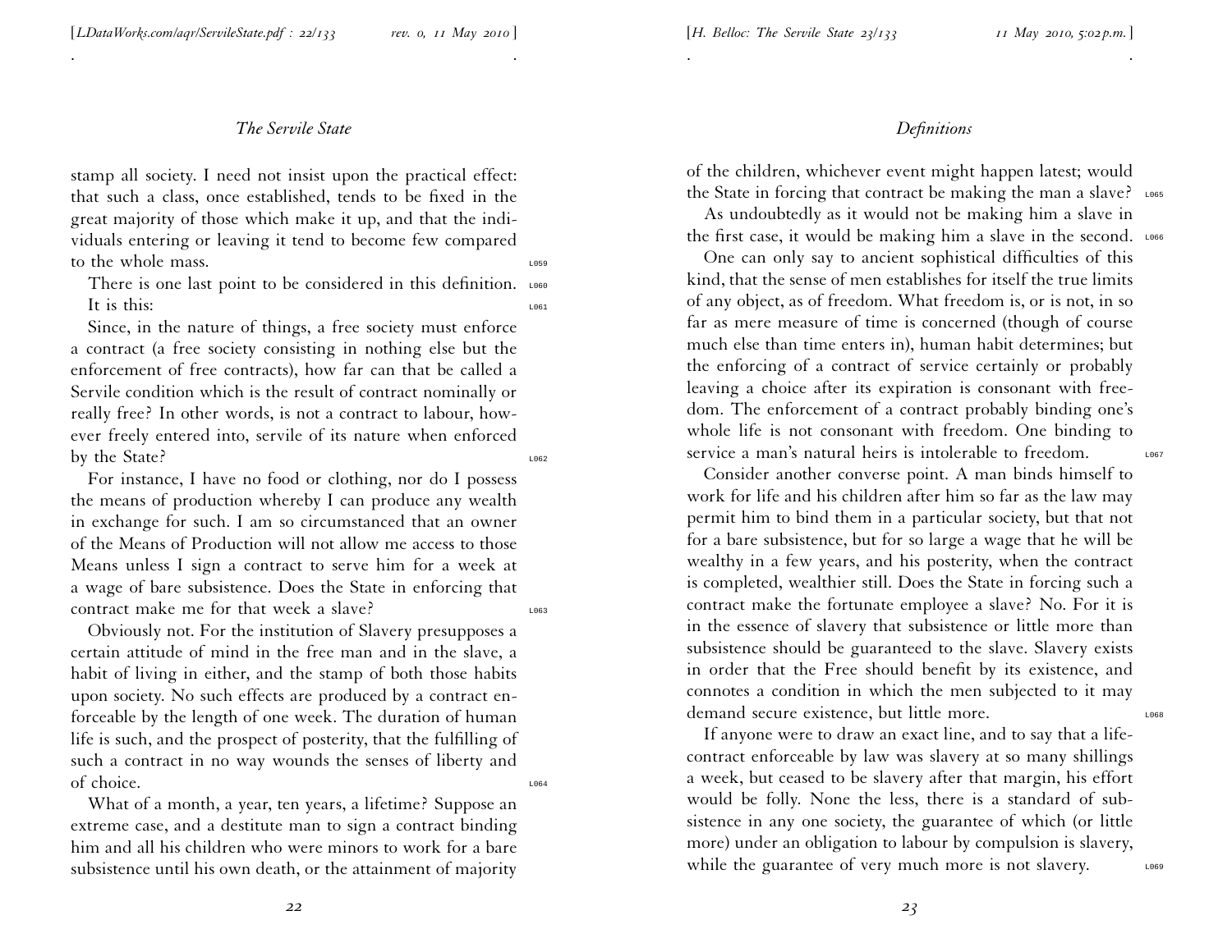stamp all society. I need not insist upon the practical effect: that such a class, once established, tends to be fixed in the great majority of those which make it up, and that the individuals entering or leaving it tend to become few compared to the whole mass.

There is one last point to be considered in this definition. It is this:

Since, in the nature of things, a free society must enforce a contract (a free society consisting in nothing else but the enforcement of free contracts), how far can that be called a Servile condition which is the result of contract nominally or really free? In other words, is not a contract to labour, however freely entered into, servile of its nature when enforced by the State?

For instance, I have no food or clothing, nor do I possess the means of production whereby I can produce any wealth in exchange for such. I am so circumstanced that an owner of the Means of Production will not allow me access to those Means unless I sign a contract to serve him for a week at a wage of bare subsistence. Does the State in enforcing that contract make me for that week a slave?

Obviously not. For the institution of Slavery presupposes a certain attitude of mind in the free man and in the slave, a habit of living in either, and the stamp of both those habits upon society. No such effects are produced by a contract enforceable by the length of one week. The duration of human life is such, and the prospect of posterity, that the fulfilling of such a contract in no way wounds the senses of liberty and of choice.

What of a month, a year, ten years, a lifetime? Suppose an extreme case, and a destitute man to sign a contract binding him and all his children who were minors to work for a bare subsistence until his own death, or the attainment of majority of the children, whichever event might happen latest; would the State in forcing that contract be making the man a slave?

As undoubtedly as it would not be making him a slave in the first case, it would be making him a slave in the second.

One can only say to ancient sophistical difficulties of this kind, that the sense of men establishes for itself the true limits of any object, as of freedom. What freedom is, or is not, in so far as mere measure of time is concerned (though of course much else than time enters in), human habit determines; but the enforcing of a contract of service certainly or probably leaving a choice after its expiration is consonant with freedom. The enforcement of a contract probably binding one's whole life is not consonant with freedom. One binding to service a man's natural heirs is intolerable to freedom.

Consider another converse point. A man binds himself to work for life and his children after him so far as the law may permit him to bind them in a particular society, but that not for a bare subsistence, but for so large a wage that he will be wealthy in a few years, and his posterity, when the contract is completed, wealthier still. Does the State in forcing such a contract make the fortunate employee a slave? No. For it is in the essence of slavery that subsistence or little more than subsistence should be guaranteed to the slave. Slavery exists in order that the Free should benefit by its existence, and connotes a condition in which the men subjected to it may demand secure existence, but little more.

If anyone were to draw an exact line, and to say that a life-contract enforceable by law was slavery at so many shillings a week, but ceased to be slavery after that margin, his effort would be folly. None the less, there is a standard of subsistence in any one society, the guarantee of which (or little more) under an obligation to labour by compulsion is slavery, while the guarantee of very much more is not slavery.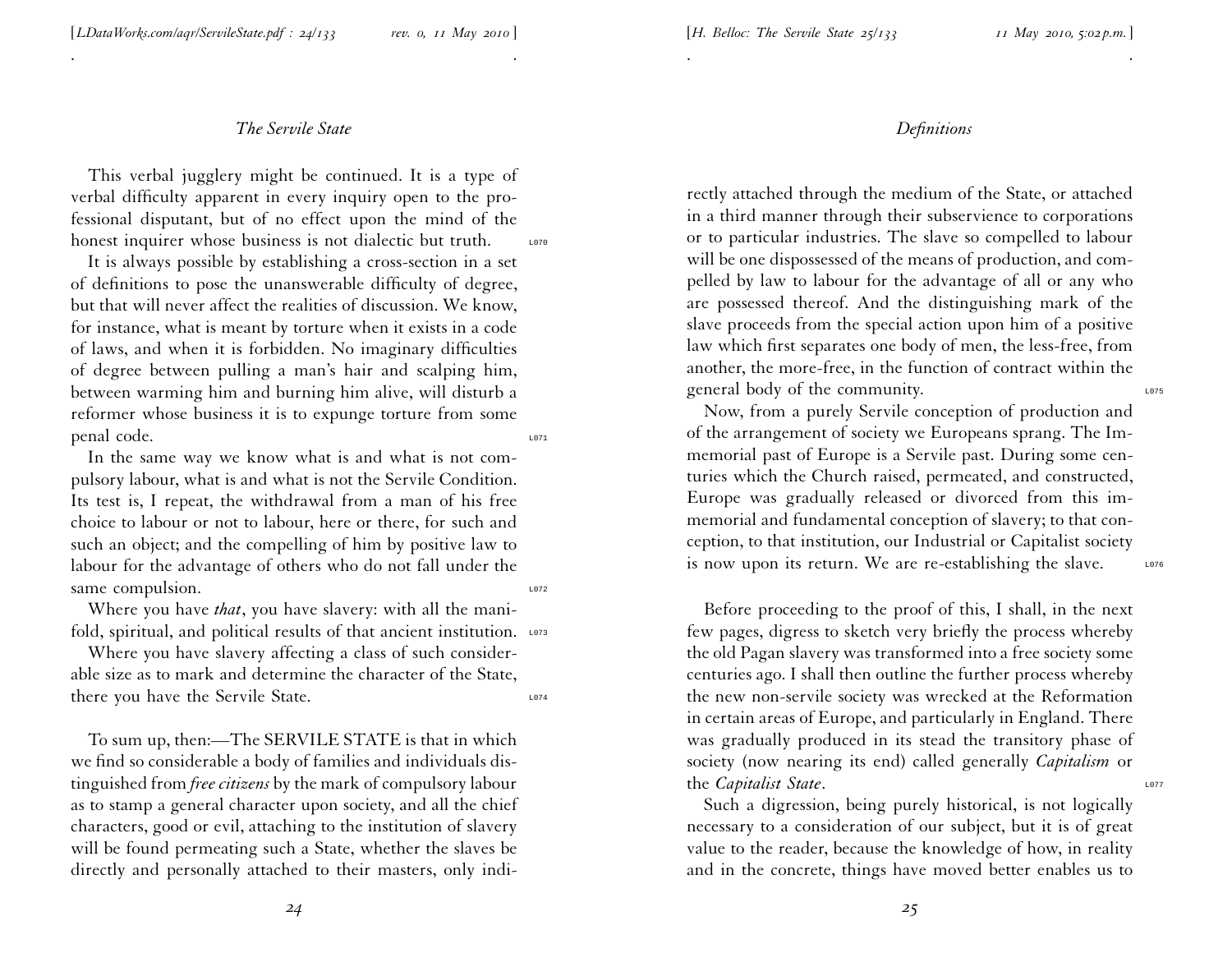This verbal jugglery might be continued. It is a type of verbal difficulty apparent in every inquiry open to the professional disputant, but of no effect upon the mind of the honest inquirer whose business is not dialectic but truth.

It is always possible by establishing a cross-section in a set of definitions to pose the unanswerable difficulty of degree, but that will never affect the realities of discussion. We know, for instance, what is meant by torture when it exists in a code of laws, and when it is forbidden. No imaginary difficulties of degree between pulling a man's hair and scalping him, between warming him and burning him alive, will disturb a reformer whose business it is to expunge torture from some penal code.

In the same way we know what is and what is not compulsory labour, what is and what is not the Servile Condition. Its test is, I repeat, the withdrawal from a man of his free choice to labour or not to labour, here or there, for such and such an object; and the compelling of him by positive law to labour for the advantage of others who do not fall under the same compulsion.

Where you have *that*, you have slavery: with all the manifold, spiritual, and political results of that ancient institution.

Where you have slavery affecting a class of such considerable size as to mark and determine the character of the State, there you have the Servile State.

To sum up, then:—The SERVILE STATE is that in which we find so considerable a body of families and individuals distinguished from *free citizens* by the mark of compulsory labour as to stamp a general character upon society, and all the chief characters, good or evil, attaching to the institution of slavery will be found permeating such a State, whether the slaves be directly and personally attached to their masters, only indirectly attached through the medium of the State, or attached in a third manner through their subservience to corporations or to particular industries. The slave so compelled to labour will be one dispossessed of the means of production, and compelled by law to labour for the advantage of all or any who are possessed thereof. And the distinguishing mark of the slave proceeds from the special action upon him of a positive law which first separates one body of men, the less-free, from another, the more-free, in the function of contract within the general body of the community.

Now, from a purely Servile conception of production and of the arrangement of society we Europeans sprang. The Immemorial past of Europe is a Servile past. During some centuries which the Church raised, permeated, and constructed, Europe was gradually released or divorced from this immemorial and fundamental conception of slavery; to that conception, to that institution, our Industrial or Capitalist society is now upon its return. We are re-establishing the slave.

Before proceeding to the proof of this, I shall, in the next few pages, digress to sketch very briefly the process whereby the old Pagan slavery was transformed into a free society some centuries ago. I shall then outline the further process whereby the new non-servile society was wrecked at the Reformation in certain areas of Europe, and particularly in England. There was gradually produced in its stead the transitory phase of society (now nearing its end) called generally *Capitalism* or the *Capitalist State*.

Such a digression, being purely historical, is not logically necessary to a consideration of our subject, but it is of great value to the reader, because the knowledge of how, in reality and in the concrete, things have moved better enables us to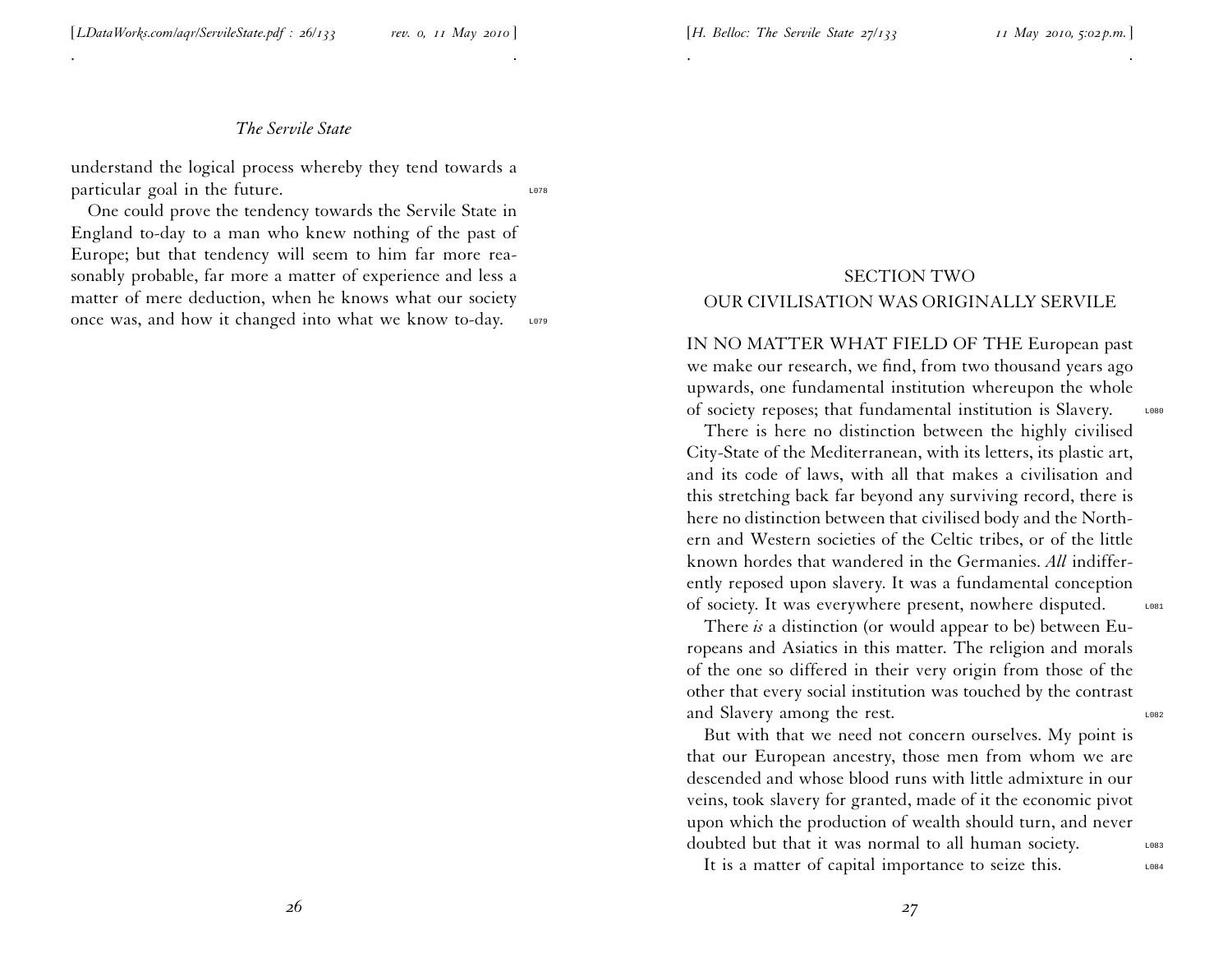understand the logical process whereby they tend towards a particular goal in the future.

One could prove the tendency towards the Servile State in England to-day to a man who knew nothing of the past of Europe; but that tendency will seem to him far more reasonably probable, far more a matter of experience and less a matter of mere deduction, when he knows what our society once was, and how it changed into what we know to-day.

## SECTION TWO
## OUR CIVILISATION WAS ORIGINALLY SERVILE

IN NO MATTER WHAT FIELD OF THE European past we make our research, we find, from two thousand years ago upwards, one fundamental institution whereupon the whole of society reposes; that fundamental institution is Slavery.

There is here no distinction between the highly civilised City-State of the Mediterranean, with its letters, its plastic art, and its code of laws, with all that makes a civilisation and this stretching back far beyond any surviving record, there is here no distinction between that civilised body and the Northern and Western societies of the Celtic tribes, or of the little known hordes that wandered in the Germanies. *All* indifferently reposed upon slavery. It was a fundamental conception of society. It was everywhere present, nowhere disputed.

There *is* a distinction (or would appear to be) between Europeans and Asiatics in this matter. The religion and morals of the one so differed in their very origin from those of the other that every social institution was touched by the contrast and Slavery among the rest.

But with that we need not concern ourselves. My point is that our European ancestry, those men from whom we are descended and whose blood runs with little admixture in our veins, took slavery for granted, made of it the economic pivot upon which the production of wealth should turn, and never doubted but that it was normal to all human society.

It is a matter of capital importance to seize this.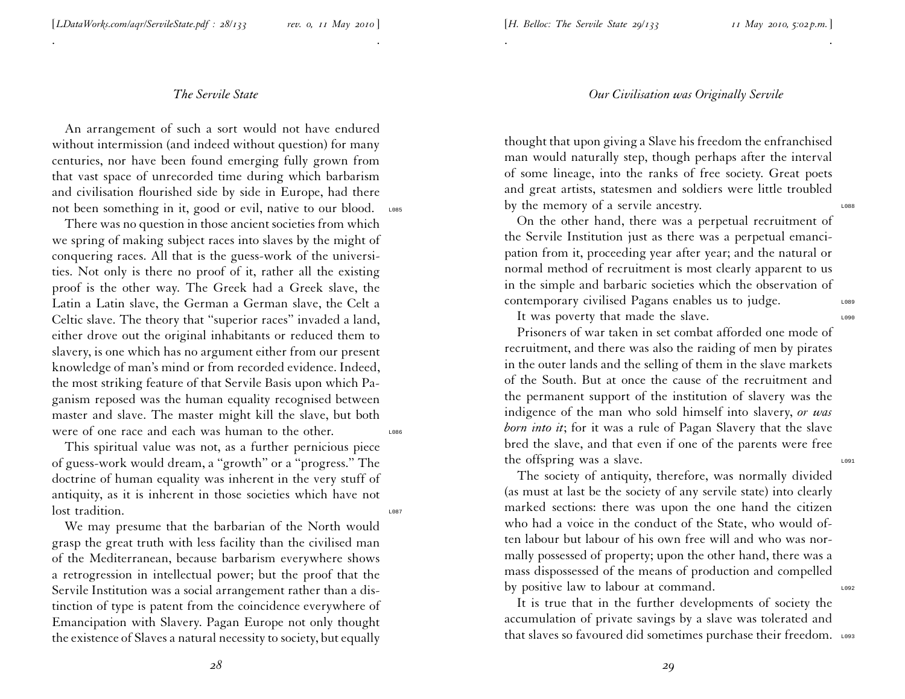An arrangement of such a sort would not have endured without intermission (and indeed without question) for many centuries, nor have been found emerging fully grown from that vast space of unrecorded time during which barbarism and civilisation flourished side by side in Europe, had there not been something in it, good or evil, native to our blood.

There was no question in those ancient societies from which we spring of making subject races into slaves by the might of conquering races. All that is the guess-work of the universities. Not only is there no proof of it, rather all the existing proof is the other way. The Greek had a Greek slave, the Latin a Latin slave, the German a German slave, the Celt a Celtic slave. The theory that "superior races" invaded a land, either drove out the original inhabitants or reduced them to slavery, is one which has no argument either from our present knowledge of man's mind or from recorded evidence. Indeed, the most striking feature of that Servile Basis upon which Paganism reposed was the human equality recognised between master and slave. The master might kill the slave, but both were of one race and each was human to the other.

This spiritual value was not, as a further pernicious piece of guess-work would dream, a "growth" or a "progress." The doctrine of human equality was inherent in the very stuff of antiquity, as it is inherent in those societies which have not lost tradition.

We may presume that the barbarian of the North would grasp the great truth with less facility than the civilised man of the Mediterranean, because barbarism everywhere shows a retrogression in intellectual power; but the proof that the Servile Institution was a social arrangement rather than a distinction of type is patent from the coincidence everywhere of Emancipation with Slavery. Pagan Europe not only thought the existence of Slaves a natural necessity to society, but equally thought that upon giving a Slave his freedom the enfranchised man would naturally step, though perhaps after the interval of some lineage, into the ranks of free society. Great poets and great artists, statesmen and soldiers were little troubled by the memory of a servile ancestry.

On the other hand, there was a perpetual recruitment of the Servile Institution just as there was a perpetual emancipation from it, proceeding year after year; and the natural or normal method of recruitment is most clearly apparent to us in the simple and barbaric societies which the observation of contemporary civilised Pagans enables us to judge.

It was poverty that made the slave.

Prisoners of war taken in set combat afforded one mode of recruitment, and there was also the raiding of men by pirates in the outer lands and the selling of them in the slave markets of the South. But at once the cause of the recruitment and the permanent support of the institution of slavery was the indigence of the man who sold himself into slavery, *or was born into it*; for it was a rule of Pagan Slavery that the slave bred the slave, and that even if one of the parents were free the offspring was a slave.

The society of antiquity, therefore, was normally divided (as must at last be the society of any servile state) into clearly marked sections: there was upon the one hand the citizen who had a voice in the conduct of the State, who would often labour but labour of his own free will and who was normally possessed of property; upon the other hand, there was a mass dispossessed of the means of production and compelled by positive law to labour at command.

It is true that in the further developments of society the accumulation of private savings by a slave was tolerated and that slaves so favoured did sometimes purchase their freedom.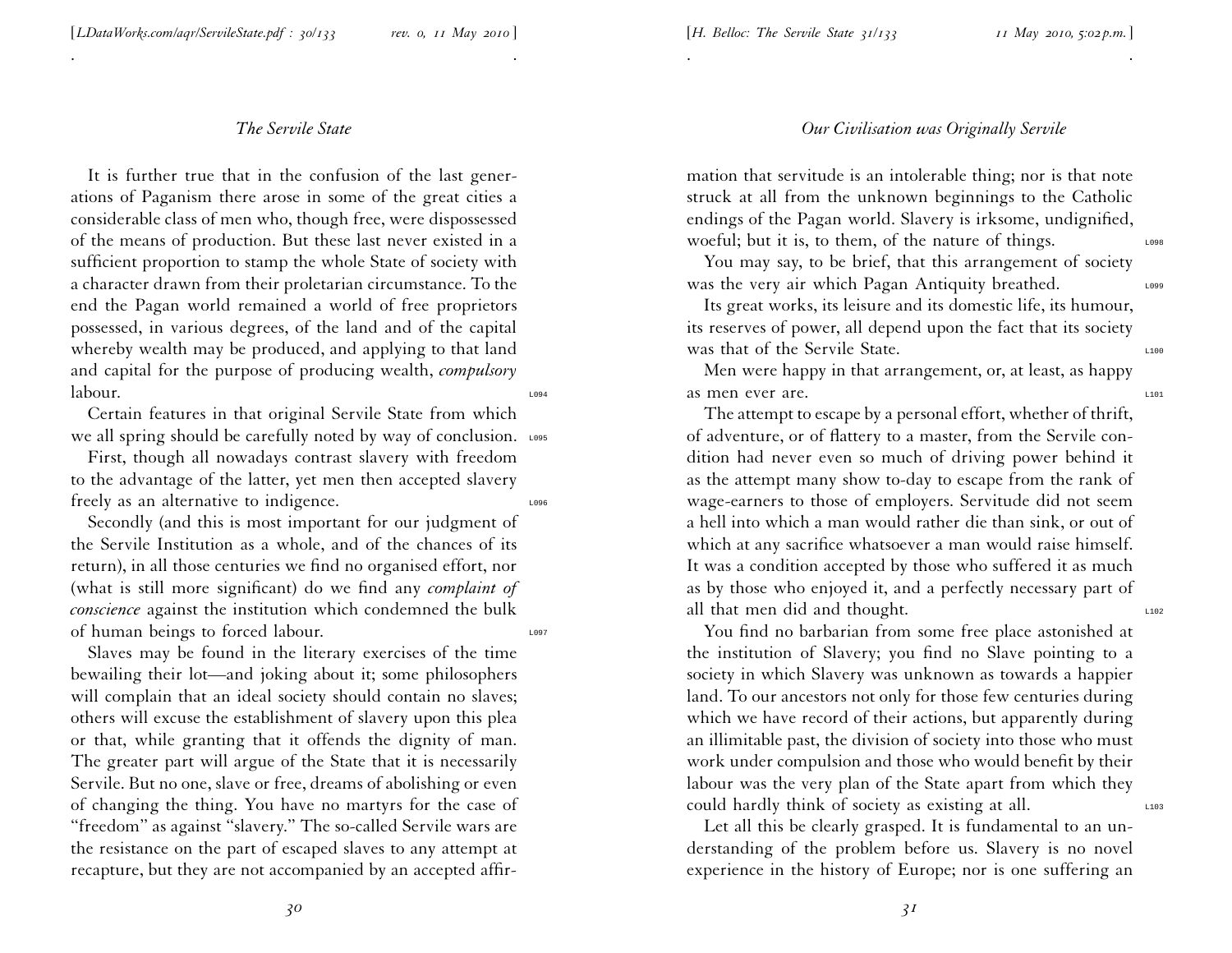It is further true that in the confusion of the last generations of Paganism there arose in some of the great cities a considerable class of men who, though free, were dispossessed of the means of production. But these last never existed in a sufficient proportion to stamp the whole State of society with a character drawn from their proletarian circumstance. To the end the Pagan world remained a world of free proprietors possessed, in various degrees, of the land and of the capital whereby wealth may be produced, and applying to that land and capital for the purpose of producing wealth, *compulsory* labour.

Certain features in that original Servile State from which we all spring should be carefully noted by way of conclusion.

First, though all nowadays contrast slavery with freedom to the advantage of the latter, yet men then accepted slavery freely as an alternative to indigence.

Secondly (and this is most important for our judgment of the Servile Institution as a whole, and of the chances of its return), in all those centuries we find no organised effort, nor (what is still more significant) do we find any *complaint of conscience* against the institution which condemned the bulk of human beings to forced labour.

Slaves may be found in the literary exercises of the time bewailing their lot—and joking about it; some philosophers will complain that an ideal society should contain no slaves; others will excuse the establishment of slavery upon this plea or that, while granting that it offends the dignity of man. The greater part will argue of the State that it is necessarily Servile. But no one, slave or free, dreams of abolishing or even of changing the thing. You have no martyrs for the case of "freedom" as against "slavery." The so-called Servile wars are the resistance on the part of escaped slaves to any attempt at recapture, but they are not accompanied by an accepted affirmation that servitude is an intolerable thing; nor is that note struck at all from the unknown beginnings to the Catholic endings of the Pagan world. Slavery is irksome, undignified, woeful; but it is, to them, of the nature of things.

You may say, to be brief, that this arrangement of society was the very air which Pagan Antiquity breathed.

Its great works, its leisure and its domestic life, its humour, its reserves of power, all depend upon the fact that its society was that of the Servile State.

Men were happy in that arrangement, or, at least, as happy as men ever are.

The attempt to escape by a personal effort, whether of thrift, of adventure, or of flattery to a master, from the Servile condition had never even so much of driving power behind it as the attempt many show to-day to escape from the rank of wage-earners to those of employers. Servitude did not seem a hell into which a man would rather die than sink, or out of which at any sacrifice whatsoever a man would raise himself. It was a condition accepted by those who suffered it as much as by those who enjoyed it, and a perfectly necessary part of all that men did and thought.

You find no barbarian from some free place astonished at the institution of Slavery; you find no Slave pointing to a society in which Slavery was unknown as towards a happier land. To our ancestors not only for those few centuries during which we have record of their actions, but apparently during an illimitable past, the division of society into those who must work under compulsion and those who would benefit by their labour was the very plan of the State apart from which they could hardly think of society as existing at all.

Let all this be clearly grasped. It is fundamental to an understanding of the problem before us. Slavery is no novel experience in the history of Europe; nor is one suffering an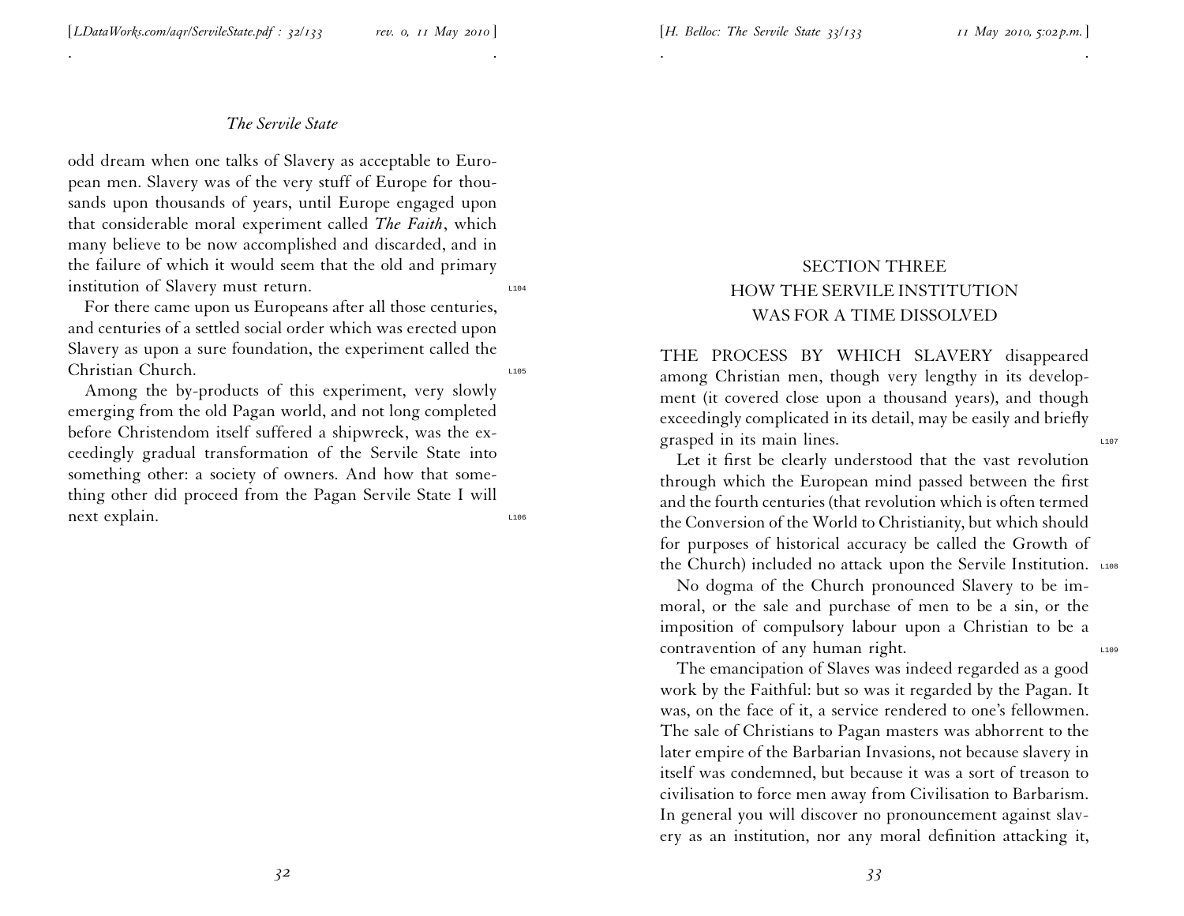odd dream when one talks of Slavery as acceptable to European men. Slavery was of the very stuff of Europe for thousands upon thousands of years, until Europe engaged upon that considerable moral experiment called *The Faith*, which many believe to be now accomplished and discarded, and in the failure of which it would seem that the old and primary institution of Slavery must return.

For there came upon us Europeans after all those centuries, and centuries of a settled social order which was erected upon Slavery as upon a sure foundation, the experiment called the Christian Church.

Among the by-products of this experiment, very slowly emerging from the old Pagan world, and not long completed before Christendom itself suffered a shipwreck, was the exceedingly gradual transformation of the Servile State into something other: a society of owners. And how that something other did proceed from the Pagan Servile State I will next explain.

## SECTION THREE
## HOW THE SERVILE INSTITUTION WAS FOR A TIME DISSOLVED

THE PROCESS BY WHICH SLAVERY disappeared among Christian men, though very lengthy in its development (it covered close upon a thousand years), and though exceedingly complicated in its detail, may be easily and briefly grasped in its main lines.

Let it first be clearly understood that the vast revolution through which the European mind passed between the first and the fourth centuries (that revolution which is often termed the Conversion of the World to Christianity, but which should for purposes of historical accuracy be called the Growth of the Church) included no attack upon the Servile Institution.

No dogma of the Church pronounced Slavery to be immoral, or the sale and purchase of men to be a sin, or the imposition of compulsory labour upon a Christian to be a contravention of any human right.

The emancipation of Slaves was indeed regarded as a good work by the Faithful: but so was it regarded by the Pagan. It was, on the face of it, a service rendered to one's fellowmen. The sale of Christians to Pagan masters was abhorrent to the later empire of the Barbarian Invasions, not because slavery in itself was condemned, but because it was a sort of treason to civilisation to force men away from Civilisation to Barbarism. In general you will discover no pronouncement against slavery as an institution, nor any moral definition attacking it,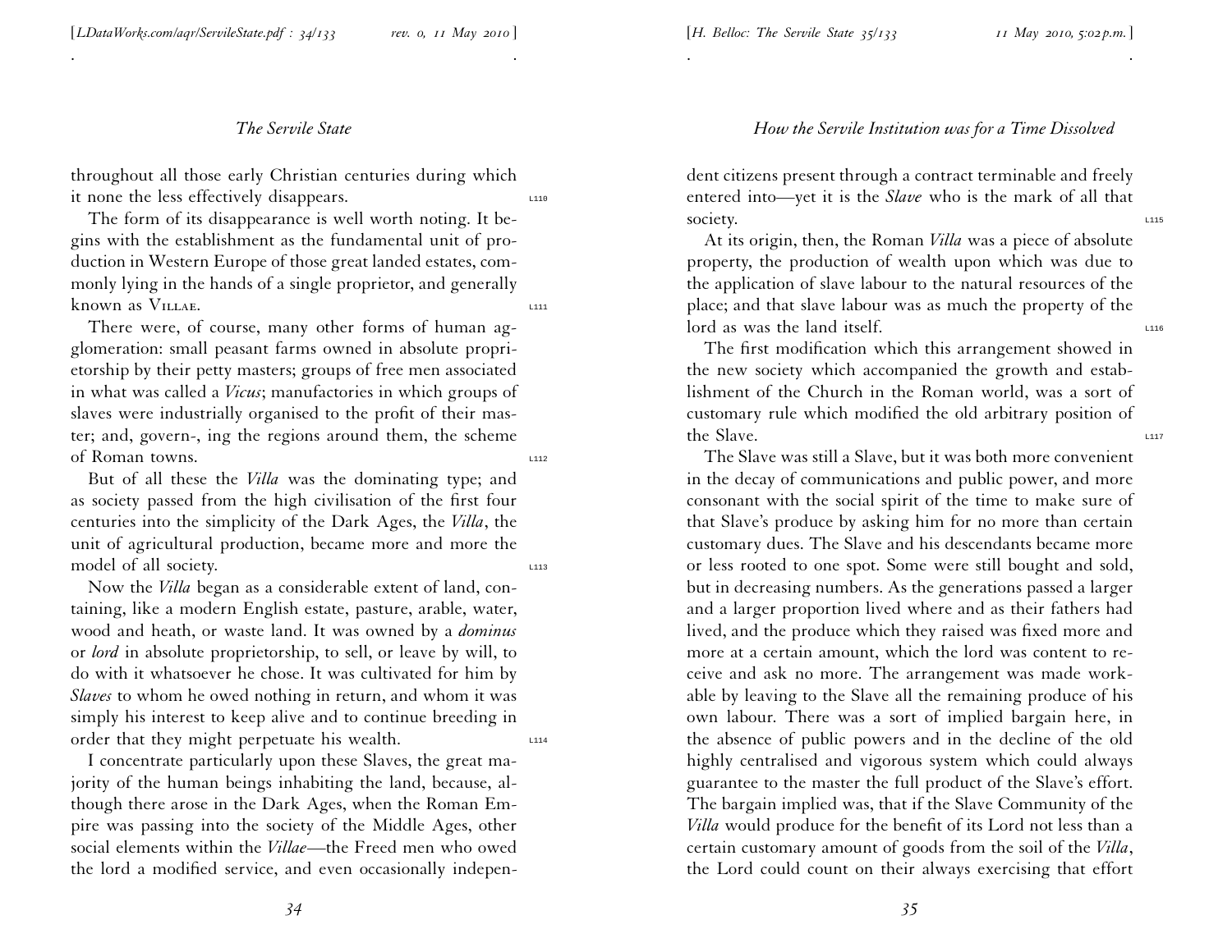throughout all those early Christian centuries during which it none the less effectively disappears.

The form of its disappearance is well worth noting. It begins with the establishment as the fundamental unit of production in Western Europe of those great landed estates, commonly lying in the hands of a single proprietor, and generally known as Villae.

There were, of course, many other forms of human agglomeration: small peasant farms owned in absolute proprietorship by their petty masters; groups of free men associated in what was called a *Vicus*; manufactories in which groups of slaves were industrially organised to the profit of their master; and, govern-, ing the regions around them, the scheme of Roman towns.

But of all these the *Villa* was the dominating type; and as society passed from the high civilisation of the first four centuries into the simplicity of the Dark Ages, the *Villa*, the unit of agricultural production, became more and more the model of all society.

Now the *Villa* began as a considerable extent of land, containing, like a modern English estate, pasture, arable, water, wood and heath, or waste land. It was owned by a *dominus* or *lord* in absolute proprietorship, to sell, or leave by will, to do with it whatsoever he chose. It was cultivated for him by *Slaves* to whom he owed nothing in return, and whom it was simply his interest to keep alive and to continue breeding in order that they might perpetuate his wealth.

I concentrate particularly upon these Slaves, the great majority of the human beings inhabiting the land, because, although there arose in the Dark Ages, when the Roman Empire was passing into the society of the Middle Ages, other social elements within the *Villae*—the Freed men who owed the lord a modified service, and even occasionally independent citizens present through a contract terminable and freely entered into—yet it is the *Slave* who is the mark of all that society.

At its origin, then, the Roman *Villa* was a piece of absolute property, the production of wealth upon which was due to the application of slave labour to the natural resources of the place; and that slave labour was as much the property of the lord as was the land itself.

The first modification which this arrangement showed in the new society which accompanied the growth and establishment of the Church in the Roman world, was a sort of customary rule which modified the old arbitrary position of the Slave.

The Slave was still a Slave, but it was both more convenient in the decay of communications and public power, and more consonant with the social spirit of the time to make sure of that Slave's produce by asking him for no more than certain customary dues. The Slave and his descendants became more or less rooted to one spot. Some were still bought and sold, but in decreasing numbers. As the generations passed a larger and a larger proportion lived where and as their fathers had lived, and the produce which they raised was fixed more and more at a certain amount, which the lord was content to receive and ask no more. The arrangement was made workable by leaving to the Slave all the remaining produce of his own labour. There was a sort of implied bargain here, in the absence of public powers and in the decline of the old highly centralised and vigorous system which could always guarantee to the master the full product of the Slave's effort. The bargain implied was, that if the Slave Community of the *Villa* would produce for the benefit of its Lord not less than a certain customary amount of goods from the soil of the *Villa*, the Lord could count on their always exercising that effort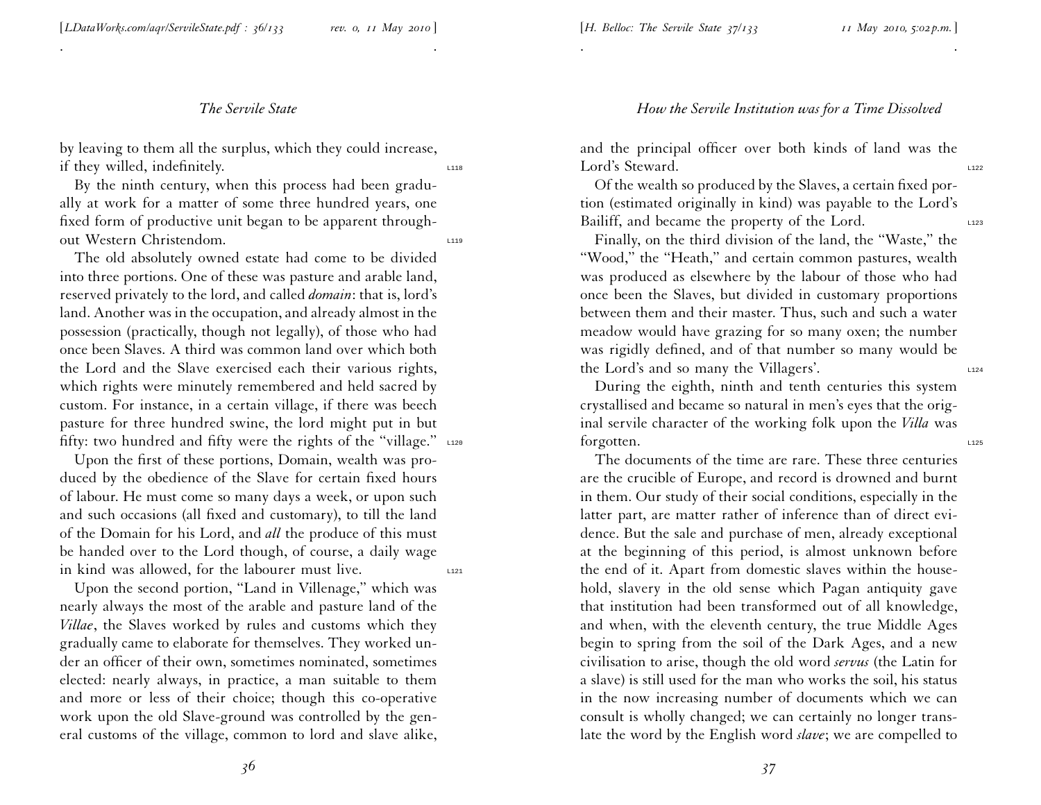by leaving to them all the surplus, which they could increase, if they willed, indefinitely.

By the ninth century, when this process had been gradually at work for a matter of some three hundred years, one fixed form of productive unit began to be apparent throughout Western Christendom.

The old absolutely owned estate had come to be divided into three portions. One of these was pasture and arable land, reserved privately to the lord, and called *domain*: that is, lord's land. Another was in the occupation, and already almost in the possession (practically, though not legally), of those who had once been Slaves. A third was common land over which both the Lord and the Slave exercised each their various rights, which rights were minutely remembered and held sacred by custom. For instance, in a certain village, if there was beech pasture for three hundred swine, the lord might put in but fifty: two hundred and fifty were the rights of the "village."

Upon the first of these portions, Domain, wealth was produced by the obedience of the Slave for certain fixed hours of labour. He must come so many days a week, or upon such and such occasions (all fixed and customary), to till the land of the Domain for his Lord, and *all* the produce of this must be handed over to the Lord though, of course, a daily wage in kind was allowed, for the labourer must live.

Upon the second portion, "Land in Villenage," which was nearly always the most of the arable and pasture land of the *Villae*, the Slaves worked by rules and customs which they gradually came to elaborate for themselves. They worked under an officer of their own, sometimes nominated, sometimes elected: nearly always, in practice, a man suitable to them and more or less of their choice; though this co-operative work upon the old Slave-ground was controlled by the general customs of the village, common to lord and slave alike, and the principal officer over both kinds of land was the Lord's Steward.

Of the wealth so produced by the Slaves, a certain fixed portion (estimated originally in kind) was payable to the Lord's Bailiff, and became the property of the Lord.

Finally, on the third division of the land, the "Waste," the "Wood," the "Heath," and certain common pastures, wealth was produced as elsewhere by the labour of those who had once been the Slaves, but divided in customary proportions between them and their master. Thus, such and such a water meadow would have grazing for so many oxen; the number was rigidly defined, and of that number so many would be the Lord's and so many the Villagers'.

During the eighth, ninth and tenth centuries this system crystallised and became so natural in men's eyes that the original servile character of the working folk upon the *Villa* was forgotten.

The documents of the time are rare. These three centuries are the crucible of Europe, and record is drowned and burnt in them. Our study of their social conditions, especially in the latter part, are matter rather of inference than of direct evidence. But the sale and purchase of men, already exceptional at the beginning of this period, is almost unknown before the end of it. Apart from domestic slaves within the household, slavery in the old sense which Pagan antiquity gave that institution had been transformed out of all knowledge, and when, with the eleventh century, the true Middle Ages begin to spring from the soil of the Dark Ages, and a new civilisation to arise, though the old word *servus* (the Latin for a slave) is still used for the man who works the soil, his status in the now increasing number of documents which we can consult is wholly changed; we can certainly no longer translate the word by the English word *slave*; we are compelled to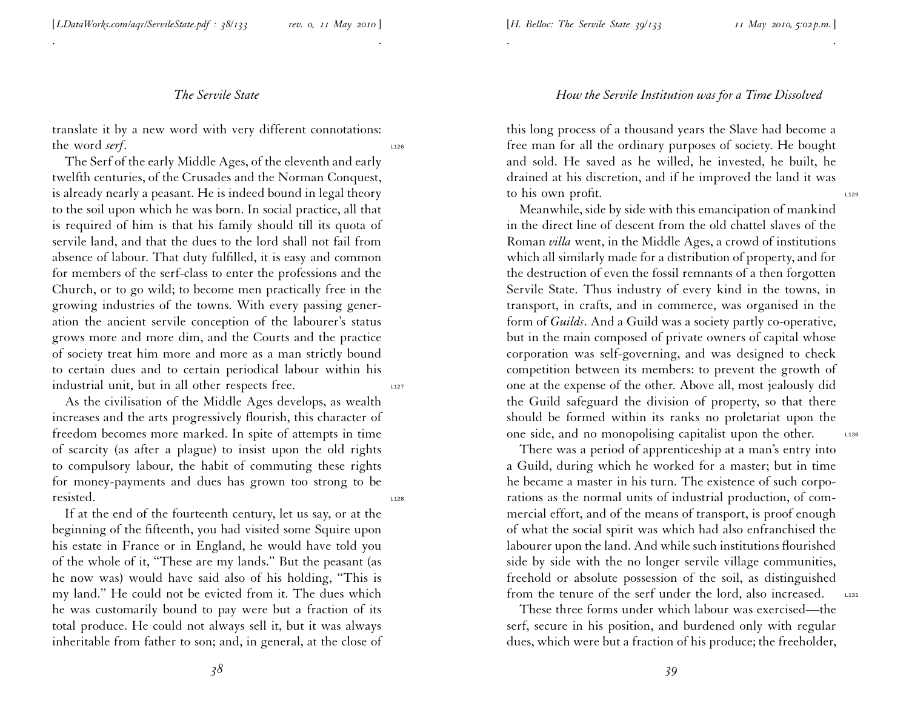translate it by a new word with very different connotations: the word *serf*.

The Serf of the early Middle Ages, of the eleventh and early twelfth centuries, of the Crusades and the Norman Conquest, is already nearly a peasant. He is indeed bound in legal theory to the soil upon which he was born. In social practice, all that is required of him is that his family should till its quota of servile land, and that the dues to the lord shall not fail from absence of labour. That duty fulfilled, it is easy and common for members of the serf-class to enter the professions and the Church, or to go wild; to become men practically free in the growing industries of the towns. With every passing generation the ancient servile conception of the labourer's status grows more and more dim, and the Courts and the practice of society treat him more and more as a man strictly bound to certain dues and to certain periodical labour within his industrial unit, but in all other respects free.

As the civilisation of the Middle Ages develops, as wealth increases and the arts progressively flourish, this character of freedom becomes more marked. In spite of attempts in time of scarcity (as after a plague) to insist upon the old rights to compulsory labour, the habit of commuting these rights for money-payments and dues has grown too strong to be resisted.

If at the end of the fourteenth century, let us say, or at the beginning of the fifteenth, you had visited some Squire upon his estate in France or in England, he would have told you of the whole of it, "These are my lands." But the peasant (as he now was) would have said also of his holding, "This is my land." He could not be evicted from it. The dues which he was customarily bound to pay were but a fraction of its total produce. He could not always sell it, but it was always inheritable from father to son; and, in general, at the close of this long process of a thousand years the Slave had become a free man for all the ordinary purposes of society. He bought and sold. He saved as he willed, he invested, he built, he drained at his discretion, and if he improved the land it was to his own profit.

Meanwhile, side by side with this emancipation of mankind in the direct line of descent from the old chattel slaves of the Roman *villa* went, in the Middle Ages, a crowd of institutions which all similarly made for a distribution of property, and for the destruction of even the fossil remnants of a then forgotten Servile State. Thus industry of every kind in the towns, in transport, in crafts, and in commerce, was organised in the form of *Guilds*. And a Guild was a society partly co-operative, but in the main composed of private owners of capital whose corporation was self-governing, and was designed to check competition between its members: to prevent the growth of one at the expense of the other. Above all, most jealously did the Guild safeguard the division of property, so that there should be formed within its ranks no proletariat upon the one side, and no monopolising capitalist upon the other.

There was a period of apprenticeship at a man's entry into a Guild, during which he worked for a master; but in time he became a master in his turn. The existence of such corporations as the normal units of industrial production, of commercial effort, and of the means of transport, is proof enough of what the social spirit was which had also enfranchised the labourer upon the land. And while such institutions flourished side by side with the no longer servile village communities, freehold or absolute possession of the soil, as distinguished from the tenure of the serf under the lord, also increased.

These three forms under which labour was exercised—the serf, secure in his position, and burdened only with regular dues, which were but a fraction of his produce; the freeholder,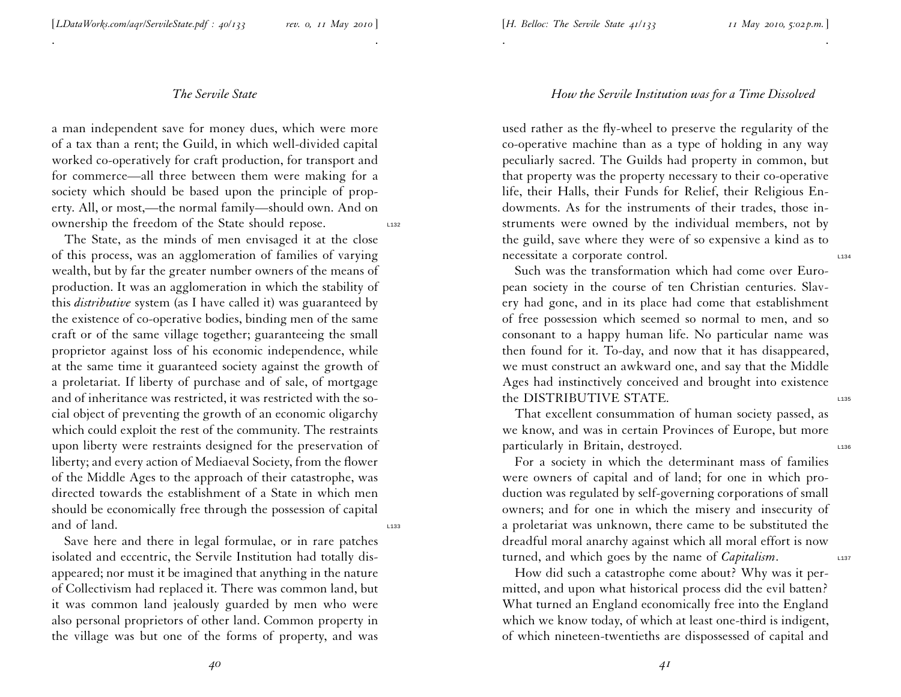a man independent save for money dues, which were more of a tax than a rent; the Guild, in which well-divided capital worked co-operatively for craft production, for transport and for commerce—all three between them were making for a society which should be based upon the principle of property. All, or most,—the normal family—should own. And on ownership the freedom of the State should repose.

The State, as the minds of men envisaged it at the close of this process, was an agglomeration of families of varying wealth, but by far the greater number owners of the means of production. It was an agglomeration in which the stability of this *distributive* system (as I have called it) was guaranteed by the existence of co-operative bodies, binding men of the same craft or of the same village together; guaranteeing the small proprietor against loss of his economic independence, while at the same time it guaranteed society against the growth of a proletariat. If liberty of purchase and of sale, of mortgage and of inheritance was restricted, it was restricted with the social object of preventing the growth of an economic oligarchy which could exploit the rest of the community. The restraints upon liberty were restraints designed for the preservation of liberty; and every action of Mediaeval Society, from the flower of the Middle Ages to the approach of their catastrophe, was directed towards the establishment of a State in which men should be economically free through the possession of capital and of land.

Save here and there in legal formulae, or in rare patches isolated and eccentric, the Servile Institution had totally disappeared; nor must it be imagined that anything in the nature of Collectivism had replaced it. There was common land, but it was common land jealously guarded by men who were also personal proprietors of other land. Common property in the village was but one of the forms of property, and was used rather as the fly-wheel to preserve the regularity of the co-operative machine than as a type of holding in any way peculiarly sacred. The Guilds had property in common, but that property was the property necessary to their co-operative life, their Halls, their Funds for Relief, their Religious Endowments. As for the instruments of their trades, those instruments were owned by the individual members, not by the guild, save where they were of so expensive a kind as to necessitate a corporate control.

Such was the transformation which had come over European society in the course of ten Christian centuries. Slavery had gone, and in its place had come that establishment of free possession which seemed so normal to men, and so consonant to a happy human life. No particular name was then found for it. To-day, and now that it has disappeared, we must construct an awkward one, and say that the Middle Ages had instinctively conceived and brought into existence the DISTRIBUTIVE STATE.

That excellent consummation of human society passed, as we know, and was in certain Provinces of Europe, but more particularly in Britain, destroyed.

For a society in which the determinant mass of families were owners of capital and of land; for one in which production was regulated by self-governing corporations of small owners; and for one in which the misery and insecurity of a proletariat was unknown, there came to be substituted the dreadful moral anarchy against which all moral effort is now turned, and which goes by the name of *Capitalism*.

How did such a catastrophe come about? Why was it permitted, and upon what historical process did the evil batten? What turned an England economically free into the England which we know today, of which at least one-third is indigent, of which nineteen-twentieths are dispossessed of capital and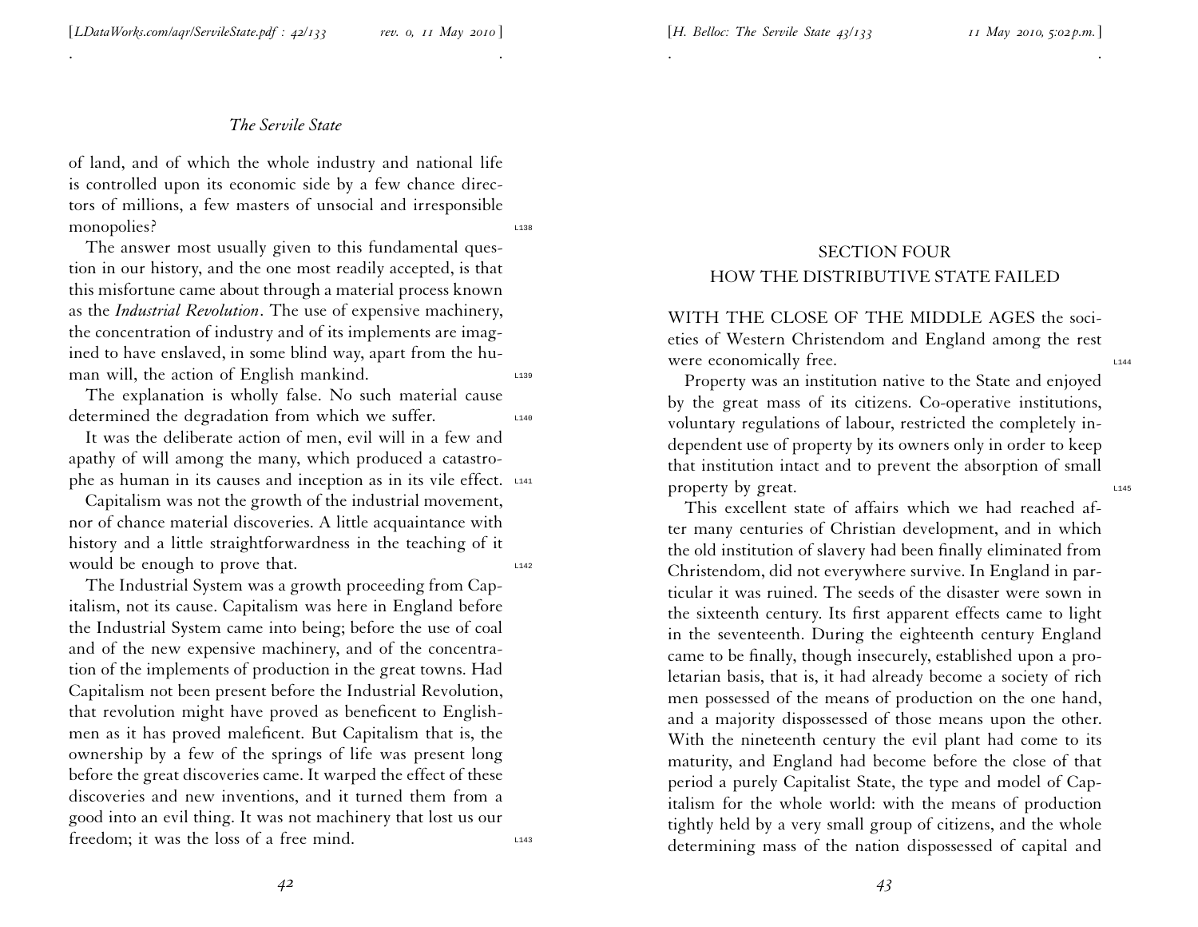of land, and of which the whole industry and national life is controlled upon its economic side by a few chance directors of millions, a few masters of unsocial and irresponsible monopolies?

The answer most usually given to this fundamental question in our history, and the one most readily accepted, is that this misfortune came about through a material process known as the *Industrial Revolution*. The use of expensive machinery, the concentration of industry and of its implements are imagined to have enslaved, in some blind way, apart from the human will, the action of English mankind.

The explanation is wholly false. No such material cause determined the degradation from which we suffer.

It was the deliberate action of men, evil will in a few and apathy of will among the many, which produced a catastrophe as human in its causes and inception as in its vile effect.

Capitalism was not the growth of the industrial movement, nor of chance material discoveries. A little acquaintance with history and a little straightforwardness in the teaching of it would be enough to prove that.

The Industrial System was a growth proceeding from Capitalism, not its cause. Capitalism was here in England before the Industrial System came into being; before the use of coal and of the new expensive machinery, and of the concentration of the implements of production in the great towns. Had Capitalism not been present before the Industrial Revolution, that revolution might have proved as beneficent to Englishmen as it has proved maleficent. But Capitalism that is, the ownership by a few of the springs of life was present long before the great discoveries came. It warped the effect of these discoveries and new inventions, and it turned them from a good into an evil thing. It was not machinery that lost us our freedom; it was the loss of a free mind.

## SECTION FOUR
## HOW THE DISTRIBUTIVE STATE FAILED

WITH THE CLOSE OF THE MIDDLE AGES the societies of Western Christendom and England among the rest were economically free.

Property was an institution native to the State and enjoyed by the great mass of its citizens. Co-operative institutions, voluntary regulations of labour, restricted the completely independent use of property by its owners only in order to keep that institution intact and to prevent the absorption of small property by great.

This excellent state of affairs which we had reached after many centuries of Christian development, and in which the old institution of slavery had been finally eliminated from Christendom, did not everywhere survive. In England in particular it was ruined. The seeds of the disaster were sown in the sixteenth century. Its first apparent effects came to light in the seventeenth. During the eighteenth century England came to be finally, though insecurely, established upon a proletarian basis, that is, it had already become a society of rich men possessed of the means of production on the one hand, and a majority dispossessed of those means upon the other. With the nineteenth century the evil plant had come to its maturity, and England had become before the close of that period a purely Capitalist State, the type and model of Capitalism for the whole world: with the means of production tightly held by a very small group of citizens, and the whole determining mass of the nation dispossessed of capital and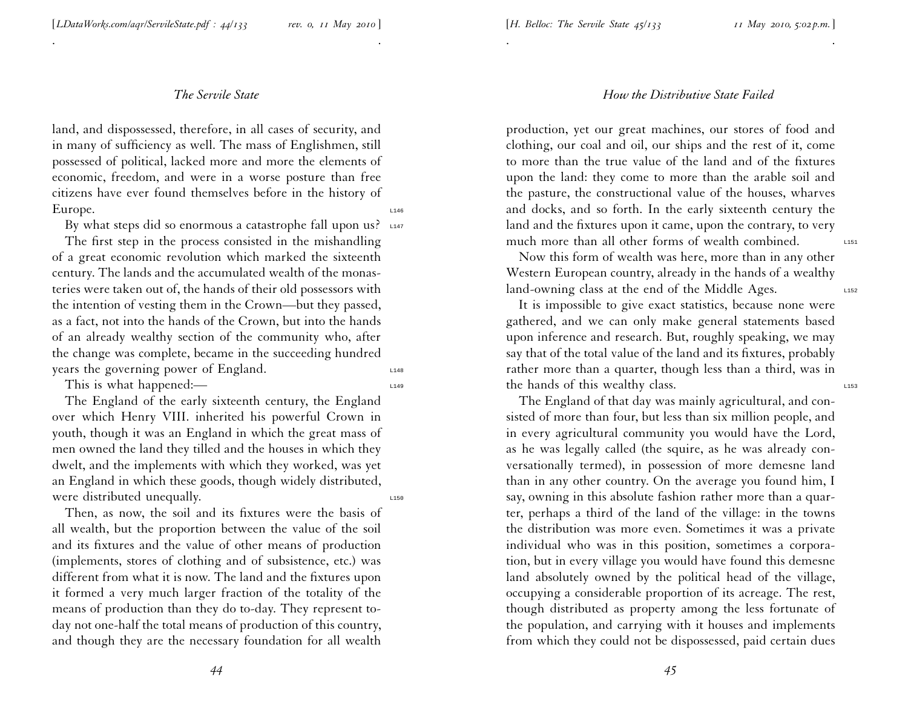land, and dispossessed, therefore, in all cases of security, and in many of sufficiency as well. The mass of Englishmen, still possessed of political, lacked more and more the elements of economic, freedom, and were in a worse posture than free citizens have ever found themselves before in the history of Europe.

By what steps did so enormous a catastrophe fall upon us?

The first step in the process consisted in the mishandling of a great economic revolution which marked the sixteenth century. The lands and the accumulated wealth of the monasteries were taken out of, the hands of their old possessors with the intention of vesting them in the Crown—but they passed, as a fact, not into the hands of the Crown, but into the hands of an already wealthy section of the community who, after the change was complete, became in the succeeding hundred years the governing power of England.

This is what happened:—

The England of the early sixteenth century, the England over which Henry VIII. inherited his powerful Crown in youth, though it was an England in which the great mass of men owned the land they tilled and the houses in which they dwelt, and the implements with which they worked, was yet an England in which these goods, though widely distributed, were distributed unequally.

Then, as now, the soil and its fixtures were the basis of all wealth, but the proportion between the value of the soil and its fixtures and the value of other means of production (implements, stores of clothing and of subsistence, etc.) was different from what it is now. The land and the fixtures upon it formed a very much larger fraction of the totality of the means of production than they do to-day. They represent to-day not one-half the total means of production of this country, and though they are the necessary foundation for all wealth production, yet our great machines, our stores of food and clothing, our coal and oil, our ships and the rest of it, come to more than the true value of the land and of the fixtures upon the land: they come to more than the arable soil and the pasture, the constructional value of the houses, wharves and docks, and so forth. In the early sixteenth century the land and the fixtures upon it came, upon the contrary, to very much more than all other forms of wealth combined.

Now this form of wealth was here, more than in any other Western European country, already in the hands of a wealthy land-owning class at the end of the Middle Ages.

It is impossible to give exact statistics, because none were gathered, and we can only make general statements based upon inference and research. But, roughly speaking, we may say that of the total value of the land and its fixtures, probably rather more than a quarter, though less than a third, was in the hands of this wealthy class.

The England of that day was mainly agricultural, and consisted of more than four, but less than six million people, and in every agricultural community you would have the Lord, as he was legally called (the squire, as he was already conversationally termed), in possession of more demesne land than in any other country. On the average you found him, I say, owning in this absolute fashion rather more than a quarter, perhaps a third of the land of the village: in the towns the distribution was more even. Sometimes it was a private individual who was in this position, sometimes a corporation, but in every village you would have found this demesne land absolutely owned by the political head of the village, occupying a considerable proportion of its acreage. The rest, though distributed as property among the less fortunate of the population, and carrying with it houses and implements from which they could not be dispossessed, paid certain dues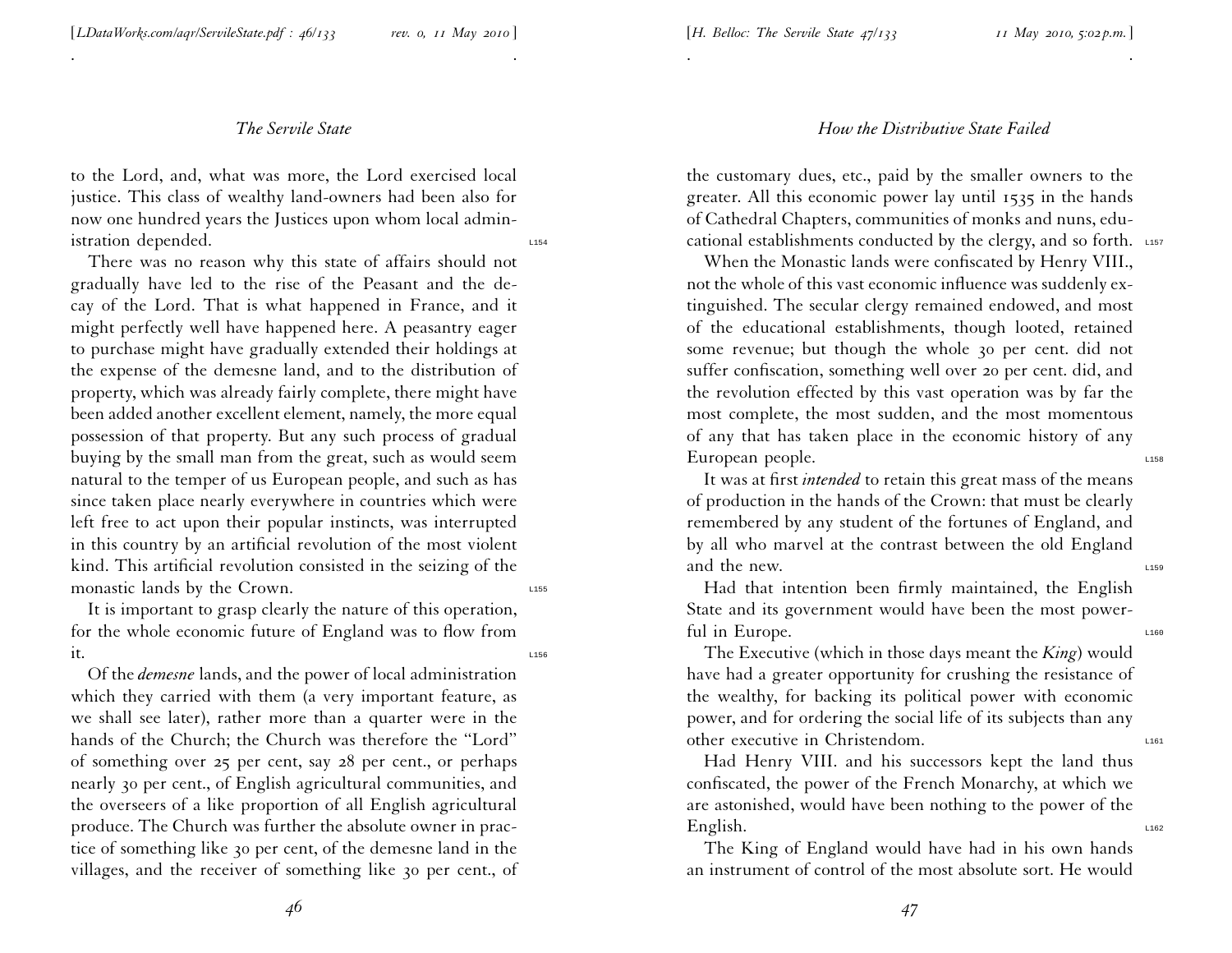to the Lord, and, what was more, the Lord exercised local justice. This class of wealthy land-owners had been also for now one hundred years the Justices upon whom local administration depended.

There was no reason why this state of affairs should not gradually have led to the rise of the Peasant and the decay of the Lord. That is what happened in France, and it might perfectly well have happened here. A peasantry eager to purchase might have gradually extended their holdings at the expense of the demesne land, and to the distribution of property, which was already fairly complete, there might have been added another excellent element, namely, the more equal possession of that property. But any such process of gradual buying by the small man from the great, such as would seem natural to the temper of us European people, and such as has since taken place nearly everywhere in countries which were left free to act upon their popular instincts, was interrupted in this country by an artificial revolution of the most violent kind. This artificial revolution consisted in the seizing of the monastic lands by the Crown.

It is important to grasp clearly the nature of this operation, for the whole economic future of England was to flow from it.

Of the *demesne* lands, and the power of local administration which they carried with them (a very important feature, as we shall see later), rather more than a quarter were in the hands of the Church; the Church was therefore the "Lord" of something over 25 per cent, say 28 per cent., or perhaps nearly 30 per cent., of English agricultural communities, and the overseers of a like proportion of all English agricultural produce. The Church was further the absolute owner in practice of something like 30 per cent, of the demesne land in the villages, and the receiver of something like 30 per cent., of the customary dues, etc., paid by the smaller owners to the greater. All this economic power lay until 1535 in the hands of Cathedral Chapters, communities of monks and nuns, educational establishments conducted by the clergy, and so forth.

When the Monastic lands were confiscated by Henry VIII., not the whole of this vast economic influence was suddenly extinguished. The secular clergy remained endowed, and most of the educational establishments, though looted, retained some revenue; but though the whole 30 per cent. did not suffer confiscation, something well over 20 per cent. did, and the revolution effected by this vast operation was by far the most complete, the most sudden, and the most momentous of any that has taken place in the economic history of any European people.

It was at first *intended* to retain this great mass of the means of production in the hands of the Crown: that must be clearly remembered by any student of the fortunes of England, and by all who marvel at the contrast between the old England and the new.

Had that intention been firmly maintained, the English State and its government would have been the most powerful in Europe.

The Executive (which in those days meant the *King*) would have had a greater opportunity for crushing the resistance of the wealthy, for backing its political power with economic power, and for ordering the social life of its subjects than any other executive in Christendom.

Had Henry VIII. and his successors kept the land thus confiscated, the power of the French Monarchy, at which we are astonished, would have been nothing to the power of the English.

The King of England would have had in his own hands an instrument of control of the most absolute sort. He would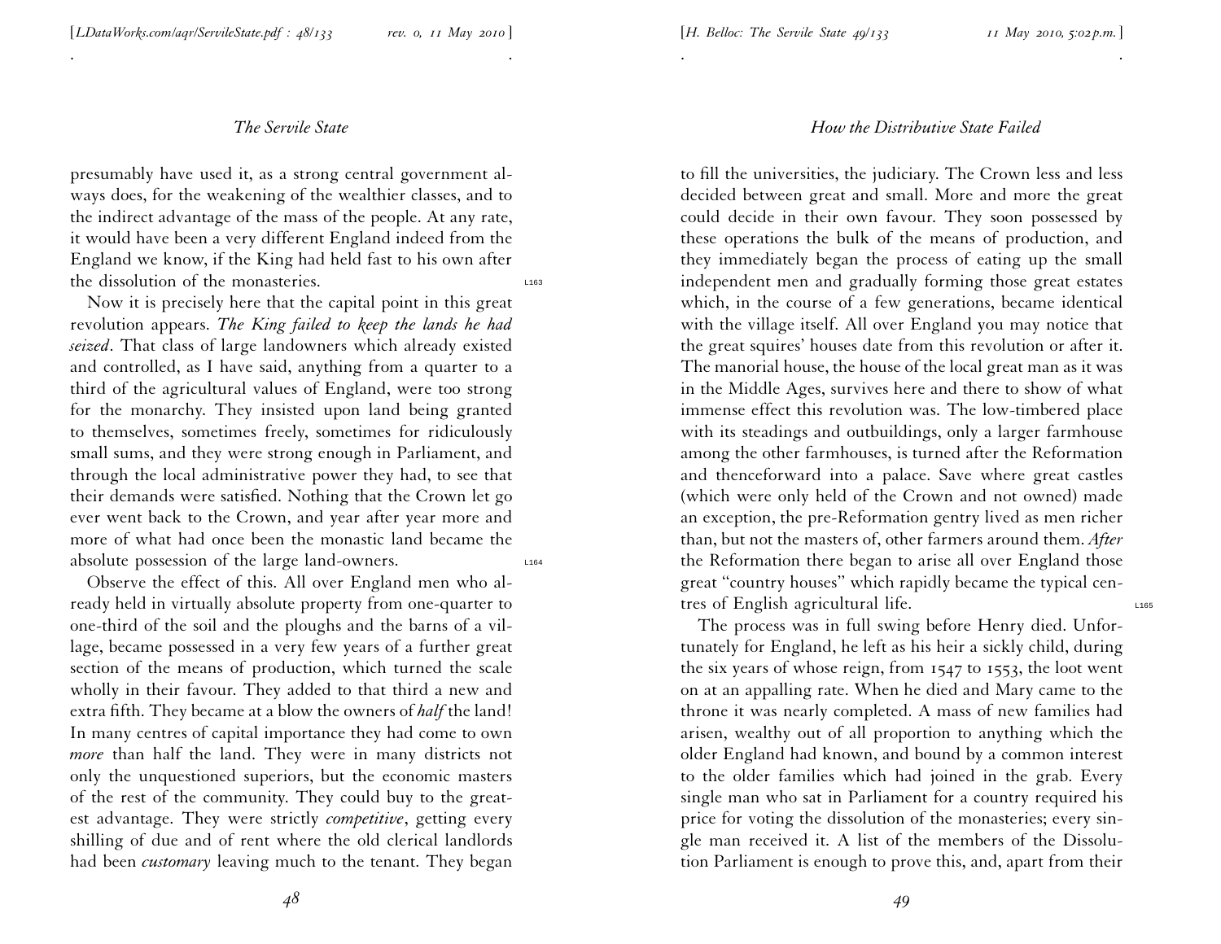presumably have used it, as a strong central government always does, for the weakening of the wealthier classes, and to the indirect advantage of the mass of the people. At any rate, it would have been a very different England indeed from the England we know, if the King had held fast to his own after the dissolution of the monasteries.

Now it is precisely here that the capital point in this great revolution appears. *The King failed to keep the lands he had seized*. That class of large landowners which already existed and controlled, as I have said, anything from a quarter to a third of the agricultural values of England, were too strong for the monarchy. They insisted upon land being granted to themselves, sometimes freely, sometimes for ridiculously small sums, and they were strong enough in Parliament, and through the local administrative power they had, to see that their demands were satisfied. Nothing that the Crown let go ever went back to the Crown, and year after year more and more of what had once been the monastic land became the absolute possession of the large land-owners.

Observe the effect of this. All over England men who already held in virtually absolute property from one-quarter to one-third of the soil and the ploughs and the barns of a village, became possessed in a very few years of a further great section of the means of production, which turned the scale wholly in their favour. They added to that third a new and extra fifth. They became at a blow the owners of *half* the land! In many centres of capital importance they had come to own *more* than half the land. They were in many districts not only the unquestioned superiors, but the economic masters of the rest of the community. They could buy to the greatest advantage. They were strictly *competitive*, getting every shilling of due and of rent where the old clerical landlords had been *customary* leaving much to the tenant. They began to fill the universities, the judiciary. The Crown less and less decided between great and small. More and more the great could decide in their own favour. They soon possessed by these operations the bulk of the means of production, and they immediately began the process of eating up the small independent men and gradually forming those great estates which, in the course of a few generations, became identical with the village itself. All over England you may notice that the great squires' houses date from this revolution or after it. The manorial house, the house of the local great man as it was in the Middle Ages, survives here and there to show of what immense effect this revolution was. The low-timbered place with its steadings and outbuildings, only a larger farmhouse among the other farmhouses, is turned after the Reformation and thenceforward into a palace. Save where great castles (which were only held of the Crown and not owned) made an exception, the pre-Reformation gentry lived as men richer than, but not the masters of, other farmers around them. *After* the Reformation there began to arise all over England those great "country houses" which rapidly became the typical centres of English agricultural life.

The process was in full swing before Henry died. Unfortunately for England, he left as his heir a sickly child, during the six years of whose reign, from 1547 to 1553, the loot went on at an appalling rate. When he died and Mary came to the throne it was nearly completed. A mass of new families had arisen, wealthy out of all proportion to anything which the older England had known, and bound by a common interest to the older families which had joined in the grab. Every single man who sat in Parliament for a country required his price for voting the dissolution of the monasteries; every single man received it. A list of the members of the Dissolution Parliament is enough to prove this, and, apart from their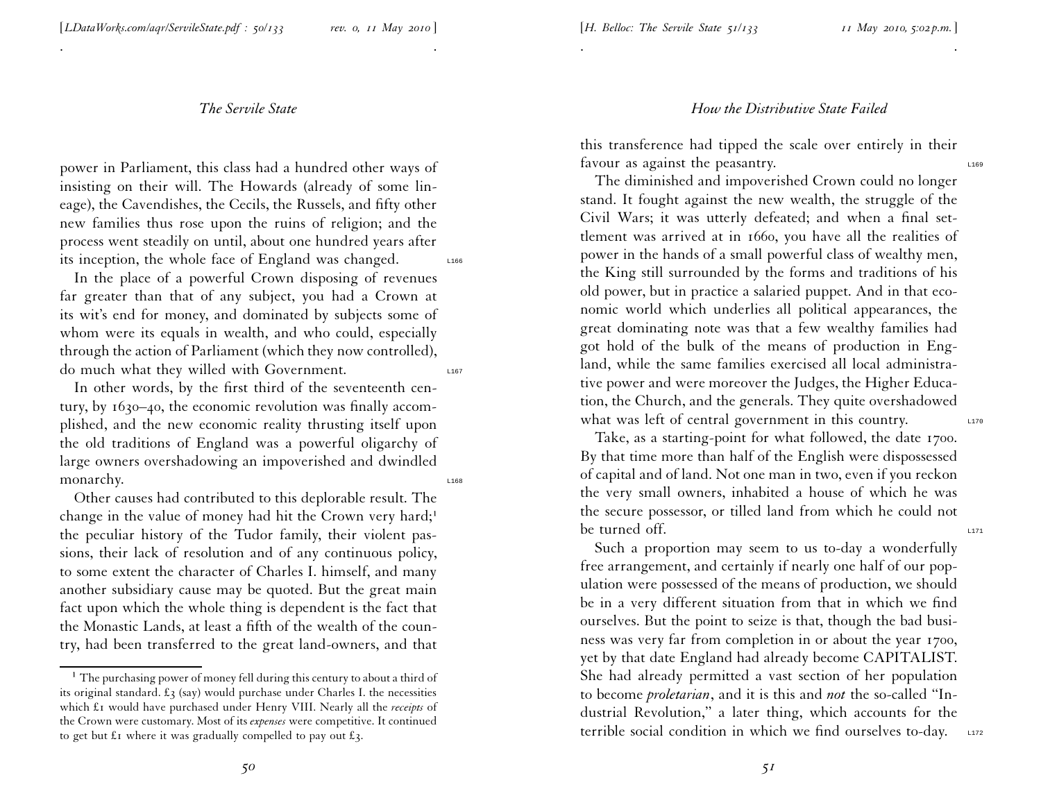power in Parliament, this class had a hundred other ways of insisting on their will. The Howards (already of some lineage), the Cavendishes, the Cecils, the Russels, and fifty other new families thus rose upon the ruins of religion; and the process went steadily on until, about one hundred years after its inception, the whole face of England was changed.

In the place of a powerful Crown disposing of revenues far greater than that of any subject, you had a Crown at its wit's end for money, and dominated by subjects some of whom were its equals in wealth, and who could, especially through the action of Parliament (which they now controlled), do much what they willed with Government.

In other words, by the first third of the seventeenth century, by 1630–40, the economic revolution was finally accomplished, and the new economic reality thrusting itself upon the old traditions of England was a powerful oligarchy of large owners overshadowing an impoverished and dwindled monarchy.

Other causes had contributed to this deplorable result. The change in the value of money had hit the Crown very hard;[1] the peculiar history of the Tudor family, their violent passions, their lack of resolution and of any continuous policy, to some extent the character of Charles I. himself, and many another subsidiary cause may be quoted. But the great main fact upon which the whole thing is dependent is the fact that the Monastic Lands, at least a fifth of the wealth of the country, had been transferred to the great land-owners, and that this transference had tipped the scale over entirely in their favour as against the peasantry.

The diminished and impoverished Crown could no longer stand. It fought against the new wealth, the struggle of the Civil Wars; it was utterly defeated; and when a final settlement was arrived at in 1660, you have all the realities of power in the hands of a small powerful class of wealthy men, the King still surrounded by the forms and traditions of his old power, but in practice a salaried puppet. And in that economic world which underlies all political appearances, the great dominating note was that a few wealthy families had got hold of the bulk of the means of production in England, while the same families exercised all local administrative power and were moreover the Judges, the Higher Education, the Church, and the generals. They quite overshadowed what was left of central government in this country.

Take, as a starting-point for what followed, the date 1700. By that time more than half of the English were dispossessed of capital and of land. Not one man in two, even if you reckon the very small owners, inhabited a house of which he was the secure possessor, or tilled land from which he could not be turned off.

Such a proportion may seem to us to-day a wonderfully free arrangement, and certainly if nearly one half of our population were possessed of the means of production, we should be in a very different situation from that in which we find ourselves. But the point to seize is that, though the bad business was very far from completion in or about the year 1700, yet by that date England had already become CAPITALIST. She had already permitted a vast section of her population to become *proletarian*, and it is this and *not* the so-called "Industrial Revolution," a later thing, which accounts for the terrible social condition in which we find ourselves to-day.

---

[1] The purchasing power of money fell during this century to about a third of its original standard. £3 (say) would purchase under Charles I. the necessities which £1 would have purchased under Henry VIII. Nearly all the *receipts* of the Crown were customary. Most of its *expenses* were competitive. It continued to get but £1 where it was gradually compelled to pay out £3.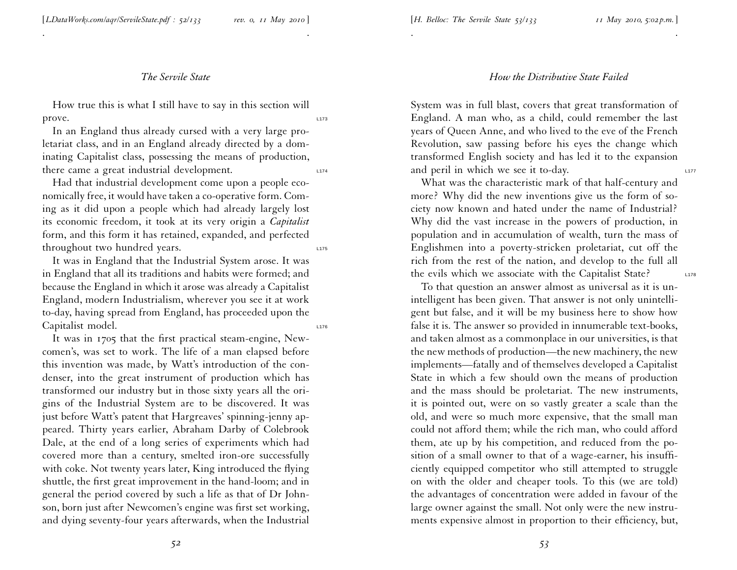How true this is what I still have to say in this section will prove.

In an England thus already cursed with a very large proletariat class, and in an England already directed by a dominating Capitalist class, possessing the means of production, there came a great industrial development.

Had that industrial development come upon a people economically free, it would have taken a co-operative form. Coming as it did upon a people which had already largely lost its economic freedom, it took at its very origin a *Capitalist* form, and this form it has retained, expanded, and perfected throughout two hundred years.

It was in England that the Industrial System arose. It was in England that all its traditions and habits were formed; and because the England in which it arose was already a Capitalist England, modern Industrialism, wherever you see it at work to-day, having spread from England, has proceeded upon the Capitalist model.

It was in 1705 that the first practical steam-engine, Newcomen's, was set to work. The life of a man elapsed before this invention was made, by Watt's introduction of the condenser, into the great instrument of production which has transformed our industry but in those sixty years all the origins of the Industrial System are to be discovered. It was just before Watt's patent that Hargreaves' spinning-jenny appeared. Thirty years earlier, Abraham Darby of Colebrook Dale, at the end of a long series of experiments which had covered more than a century, smelted iron-ore successfully with coke. Not twenty years later, King introduced the flying shuttle, the first great improvement in the hand-loom; and in general the period covered by such a life as that of Dr Johnson, born just after Newcomen's engine was first set working, and dying seventy-four years afterwards, when the Industrial System was in full blast, covers that great transformation of England. A man who, as a child, could remember the last years of Queen Anne, and who lived to the eve of the French Revolution, saw passing before his eyes the change which transformed English society and has led it to the expansion and peril in which we see it to-day.

What was the characteristic mark of that half-century and more? Why did the new inventions give us the form of society now known and hated under the name of Industrial? Why did the vast increase in the powers of production, in population and in accumulation of wealth, turn the mass of Englishmen into a poverty-stricken proletariat, cut off the rich from the rest of the nation, and develop to the full all the evils which we associate with the Capitalist State?

To that question an answer almost as universal as it is unintelligent has been given. That answer is not only unintelligent but false, and it will be my business here to show how false it is. The answer so provided in innumerable text-books, and taken almost as a commonplace in our universities, is that the new methods of production—the new machinery, the new implements—fatally and of themselves developed a Capitalist State in which a few should own the means of production and the mass should be proletariat. The new instruments, it is pointed out, were on so vastly greater a scale than the old, and were so much more expensive, that the small man could not afford them; while the rich man, who could afford them, ate up by his competition, and reduced from the position of a small owner to that of a wage-earner, his insufficiently equipped competitor who still attempted to struggle on with the older and cheaper tools. To this (we are told) the advantages of concentration were added in favour of the large owner against the small. Not only were the new instruments expensive almost in proportion to their efficiency, but,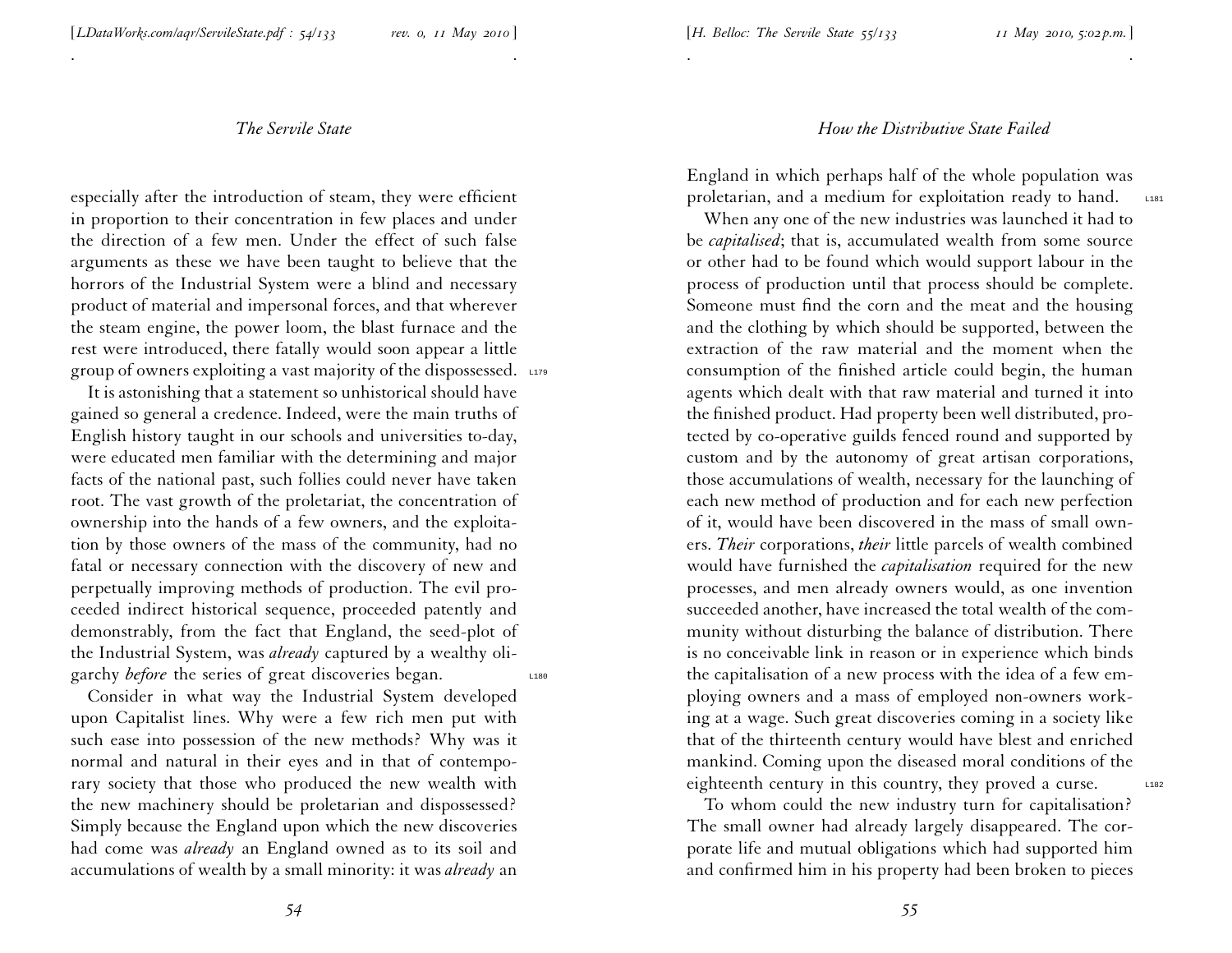especially after the introduction of steam, they were efficient in proportion to their concentration in few places and under the direction of a few men. Under the effect of such false arguments as these we have been taught to believe that the horrors of the Industrial System were a blind and necessary product of material and impersonal forces, and that wherever the steam engine, the power loom, the blast furnace and the rest were introduced, there fatally would soon appear a little group of owners exploiting a vast majority of the dispossessed.

It is astonishing that a statement so unhistorical should have gained so general a credence. Indeed, were the main truths of English history taught in our schools and universities to-day, were educated men familiar with the determining and major facts of the national past, such follies could never have taken root. The vast growth of the proletariat, the concentration of ownership into the hands of a few owners, and the exploitation by those owners of the mass of the community, had no fatal or necessary connection with the discovery of new and perpetually improving methods of production. The evil proceeded indirect historical sequence, proceeded patently and demonstrably, from the fact that England, the seed-plot of the Industrial System, was *already* captured by a wealthy oligarchy *before* the series of great discoveries began.

Consider in what way the Industrial System developed upon Capitalist lines. Why were a few rich men put with such ease into possession of the new methods? Why was it normal and natural in their eyes and in that of contemporary society that those who produced the new wealth with the new machinery should be proletarian and dispossessed? Simply because the England upon which the new discoveries had come was *already* an England owned as to its soil and accumulations of wealth by a small minority: it was *already* an England in which perhaps half of the whole population was proletarian, and a medium for exploitation ready to hand.

When any one of the new industries was launched it had to be *capitalised*; that is, accumulated wealth from some source or other had to be found which would support labour in the process of production until that process should be complete. Someone must find the corn and the meat and the housing and the clothing by which should be supported, between the extraction of the raw material and the moment when the consumption of the finished article could begin, the human agents which dealt with that raw material and turned it into the finished product. Had property been well distributed, protected by co-operative guilds fenced round and supported by custom and by the autonomy of great artisan corporations, those accumulations of wealth, necessary for the launching of each new method of production and for each new perfection of it, would have been discovered in the mass of small owners. *Their* corporations, *their* little parcels of wealth combined would have furnished the *capitalisation* required for the new processes, and men already owners would, as one invention succeeded another, have increased the total wealth of the community without disturbing the balance of distribution. There is no conceivable link in reason or in experience which binds the capitalisation of a new process with the idea of a few employing owners and a mass of employed non-owners working at a wage. Such great discoveries coming in a society like that of the thirteenth century would have blest and enriched mankind. Coming upon the diseased moral conditions of the eighteenth century in this country, they proved a curse.

To whom could the new industry turn for capitalisation? The small owner had already largely disappeared. The corporate life and mutual obligations which had supported him and confirmed him in his property had been broken to pieces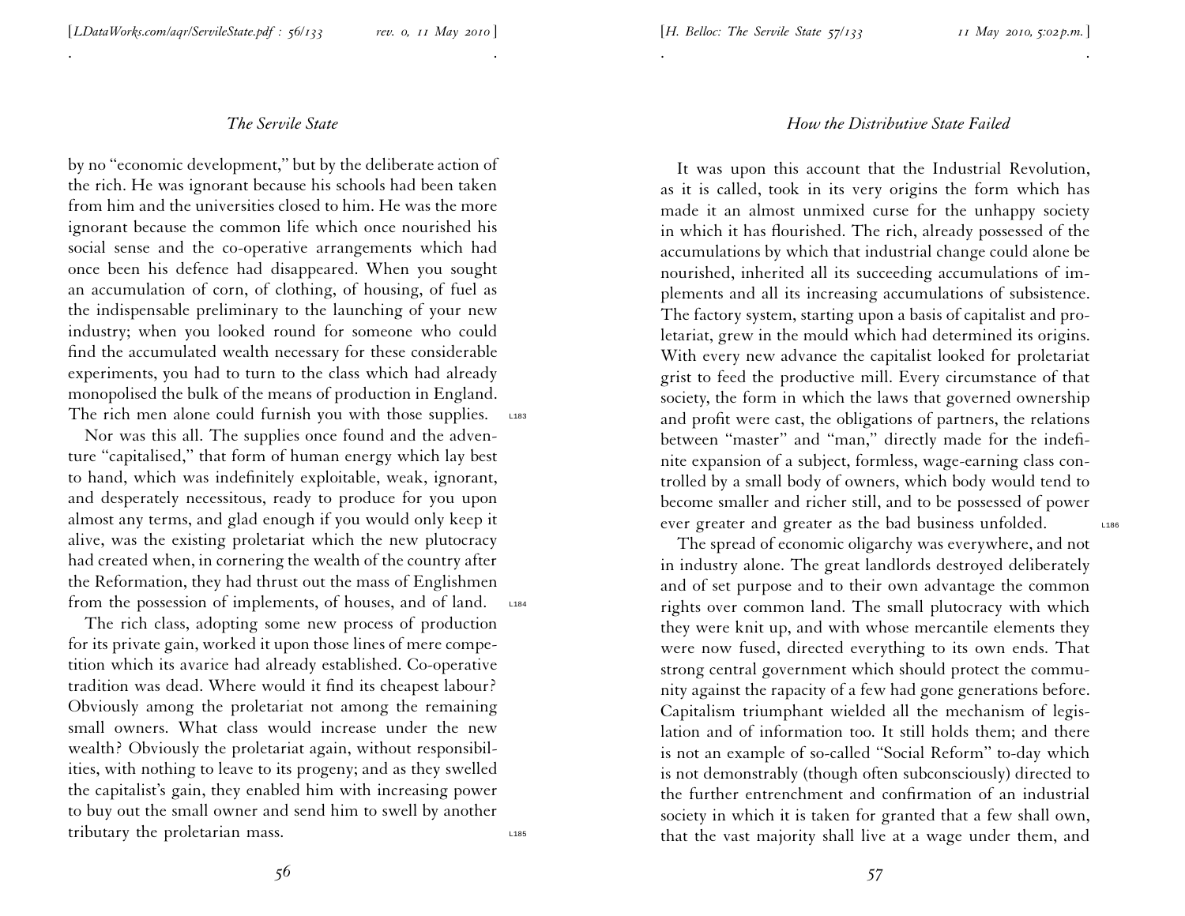by no "economic development," but by the deliberate action of the rich. He was ignorant because his schools had been taken from him and the universities closed to him. He was the more ignorant because the common life which once nourished his social sense and the co-operative arrangements which had once been his defence had disappeared. When you sought an accumulation of corn, of clothing, of housing, of fuel as the indispensable preliminary to the launching of your new industry; when you looked round for someone who could find the accumulated wealth necessary for these considerable experiments, you had to turn to the class which had already monopolised the bulk of the means of production in England. The rich men alone could furnish you with those supplies.

Nor was this all. The supplies once found and the adventure "capitalised," that form of human energy which lay best to hand, which was indefinitely exploitable, weak, ignorant, and desperately necessitous, ready to produce for you upon almost any terms, and glad enough if you would only keep it alive, was the existing proletariat which the new plutocracy had created when, in cornering the wealth of the country after the Reformation, they had thrust out the mass of Englishmen from the possession of implements, of houses, and of land.

The rich class, adopting some new process of production for its private gain, worked it upon those lines of mere competition which its avarice had already established. Co-operative tradition was dead. Where would it find its cheapest labour? Obviously among the proletariat not among the remaining small owners. What class would increase under the new wealth? Obviously the proletariat again, without responsibilities, with nothing to leave to its progeny; and as they swelled the capitalist's gain, they enabled him with increasing power to buy out the small owner and send him to swell by another tributary the proletarian mass.

It was upon this account that the Industrial Revolution, as it is called, took in its very origins the form which has made it an almost unmixed curse for the unhappy society in which it has flourished. The rich, already possessed of the accumulations by which that industrial change could alone be nourished, inherited all its succeeding accumulations of implements and all its increasing accumulations of subsistence. The factory system, starting upon a basis of capitalist and proletariat, grew in the mould which had determined its origins. With every new advance the capitalist looked for proletariat grist to feed the productive mill. Every circumstance of that society, the form in which the laws that governed ownership and profit were cast, the obligations of partners, the relations between "master" and "man," directly made for the indefinite expansion of a subject, formless, wage-earning class controlled by a small body of owners, which body would tend to become smaller and richer still, and to be possessed of power ever greater and greater as the bad business unfolded.

The spread of economic oligarchy was everywhere, and not in industry alone. The great landlords destroyed deliberately and of set purpose and to their own advantage the common rights over common land. The small plutocracy with which they were knit up, and with whose mercantile elements they were now fused, directed everything to its own ends. That strong central government which should protect the community against the rapacity of a few had gone generations before. Capitalism triumphant wielded all the mechanism of legislation and of information too. It still holds them; and there is not an example of so-called "Social Reform" to-day which is not demonstrably (though often subconsciously) directed to the further entrenchment and confirmation of an industrial society in which it is taken for granted that a few shall own, that the vast majority shall live at a wage under them, and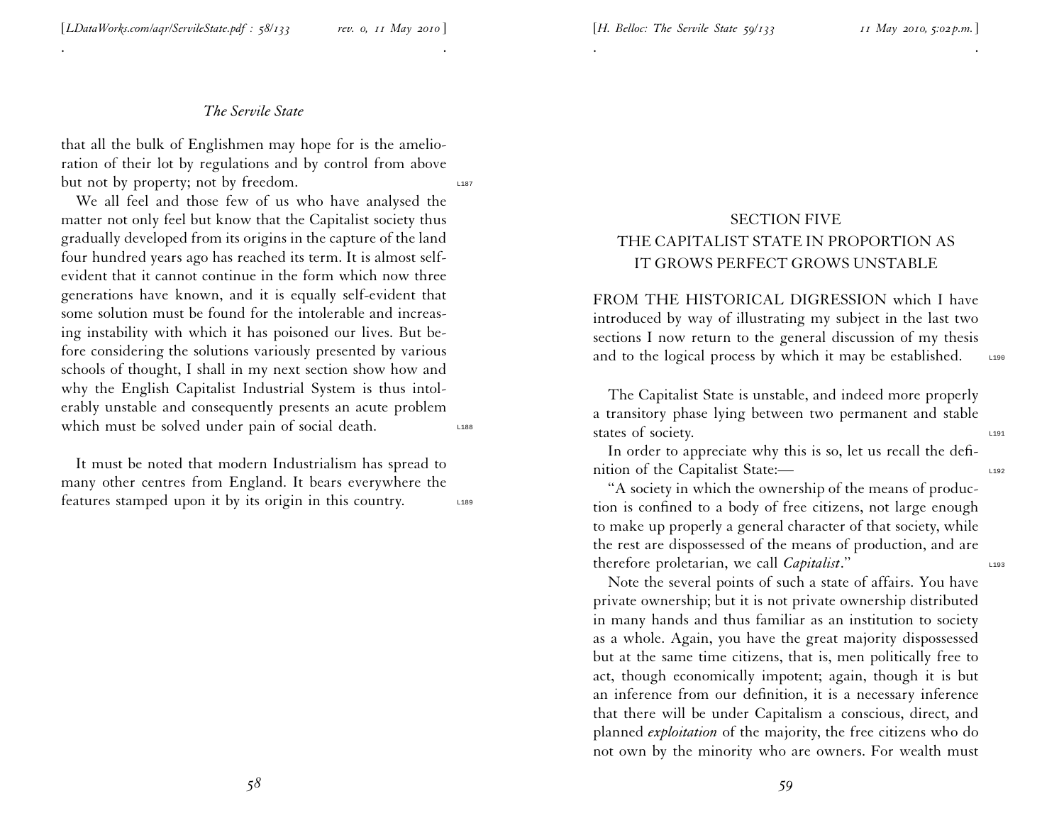that all the bulk of Englishmen may hope for is the amelioration of their lot by regulations and by control from above but not by property; not by freedom.

We all feel and those few of us who have analysed the matter not only feel but know that the Capitalist society thus gradually developed from its origins in the capture of the land four hundred years ago has reached its term. It is almost self-evident that it cannot continue in the form which now three generations have known, and it is equally self-evident that some solution must be found for the intolerable and increasing instability with which it has poisoned our lives. But before considering the solutions variously presented by various schools of thought, I shall in my next section show how and why the English Capitalist Industrial System is thus intolerably unstable and consequently presents an acute problem which must be solved under pain of social death.

It must be noted that modern Industrialism has spread to many other centres from England. It bears everywhere the features stamped upon it by its origin in this country.

## SECTION FIVE
## THE CAPITALIST STATE IN PROPORTION AS IT GROWS PERFECT GROWS UNSTABLE

FROM THE HISTORICAL DIGRESSION which I have introduced by way of illustrating my subject in the last two sections I now return to the general discussion of my thesis and to the logical process by which it may be established.

The Capitalist State is unstable, and indeed more properly a transitory phase lying between two permanent and stable states of society.

In order to appreciate why this is so, let us recall the definition of the Capitalist State:—

"A society in which the ownership of the means of production is confined to a body of free citizens, not large enough to make up properly a general character of that society, while the rest are dispossessed of the means of production, and are therefore proletarian, we call *Capitalist*."

Note the several points of such a state of affairs. You have private ownership; but it is not private ownership distributed in many hands and thus familiar as an institution to society as a whole. Again, you have the great majority dispossessed but at the same time citizens, that is, men politically free to act, though economically impotent; again, though it is but an inference from our definition, it is a necessary inference that there will be under Capitalism a conscious, direct, and planned *exploitation* of the majority, the free citizens who do not own by the minority who are owners. For wealth must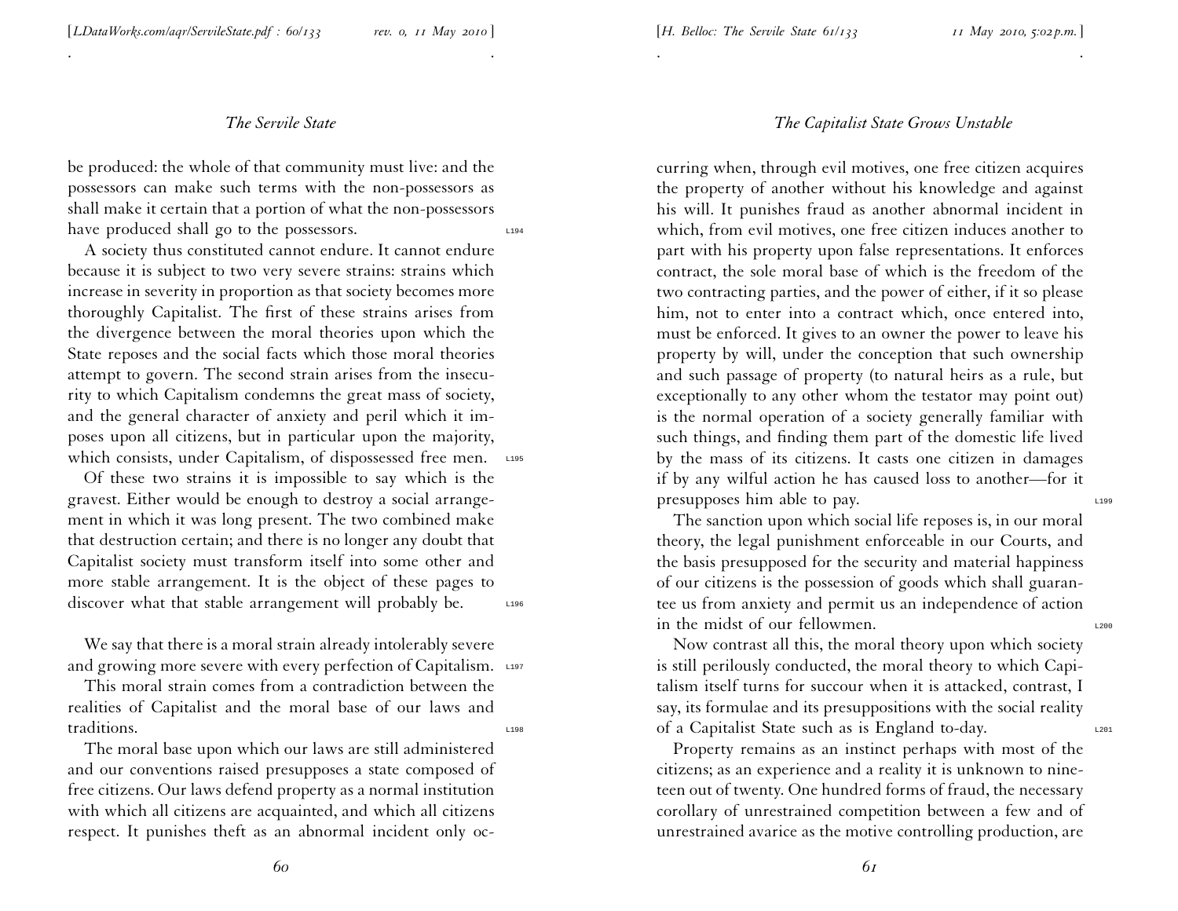be produced: the whole of that community must live: and the possessors can make such terms with the non-possessors as shall make it certain that a portion of what the non-possessors have produced shall go to the possessors.

A society thus constituted cannot endure. It cannot endure because it is subject to two very severe strains: strains which increase in severity in proportion as that society becomes more thoroughly Capitalist. The first of these strains arises from the divergence between the moral theories upon which the State reposes and the social facts which those moral theories attempt to govern. The second strain arises from the insecurity to which Capitalism condemns the great mass of society, and the general character of anxiety and peril which it imposes upon all citizens, but in particular upon the majority, which consists, under Capitalism, of dispossessed free men.

Of these two strains it is impossible to say which is the gravest. Either would be enough to destroy a social arrangement in which it was long present. The two combined make that destruction certain; and there is no longer any doubt that Capitalist society must transform itself into some other and more stable arrangement. It is the object of these pages to discover what that stable arrangement will probably be.

We say that there is a moral strain already intolerably severe and growing more severe with every perfection of Capitalism.

This moral strain comes from a contradiction between the realities of Capitalist and the moral base of our laws and traditions.

The moral base upon which our laws are still administered and our conventions raised presupposes a state composed of free citizens. Our laws defend property as a normal institution with which all citizens are acquainted, and which all citizens respect. It punishes theft as an abnormal incident only occurring when, through evil motives, one free citizen acquires the property of another without his knowledge and against his will. It punishes fraud as another abnormal incident in which, from evil motives, one free citizen induces another to part with his property upon false representations. It enforces contract, the sole moral base of which is the freedom of the two contracting parties, and the power of either, if it so please him, not to enter into a contract which, once entered into, must be enforced. It gives to an owner the power to leave his property by will, under the conception that such ownership and such passage of property (to natural heirs as a rule, but exceptionally to any other whom the testator may point out) is the normal operation of a society generally familiar with such things, and finding them part of the domestic life lived by the mass of its citizens. It casts one citizen in damages if by any wilful action he has caused loss to another—for it presupposes him able to pay.

The sanction upon which social life reposes is, in our moral theory, the legal punishment enforceable in our Courts, and the basis presupposed for the security and material happiness of our citizens is the possession of goods which shall guarantee us from anxiety and permit us an independence of action in the midst of our fellowmen.

Now contrast all this, the moral theory upon which society is still perilously conducted, the moral theory to which Capitalism itself turns for succour when it is attacked, contrast, I say, its formulae and its presuppositions with the social reality of a Capitalist State such as is England to-day.

Property remains as an instinct perhaps with most of the citizens; as an experience and a reality it is unknown to nineteen out of twenty. One hundred forms of fraud, the necessary corollary of unrestrained competition between a few and of unrestrained avarice as the motive controlling production, are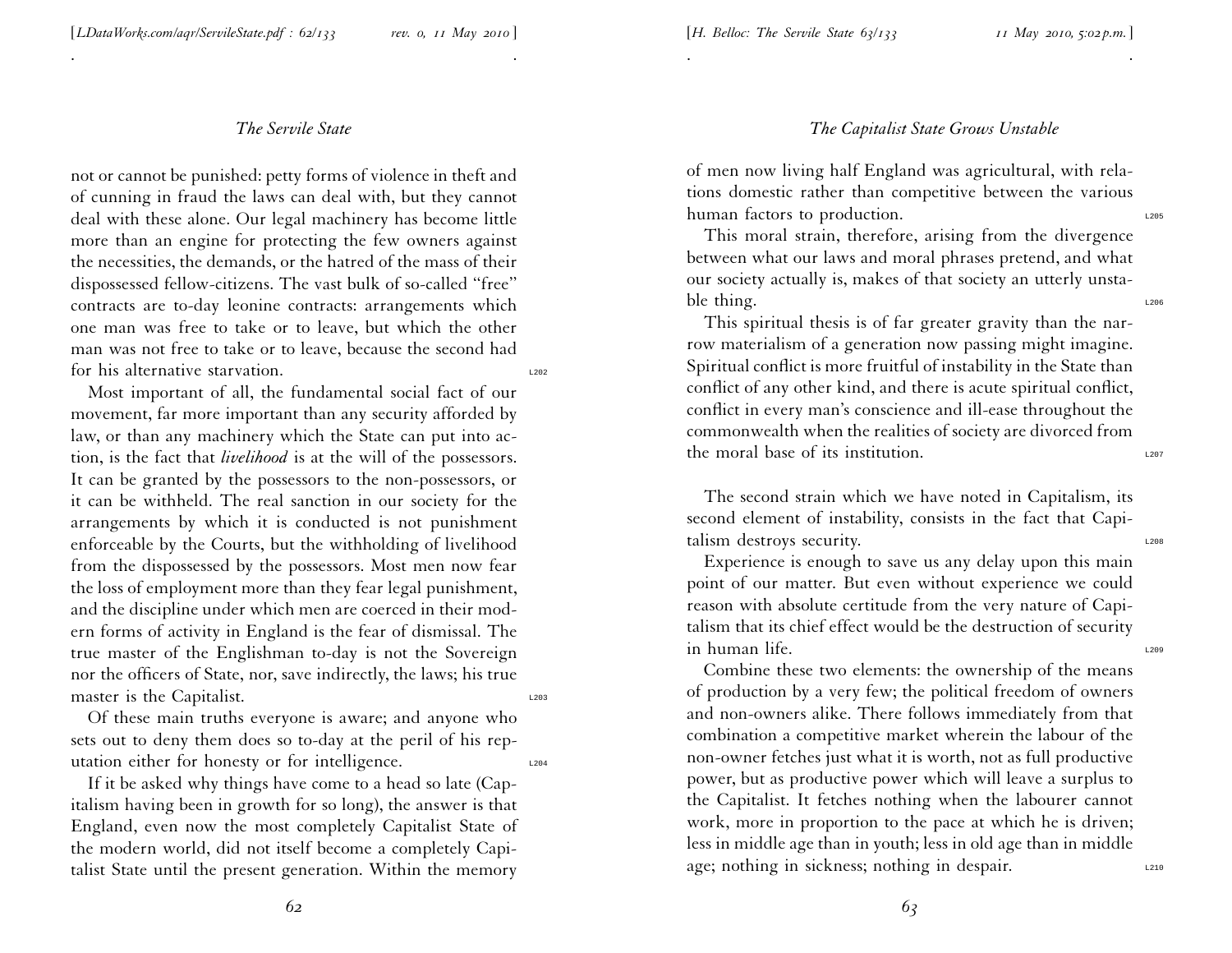not or cannot be punished: petty forms of violence in theft and of cunning in fraud the laws can deal with, but they cannot deal with these alone. Our legal machinery has become little more than an engine for protecting the few owners against the necessities, the demands, or the hatred of the mass of their dispossessed fellow-citizens. The vast bulk of so-called "free" contracts are to-day leonine contracts: arrangements which one man was free to take or to leave, but which the other man was not free to take or to leave, because the second had for his alternative starvation.

Most important of all, the fundamental social fact of our movement, far more important than any security afforded by law, or than any machinery which the State can put into action, is the fact that *livelihood* is at the will of the possessors. It can be granted by the possessors to the non-possessors, or it can be withheld. The real sanction in our society for the arrangements by which it is conducted is not punishment enforceable by the Courts, but the withholding of livelihood from the dispossessed by the possessors. Most men now fear the loss of employment more than they fear legal punishment, and the discipline under which men are coerced in their modern forms of activity in England is the fear of dismissal. The true master of the Englishman to-day is not the Sovereign nor the officers of State, nor, save indirectly, the laws; his true master is the Capitalist.

Of these main truths everyone is aware; and anyone who sets out to deny them does so to-day at the peril of his reputation either for honesty or for intelligence.

If it be asked why things have come to a head so late (Capitalism having been in growth for so long), the answer is that England, even now the most completely Capitalist State of the modern world, did not itself become a completely Capitalist State until the present generation. Within the memory of men now living half England was agricultural, with relations domestic rather than competitive between the various human factors to production.

This moral strain, therefore, arising from the divergence between what our laws and moral phrases pretend, and what our society actually is, makes of that society an utterly unstable thing.

This spiritual thesis is of far greater gravity than the narrow materialism of a generation now passing might imagine. Spiritual conflict is more fruitful of instability in the State than conflict of any other kind, and there is acute spiritual conflict, conflict in every man's conscience and ill-ease throughout the commonwealth when the realities of society are divorced from the moral base of its institution.

The second strain which we have noted in Capitalism, its second element of instability, consists in the fact that Capitalism destroys security.

Experience is enough to save us any delay upon this main point of our matter. But even without experience we could reason with absolute certitude from the very nature of Capitalism that its chief effect would be the destruction of security in human life.

Combine these two elements: the ownership of the means of production by a very few; the political freedom of owners and non-owners alike. There follows immediately from that combination a competitive market wherein the labour of the non-owner fetches just what it is worth, not as full productive power, but as productive power which will leave a surplus to the Capitalist. It fetches nothing when the labourer cannot work, more in proportion to the pace at which he is driven; less in middle age than in youth; less in old age than in middle age; nothing in sickness; nothing in despair.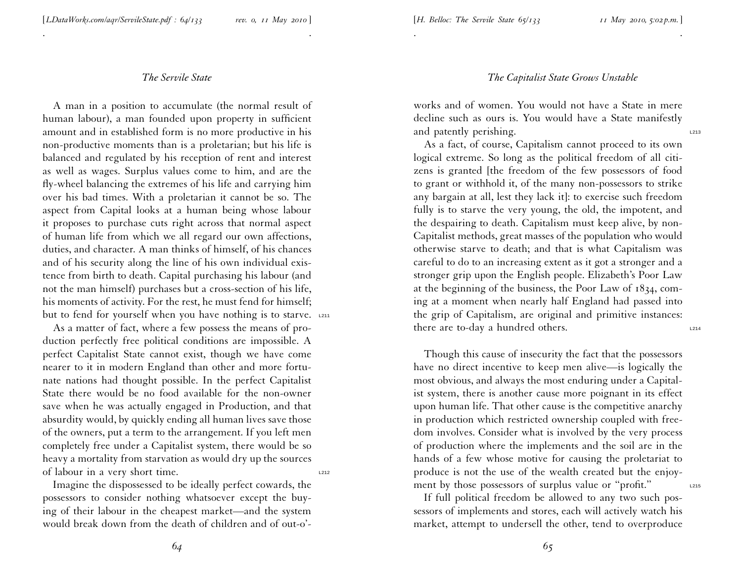A man in a position to accumulate (the normal result of human labour), a man founded upon property in sufficient amount and in established form is no more productive in his non-productive moments than is a proletarian; but his life is balanced and regulated by his reception of rent and interest as well as wages. Surplus values come to him, and are the fly-wheel balancing the extremes of his life and carrying him over his bad times. With a proletarian it cannot be so. The aspect from Capital looks at a human being whose labour it proposes to purchase cuts right across that normal aspect of human life from which we all regard our own affections, duties, and character. A man thinks of himself, of his chances and of his security along the line of his own individual existence from birth to death. Capital purchasing his labour (and not the man himself) purchases but a cross-section of his life, his moments of activity. For the rest, he must fend for himself; but to fend for yourself when you have nothing is to starve.

As a matter of fact, where a few possess the means of production perfectly free political conditions are impossible. A perfect Capitalist State cannot exist, though we have come nearer to it in modern England than other and more fortunate nations had thought possible. In the perfect Capitalist State there would be no food available for the non-owner save when he was actually engaged in Production, and that absurdity would, by quickly ending all human lives save those of the owners, put a term to the arrangement. If you left men completely free under a Capitalist system, there would be so heavy a mortality from starvation as would dry up the sources of labour in a very short time.

Imagine the dispossessed to be ideally perfect cowards, the possessors to consider nothing whatsoever except the buying of their labour in the cheapest market—and the system would break down from the death of children and of out-o'-works and of women. You would not have a State in mere decline such as ours is. You would have a State manifestly and patently perishing.

As a fact, of course, Capitalism cannot proceed to its own logical extreme. So long as the political freedom of all citizens is granted [the freedom of the few possessors of food to grant or withhold it, of the many non-possessors to strike any bargain at all, lest they lack it]: to exercise such freedom fully is to starve the very young, the old, the impotent, and the despairing to death. Capitalism must keep alive, by non-Capitalist methods, great masses of the population who would otherwise starve to death; and that is what Capitalism was careful to do to an increasing extent as it got a stronger and a stronger grip upon the English people. Elizabeth's Poor Law at the beginning of the business, the Poor Law of 1834, coming at a moment when nearly half England had passed into the grip of Capitalism, are original and primitive instances: there are to-day a hundred others.

Though this cause of insecurity the fact that the possessors have no direct incentive to keep men alive—is logically the most obvious, and always the most enduring under a Capitalist system, there is another cause more poignant in its effect upon human life. That other cause is the competitive anarchy in production which restricted ownership coupled with freedom involves. Consider what is involved by the very process of production where the implements and the soil are in the hands of a few whose motive for causing the proletariat to produce is not the use of the wealth created but the enjoyment by those possessors of surplus value or "profit."

If full political freedom be allowed to any two such possessors of implements and stores, each will actively watch his market, attempt to undersell the other, tend to overproduce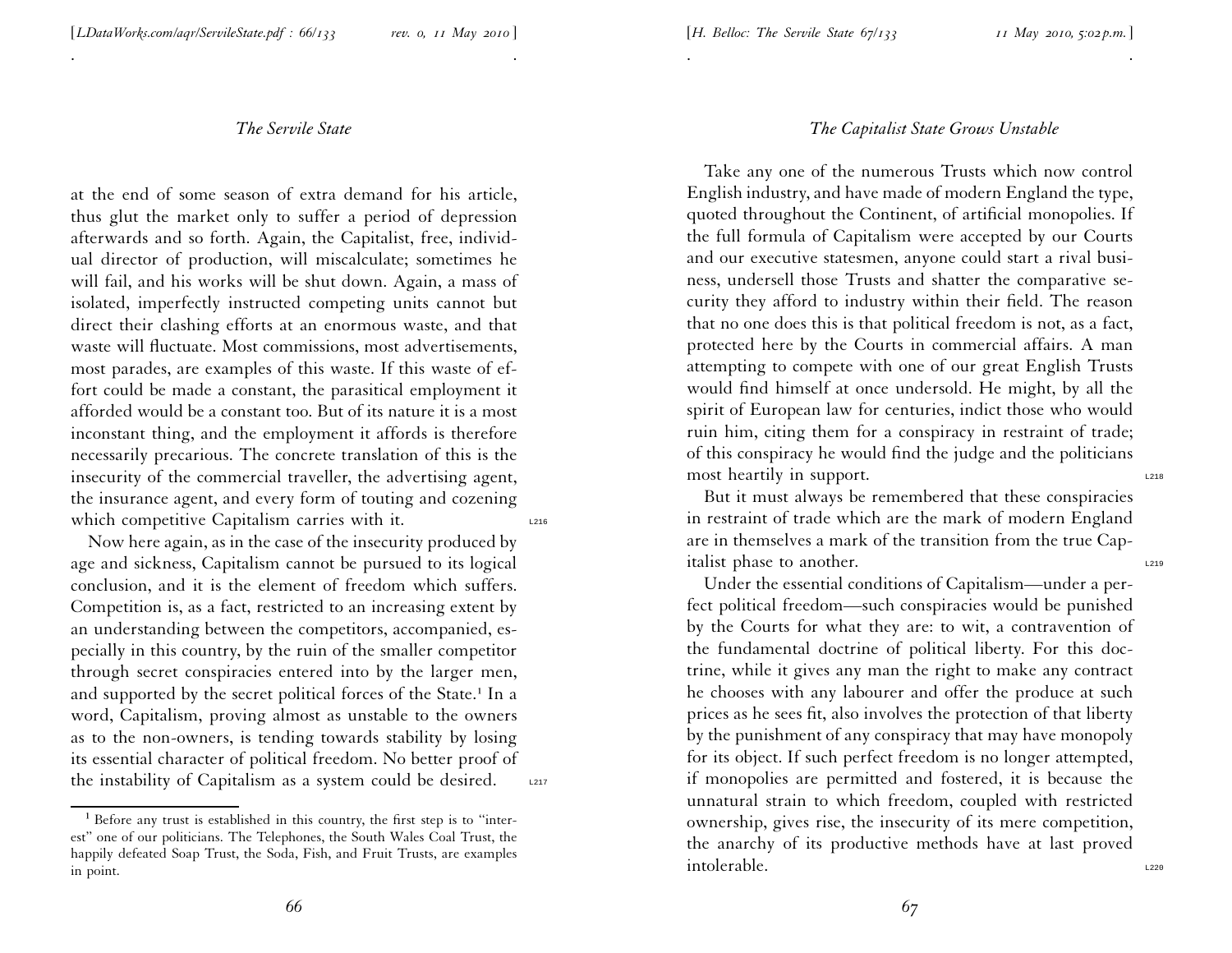at the end of some season of extra demand for his article, thus glut the market only to suffer a period of depression afterwards and so forth. Again, the Capitalist, free, individual director of production, will miscalculate; sometimes he will fail, and his works will be shut down. Again, a mass of isolated, imperfectly instructed competing units cannot but direct their clashing efforts at an enormous waste, and that waste will fluctuate. Most commissions, most advertisements, most parades, are examples of this waste. If this waste of effort could be made a constant, the parasitical employment it afforded would be a constant too. But of its nature it is a most inconstant thing, and the employment it affords is therefore necessarily precarious. The concrete translation of this is the insecurity of the commercial traveller, the advertising agent, the insurance agent, and every form of touting and cozening which competitive Capitalism carries with it.

Now here again, as in the case of the insecurity produced by age and sickness, Capitalism cannot be pursued to its logical conclusion, and it is the element of freedom which suffers. Competition is, as a fact, restricted to an increasing extent by an understanding between the competitors, accompanied, especially in this country, by the ruin of the smaller competitor through secret conspiracies entered into by the larger men, and supported by the secret political forces of the State.[1] In a word, Capitalism, proving almost as unstable to the owners as to the non-owners, is tending towards stability by losing its essential character of political freedom. No better proof of the instability of Capitalism as a system could be desired.

[1] Before any trust is established in this country, the first step is to "interest" one of our politicians. The Telephones, the South Wales Coal Trust, the happily defeated Soap Trust, the Soda, Fish, and Fruit Trusts, are examples in point.

Take any one of the numerous Trusts which now control English industry, and have made of modern England the type, quoted throughout the Continent, of artificial monopolies. If the full formula of Capitalism were accepted by our Courts and our executive statesmen, anyone could start a rival business, undersell those Trusts and shatter the comparative security they afford to industry within their field. The reason that no one does this is that political freedom is not, as a fact, protected here by the Courts in commercial affairs. A man attempting to compete with one of our great English Trusts would find himself at once undersold. He might, by all the spirit of European law for centuries, indict those who would ruin him, citing them for a conspiracy in restraint of trade; of this conspiracy he would find the judge and the politicians most heartily in support.

But it must always be remembered that these conspiracies in restraint of trade which are the mark of modern England are in themselves a mark of the transition from the true Capitalist phase to another.

Under the essential conditions of Capitalism—under a perfect political freedom—such conspiracies would be punished by the Courts for what they are: to wit, a contravention of the fundamental doctrine of political liberty. For this doctrine, while it gives any man the right to make any contract he chooses with any labourer and offer the produce at such prices as he sees fit, also involves the protection of that liberty by the punishment of any conspiracy that may have monopoly for its object. If such perfect freedom is no longer attempted, if monopolies are permitted and fostered, it is because the unnatural strain to which freedom, coupled with restricted ownership, gives rise, the insecurity of its mere competition, the anarchy of its productive methods have at last proved intolerable.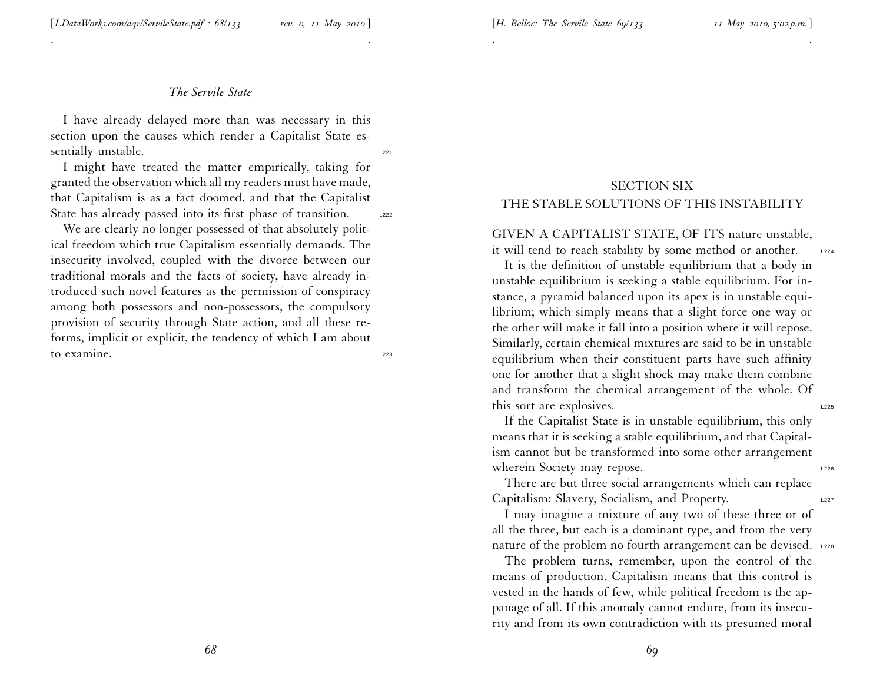I have already delayed more than was necessary in this section upon the causes which render a Capitalist State essentially unstable.

I might have treated the matter empirically, taking for granted the observation which all my readers must have made, that Capitalism is as a fact doomed, and that the Capitalist State has already passed into its first phase of transition.

We are clearly no longer possessed of that absolutely political freedom which true Capitalism essentially demands. The insecurity involved, coupled with the divorce between our traditional morals and the facts of society, have already introduced such novel features as the permission of conspiracy among both possessors and non-possessors, the compulsory provision of security through State action, and all these reforms, implicit or explicit, the tendency of which I am about to examine.

## SECTION SIX
## THE STABLE SOLUTIONS OF THIS INSTABILITY

GIVEN A CAPITALIST STATE, OF ITS nature unstable, it will tend to reach stability by some method or another.

It is the definition of unstable equilibrium that a body in unstable equilibrium is seeking a stable equilibrium. For instance, a pyramid balanced upon its apex is in unstable equilibrium; which simply means that a slight force one way or the other will make it fall into a position where it will repose. Similarly, certain chemical mixtures are said to be in unstable equilibrium when their constituent parts have such affinity one for another that a slight shock may make them combine and transform the chemical arrangement of the whole. Of this sort are explosives.

If the Capitalist State is in unstable equilibrium, this only means that it is seeking a stable equilibrium, and that Capitalism cannot but be transformed into some other arrangement wherein Society may repose.

There are but three social arrangements which can replace Capitalism: Slavery, Socialism, and Property.

I may imagine a mixture of any two of these three or of all the three, but each is a dominant type, and from the very nature of the problem no fourth arrangement can be devised.

The problem turns, remember, upon the control of the means of production. Capitalism means that this control is vested in the hands of few, while political freedom is the appanage of all. If this anomaly cannot endure, from its insecurity and from its own contradiction with its presumed moral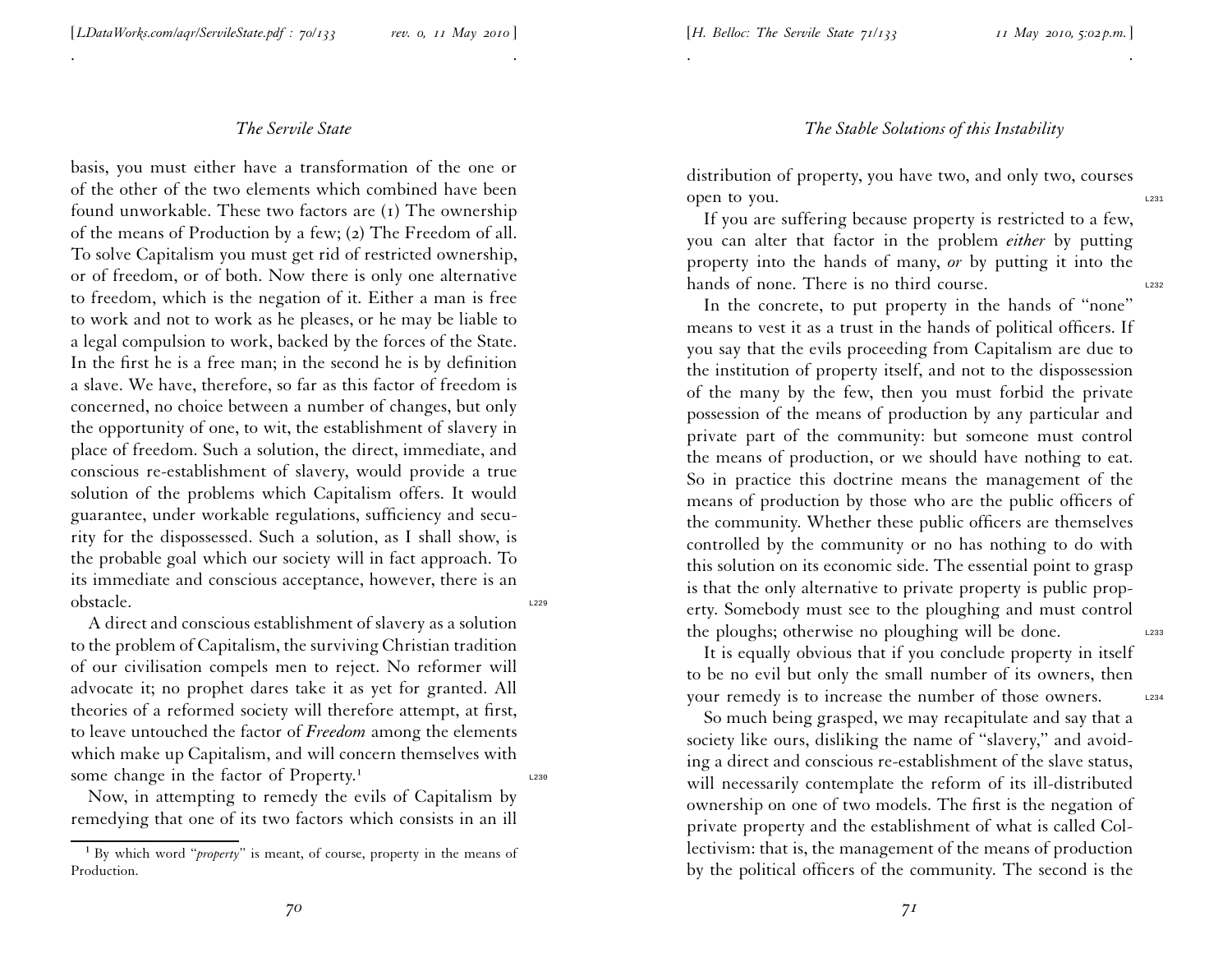basis, you must either have a transformation of the one or of the other of the two elements which combined have been found unworkable. These two factors are (1) The ownership of the means of Production by a few; (2) The Freedom of all. To solve Capitalism you must get rid of restricted ownership, or of freedom, or of both. Now there is only one alternative to freedom, which is the negation of it. Either a man is free to work and not to work as he pleases, or he may be liable to a legal compulsion to work, backed by the forces of the State. In the first he is a free man; in the second he is by definition a slave. We have, therefore, so far as this factor of freedom is concerned, no choice between a number of changes, but only the opportunity of one, to wit, the establishment of slavery in place of freedom. Such a solution, the direct, immediate, and conscious re-establishment of slavery, would provide a true solution of the problems which Capitalism offers. It would guarantee, under workable regulations, sufficiency and security for the dispossessed. Such a solution, as I shall show, is the probable goal which our society will in fact approach. To its immediate and conscious acceptance, however, there is an obstacle.

A direct and conscious establishment of slavery as a solution to the problem of Capitalism, the surviving Christian tradition of our civilisation compels men to reject. No reformer will advocate it; no prophet dares take it as yet for granted. All theories of a reformed society will therefore attempt, at first, to leave untouched the factor of *Freedom* among the elements which make up Capitalism, and will concern themselves with some change in the factor of Property.[1]

Now, in attempting to remedy the evils of Capitalism by remedying that one of its two factors which consists in an ill distribution of property, you have two, and only two, courses open to you.

If you are suffering because property is restricted to a few, you can alter that factor in the problem *either* by putting property into the hands of many, *or* by putting it into the hands of none. There is no third course.

In the concrete, to put property in the hands of "none" means to vest it as a trust in the hands of political officers. If you say that the evils proceeding from Capitalism are due to the institution of property itself, and not to the dispossession of the many by the few, then you must forbid the private possession of the means of production by any particular and private part of the community: but someone must control the means of production, or we should have nothing to eat. So in practice this doctrine means the management of the means of production by those who are the public officers of the community. Whether these public officers are themselves controlled by the community or no has nothing to do with this solution on its economic side. The essential point to grasp is that the only alternative to private property is public property. Somebody must see to the ploughing and must control the ploughs; otherwise no ploughing will be done.

It is equally obvious that if you conclude property in itself to be no evil but only the small number of its owners, then your remedy is to increase the number of those owners.

So much being grasped, we may recapitulate and say that a society like ours, disliking the name of "slavery," and avoiding a direct and conscious re-establishment of the slave status, will necessarily contemplate the reform of its ill-distributed ownership on one of two models. The first is the negation of private property and the establishment of what is called Collectivism: that is, the management of the means of production by the political officers of the community. The second is the

[1] By which word "*property*" is meant, of course, property in the means of Production.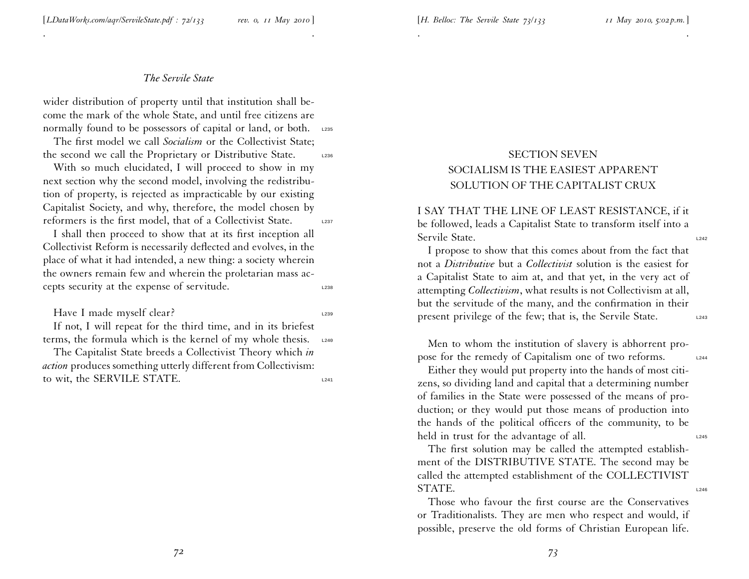wider distribution of property until that institution shall become the mark of the whole State, and until free citizens are normally found to be possessors of capital or land, or both.

The first model we call *Socialism* or the Collectivist State; the second we call the Proprietary or Distributive State.

With so much elucidated, I will proceed to show in my next section why the second model, involving the redistribution of property, is rejected as impracticable by our existing Capitalist Society, and why, therefore, the model chosen by reformers is the first model, that of a Collectivist State.

I shall then proceed to show that at its first inception all Collectivist Reform is necessarily deflected and evolves, in the place of what it had intended, a new thing: a society wherein the owners remain few and wherein the proletarian mass accepts security at the expense of servitude.

Have I made myself clear?

If not, I will repeat for the third time, and in its briefest terms, the formula which is the kernel of my whole thesis.

The Capitalist State breeds a Collectivist Theory which *in action* produces something utterly different from Collectivism: to wit, the SERVILE STATE.

## SECTION SEVEN
## SOCIALISM IS THE EASIEST APPARENT SOLUTION OF THE CAPITALIST CRUX

I SAY THAT THE LINE OF LEAST RESISTANCE, if it be followed, leads a Capitalist State to transform itself into a Servile State.

I propose to show that this comes about from the fact that not a *Distributive* but a *Collectivist* solution is the easiest for a Capitalist State to aim at, and that yet, in the very act of attempting *Collectivism*, what results is not Collectivism at all, but the servitude of the many, and the confirmation in their present privilege of the few; that is, the Servile State.

Men to whom the institution of slavery is abhorrent propose for the remedy of Capitalism one of two reforms.

Either they would put property into the hands of most citizens, so dividing land and capital that a determining number of families in the State were possessed of the means of production; or they would put those means of production into the hands of the political officers of the community, to be held in trust for the advantage of all.

The first solution may be called the attempted establishment of the DISTRIBUTIVE STATE. The second may be called the attempted establishment of the COLLECTIVIST STATE.

Those who favour the first course are the Conservatives or Traditionalists. They are men who respect and would, if possible, preserve the old forms of Christian European life.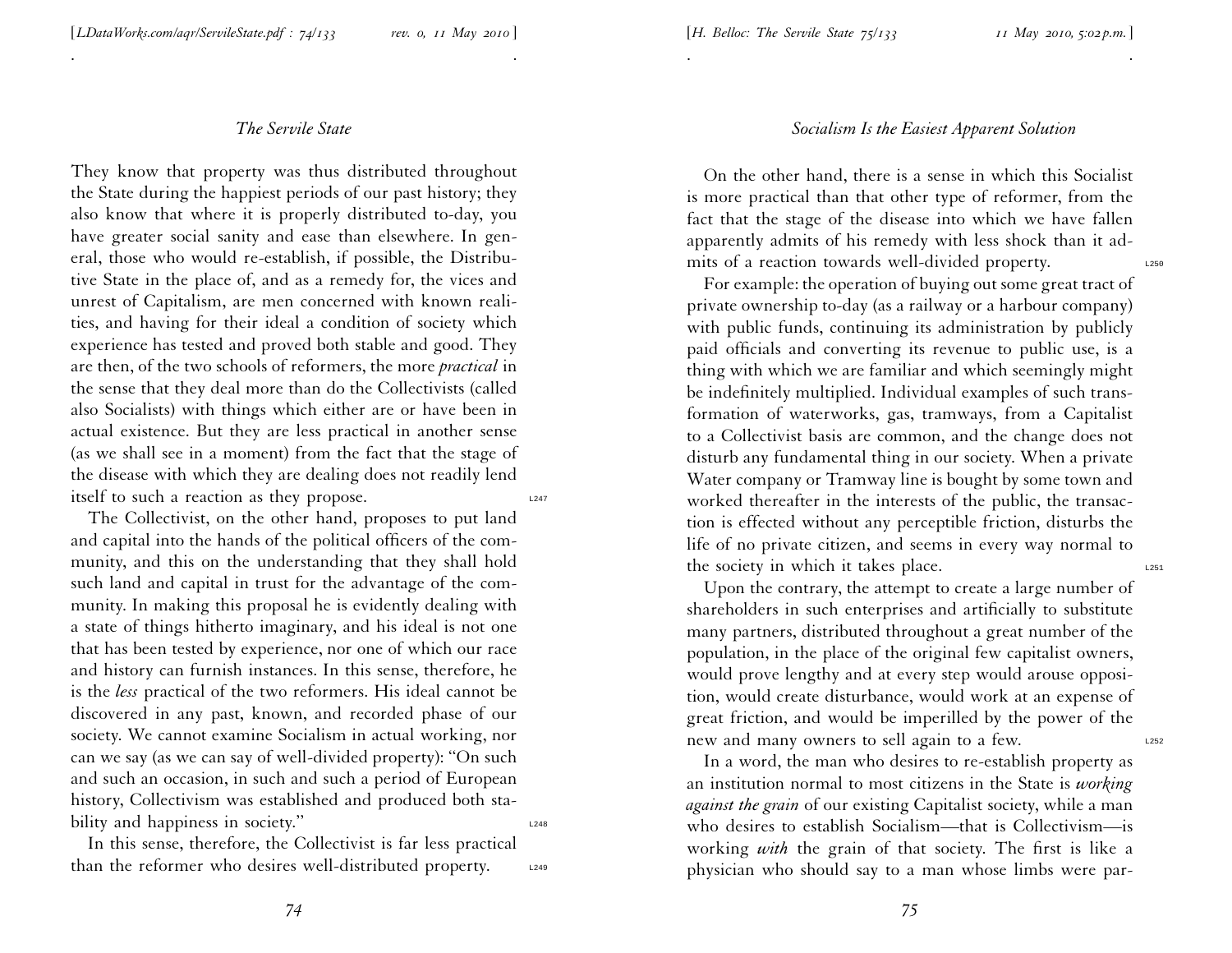They know that property was thus distributed throughout the State during the happiest periods of our past history; they also know that where it is properly distributed to-day, you have greater social sanity and ease than elsewhere. In general, those who would re-establish, if possible, the Distributive State in the place of, and as a remedy for, the vices and unrest of Capitalism, are men concerned with known realities, and having for their ideal a condition of society which experience has tested and proved both stable and good. They are then, of the two schools of reformers, the more *practical* in the sense that they deal more than do the Collectivists (called also Socialists) with things which either are or have been in actual existence. But they are less practical in another sense (as we shall see in a moment) from the fact that the stage of the disease with which they are dealing does not readily lend itself to such a reaction as they propose.

The Collectivist, on the other hand, proposes to put land and capital into the hands of the political officers of the community, and this on the understanding that they shall hold such land and capital in trust for the advantage of the community. In making this proposal he is evidently dealing with a state of things hitherto imaginary, and his ideal is not one that has been tested by experience, nor one of which our race and history can furnish instances. In this sense, therefore, he is the *less* practical of the two reformers. His ideal cannot be discovered in any past, known, and recorded phase of our society. We cannot examine Socialism in actual working, nor can we say (as we can say of well-divided property): "On such and such an occasion, in such and such a period of European history, Collectivism was established and produced both stability and happiness in society."

In this sense, therefore, the Collectivist is far less practical than the reformer who desires well-distributed property.

On the other hand, there is a sense in which this Socialist is more practical than that other type of reformer, from the fact that the stage of the disease into which we have fallen apparently admits of his remedy with less shock than it admits of a reaction towards well-divided property.

For example: the operation of buying out some great tract of private ownership to-day (as a railway or a harbour company) with public funds, continuing its administration by publicly paid officials and converting its revenue to public use, is a thing with which we are familiar and which seemingly might be indefinitely multiplied. Individual examples of such transformation of waterworks, gas, tramways, from a Capitalist to a Collectivist basis are common, and the change does not disturb any fundamental thing in our society. When a private Water company or Tramway line is bought by some town and worked thereafter in the interests of the public, the transaction is effected without any perceptible friction, disturbs the life of no private citizen, and seems in every way normal to the society in which it takes place.

Upon the contrary, the attempt to create a large number of shareholders in such enterprises and artificially to substitute many partners, distributed throughout a great number of the population, in the place of the original few capitalist owners, would prove lengthy and at every step would arouse opposition, would create disturbance, would work at an expense of great friction, and would be imperilled by the power of the new and many owners to sell again to a few.

In a word, the man who desires to re-establish property as an institution normal to most citizens in the State is *working against the grain* of our existing Capitalist society, while a man who desires to establish Socialism—that is Collectivism—is working *with* the grain of that society. The first is like a physician who should say to a man whose limbs were par-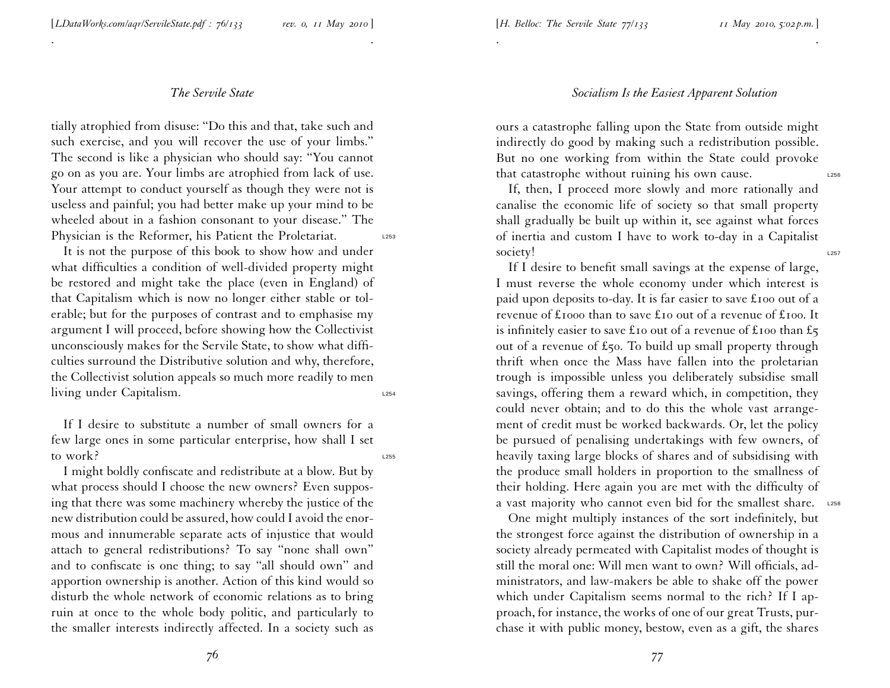tially atrophied from disuse: "Do this and that, take such and such exercise, and you will recover the use of your limbs." The second is like a physician who should say: "You cannot go on as you are. Your limbs are atrophied from lack of use. Your attempt to conduct yourself as though they were not is useless and painful; you had better make up your mind to be wheeled about in a fashion consonant to your disease." The Physician is the Reformer, his Patient the Proletariat.

It is not the purpose of this book to show how and under what difficulties a condition of well-divided property might be restored and might take the place (even in England) of that Capitalism which is now no longer either stable or tolerable; but for the purposes of contrast and to emphasise my argument I will proceed, before showing how the Collectivist unconsciously makes for the Servile State, to show what difficulties surround the Distributive solution and why, therefore, the Collectivist solution appeals so much more readily to men living under Capitalism.

If I desire to substitute a number of small owners for a few large ones in some particular enterprise, how shall I set to work?

I might boldly confiscate and redistribute at a blow. But by what process should I choose the new owners? Even supposing that there was some machinery whereby the justice of the new distribution could be assured, how could I avoid the enormous and innumerable separate acts of injustice that would attach to general redistributions? To say "none shall own" and to confiscate is one thing; to say "all should own" and apportion ownership is another. Action of this kind would so disturb the whole network of economic relations as to bring ruin at once to the whole body politic, and particularly to the smaller interests indirectly affected. In a society such as ours a catastrophe falling upon the State from outside might indirectly do good by making such a redistribution possible. But no one working from within the State could provoke that catastrophe without ruining his own cause.

If, then, I proceed more slowly and more rationally and canalise the economic life of society so that small property shall gradually be built up within it, see against what forces of inertia and custom I have to work to-day in a Capitalist society!

If I desire to benefit small savings at the expense of large, I must reverse the whole economy under which interest is paid upon deposits to-day. It is far easier to save £100 out of a revenue of £1000 than to save £10 out of a revenue of £100. It is infinitely easier to save £10 out of a revenue of £100 than £5 out of a revenue of £50. To build up small property through thrift when once the Mass have fallen into the proletarian trough is impossible unless you deliberately subsidise small savings, offering them a reward which, in competition, they could never obtain; and to do this the whole vast arrangement of credit must be worked backwards. Or, let the policy be pursued of penalising undertakings with few owners, of heavily taxing large blocks of shares and of subsidising with the produce small holders in proportion to the smallness of their holding. Here again you are met with the difficulty of a vast majority who cannot even bid for the smallest share.

One might multiply instances of the sort indefinitely, but the strongest force against the distribution of ownership in a society already permeated with Capitalist modes of thought is still the moral one: Will men want to own? Will officials, administrators, and law-makers be able to shake off the power which under Capitalism seems normal to the rich? If I approach, for instance, the works of one of our great Trusts, purchase it with public money, bestow, even as a gift, the shares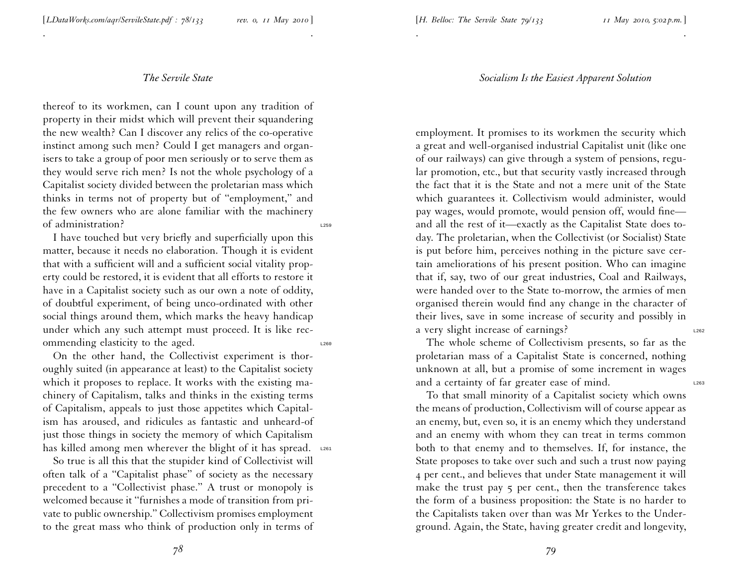thereof to its workmen, can I count upon any tradition of property in their midst which will prevent their squandering the new wealth? Can I discover any relics of the co-operative instinct among such men? Could I get managers and organisers to take a group of poor men seriously or to serve them as they would serve rich men? Is not the whole psychology of a Capitalist society divided between the proletarian mass which thinks in terms not of property but of "employment," and the few owners who are alone familiar with the machinery of administration?

I have touched but very briefly and superficially upon this matter, because it needs no elaboration. Though it is evident that with a sufficient will and a sufficient social vitality property could be restored, it is evident that all efforts to restore it have in a Capitalist society such as our own a note of oddity, of doubtful experiment, of being unco-ordinated with other social things around them, which marks the heavy handicap under which any such attempt must proceed. It is like recommending elasticity to the aged.

On the other hand, the Collectivist experiment is thoroughly suited (in appearance at least) to the Capitalist society which it proposes to replace. It works with the existing machinery of Capitalism, talks and thinks in the existing terms of Capitalism, appeals to just those appetites which Capitalism has aroused, and ridicules as fantastic and unheard-of just those things in society the memory of which Capitalism has killed among men wherever the blight of it has spread.

So true is all this that the stupider kind of Collectivist will often talk of a "Capitalist phase" of society as the necessary precedent to a "Collectivist phase." A trust or monopoly is welcomed because it "furnishes a mode of transition from private to public ownership." Collectivism promises employment to the great mass who think of production only in terms of employment. It promises to its workmen the security which a great and well-organised industrial Capitalist unit (like one of our railways) can give through a system of pensions, regular promotion, etc., but that security vastly increased through the fact that it is the State and not a mere unit of the State which guarantees it. Collectivism would administer, would pay wages, would promote, would pension off, would fine—and all the rest of it—exactly as the Capitalist State does today. The proletarian, when the Collectivist (or Socialist) State is put before him, perceives nothing in the picture save certain ameliorations of his present position. Who can imagine that if, say, two of our great industries, Coal and Railways, were handed over to the State to-morrow, the armies of men organised therein would find any change in the character of their lives, save in some increase of security and possibly in a very slight increase of earnings?

The whole scheme of Collectivism presents, so far as the proletarian mass of a Capitalist State is concerned, nothing unknown at all, but a promise of some increment in wages and a certainty of far greater ease of mind.

To that small minority of a Capitalist society which owns the means of production, Collectivism will of course appear as an enemy, but, even so, it is an enemy which they understand and an enemy with whom they can treat in terms common both to that enemy and to themselves. If, for instance, the State proposes to take over such and such a trust now paying 4 per cent., and believes that under State management it will make the trust pay 5 per cent., then the transference takes the form of a business proposition: the State is no harder to the Capitalists taken over than was Mr Yerkes to the Underground. Again, the State, having greater credit and longevity,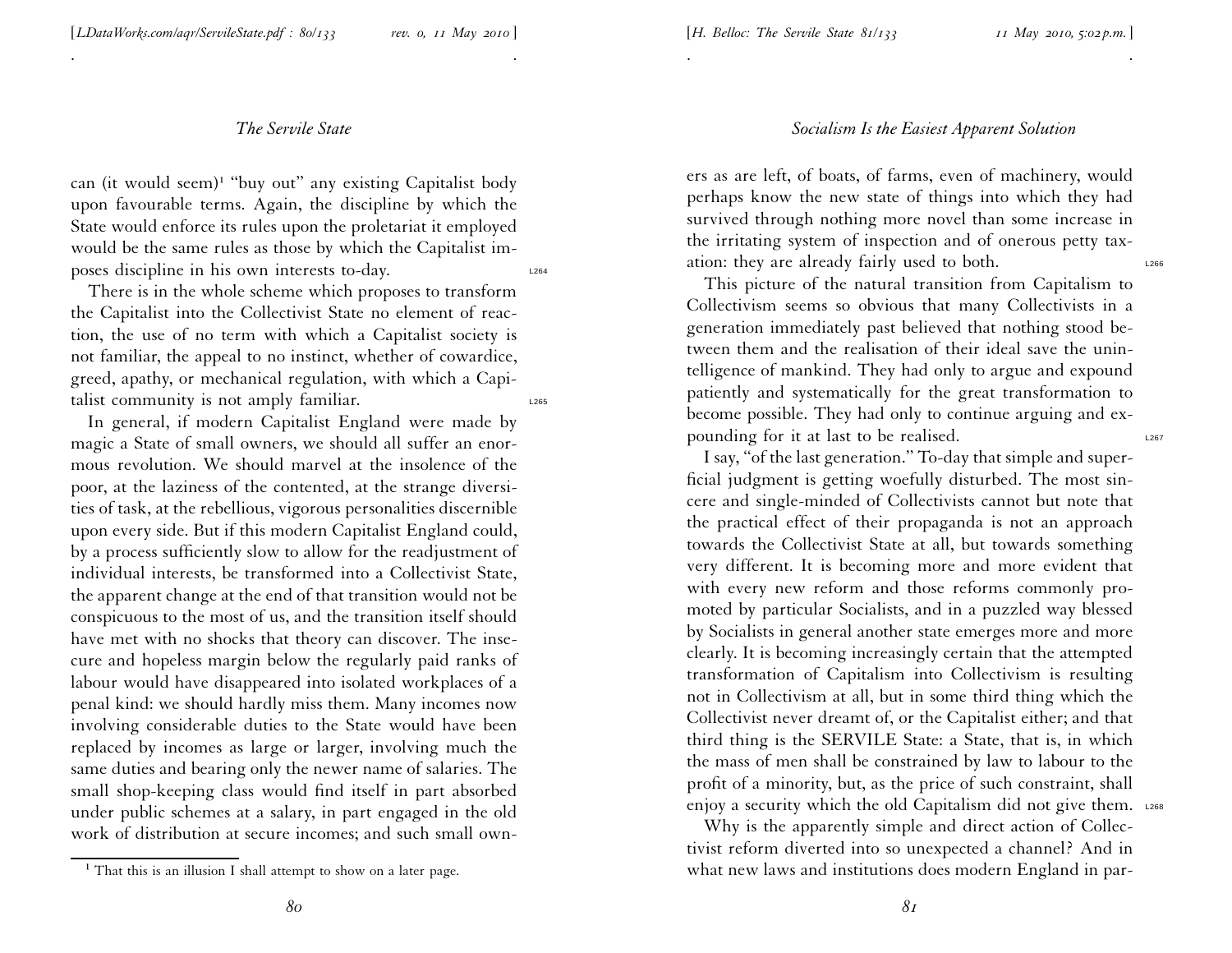can (it would seem)[1] "buy out" any existing Capitalist body upon favourable terms. Again, the discipline by which the State would enforce its rules upon the proletariat it employed would be the same rules as those by which the Capitalist imposes discipline in his own interests to-day.

There is in the whole scheme which proposes to transform the Capitalist into the Collectivist State no element of reaction, the use of no term with which a Capitalist society is not familiar, the appeal to no instinct, whether of cowardice, greed, apathy, or mechanical regulation, with which a Capitalist community is not amply familiar.

In general, if modern Capitalist England were made by magic a State of small owners, we should all suffer an enormous revolution. We should marvel at the insolence of the poor, at the laziness of the contented, at the strange diversities of task, at the rebellious, vigorous personalities discernible upon every side. But if this modern Capitalist England could, by a process sufficiently slow to allow for the readjustment of individual interests, be transformed into a Collectivist State, the apparent change at the end of that transition would not be conspicuous to the most of us, and the transition itself should have met with no shocks that theory can discover. The insecure and hopeless margin below the regularly paid ranks of labour would have disappeared into isolated workplaces of a penal kind: we should hardly miss them. Many incomes now involving considerable duties to the State would have been replaced by incomes as large or larger, involving much the same duties and bearing only the newer name of salaries. The small shop-keeping class would find itself in part absorbed under public schemes at a salary, in part engaged in the old work of distribution at secure incomes; and such small owners as are left, of boats, of farms, even of machinery, would perhaps know the new state of things into which they had survived through nothing more novel than some increase in the irritating system of inspection and of onerous petty taxation: they are already fairly used to both.

This picture of the natural transition from Capitalism to Collectivism seems so obvious that many Collectivists in a generation immediately past believed that nothing stood between them and the realisation of their ideal save the unintelligence of mankind. They had only to argue and expound patiently and systematically for the great transformation to become possible. They had only to continue arguing and expounding for it at last to be realised.

I say, "of the last generation." To-day that simple and superficial judgment is getting woefully disturbed. The most sincere and single-minded of Collectivists cannot but note that the practical effect of their propaganda is not an approach towards the Collectivist State at all, but towards something very different. It is becoming more and more evident that with every new reform and those reforms commonly promoted by particular Socialists, and in a puzzled way blessed by Socialists in general another state emerges more and more clearly. It is becoming increasingly certain that the attempted transformation of Capitalism into Collectivism is resulting not in Collectivism at all, but in some third thing which the Collectivist never dreamt of, or the Capitalist either; and that third thing is the SERVILE State: a State, that is, in which the mass of men shall be constrained by law to labour to the profit of a minority, but, as the price of such constraint, shall enjoy a security which the old Capitalism did not give them.

Why is the apparently simple and direct action of Collectivist reform diverted into so unexpected a channel? And in what new laws and institutions does modern England in par-

[1] That this is an illusion I shall attempt to show on a later page.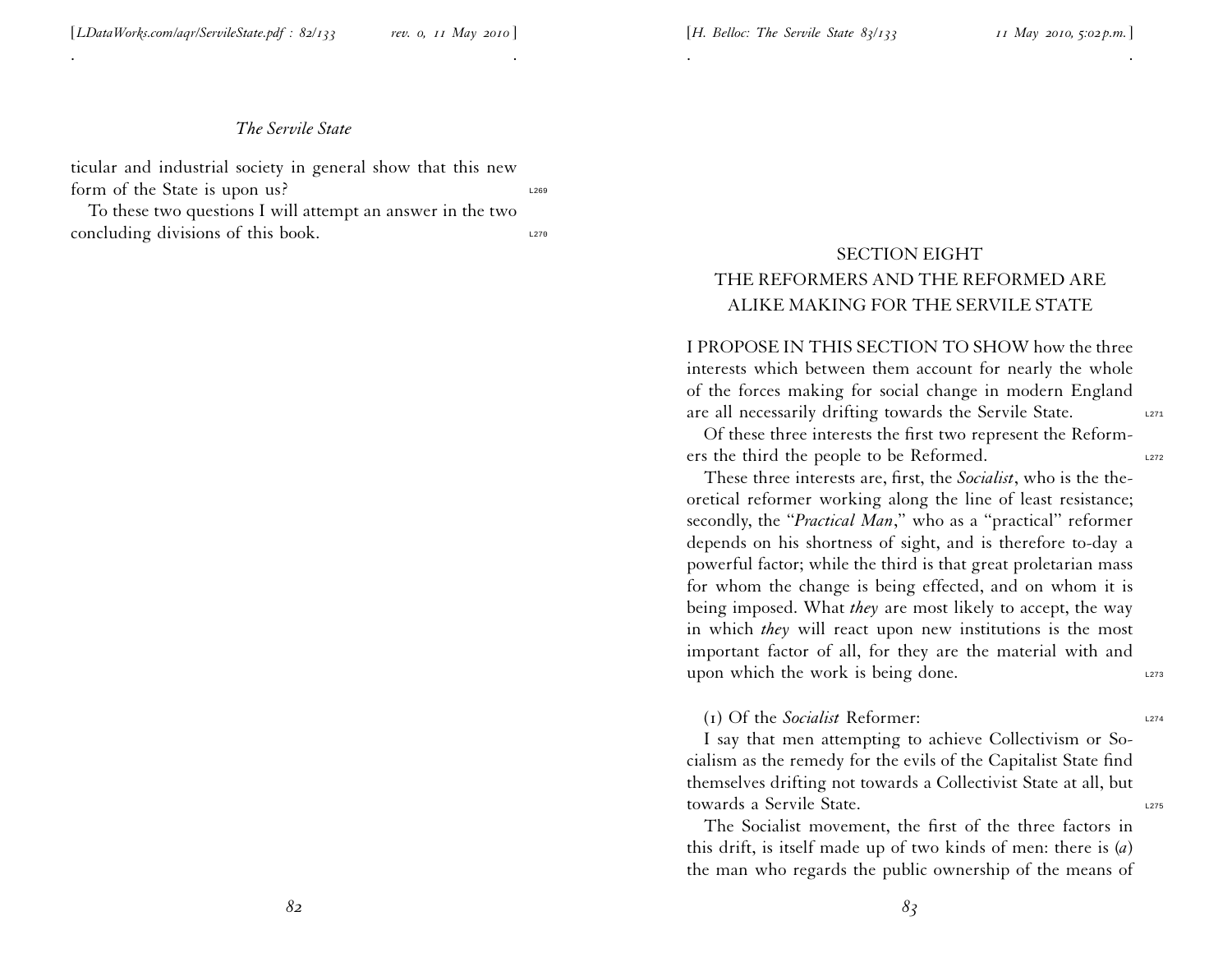ticular and industrial society in general show that this new form of the State is upon us?

To these two questions I will attempt an answer in the two concluding divisions of this book.

## SECTION EIGHT
## THE REFORMERS AND THE REFORMED ARE ALIKE MAKING FOR THE SERVILE STATE

I PROPOSE IN THIS SECTION TO SHOW how the three interests which between them account for nearly the whole of the forces making for social change in modern England are all necessarily drifting towards the Servile State.

Of these three interests the first two represent the Reformers the third the people to be Reformed.

These three interests are, first, the *Socialist*, who is the theoretical reformer working along the line of least resistance; secondly, the "*Practical Man*," who as a "practical" reformer depends on his shortness of sight, and is therefore to-day a powerful factor; while the third is that great proletarian mass for whom the change is being effected, and on whom it is being imposed. What *they* are most likely to accept, the way in which *they* will react upon new institutions is the most important factor of all, for they are the material with and upon which the work is being done.

(1) Of the *Socialist* Reformer:

I say that men attempting to achieve Collectivism or Socialism as the remedy for the evils of the Capitalist State find themselves drifting not towards a Collectivist State at all, but towards a Servile State.

The Socialist movement, the first of the three factors in this drift, is itself made up of two kinds of men: there is (*a*) the man who regards the public ownership of the means of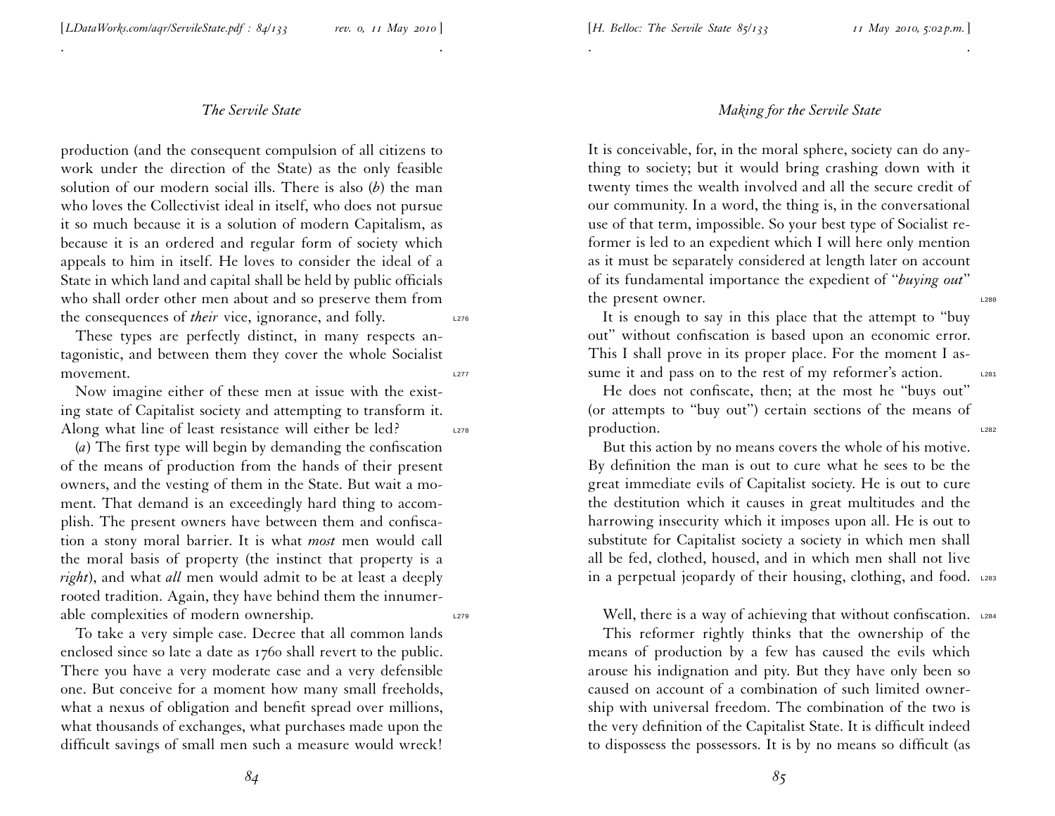production (and the consequent compulsion of all citizens to work under the direction of the State) as the only feasible solution of our modern social ills. There is also (*b*) the man who loves the Collectivist ideal in itself, who does not pursue it so much because it is a solution of modern Capitalism, as because it is an ordered and regular form of society which appeals to him in itself. He loves to consider the ideal of a State in which land and capital shall be held by public officials who shall order other men about and so preserve them from the consequences of *their* vice, ignorance, and folly.

These types are perfectly distinct, in many respects antagonistic, and between them they cover the whole Socialist movement.

Now imagine either of these men at issue with the existing state of Capitalist society and attempting to transform it. Along what line of least resistance will either be led?

(*a*) The first type will begin by demanding the confiscation of the means of production from the hands of their present owners, and the vesting of them in the State. But wait a moment. That demand is an exceedingly hard thing to accomplish. The present owners have between them and confiscation a stony moral barrier. It is what *most* men would call the moral basis of property (the instinct that property is a *right*), and what *all* men would admit to be at least a deeply rooted tradition. Again, they have behind them the innumerable complexities of modern ownership.

To take a very simple case. Decree that all common lands enclosed since so late a date as 1760 shall revert to the public. There you have a very moderate case and a very defensible one. But conceive for a moment how many small freeholds, what a nexus of obligation and benefit spread over millions, what thousands of exchanges, what purchases made upon the difficult savings of small men such a measure would wreck! It is conceivable, for, in the moral sphere, society can do anything to society; but it would bring crashing down with it twenty times the wealth involved and all the secure credit of our community. In a word, the thing is, in the conversational use of that term, impossible. So your best type of Socialist reformer is led to an expedient which I will here only mention as it must be separately considered at length later on account of its fundamental importance the expedient of "*buying out*" the present owner.

It is enough to say in this place that the attempt to "buy out" without confiscation is based upon an economic error. This I shall prove in its proper place. For the moment I assume it and pass on to the rest of my reformer's action.

He does not confiscate, then; at the most he "buys out" (or attempts to "buy out") certain sections of the means of production.

But this action by no means covers the whole of his motive. By definition the man is out to cure what he sees to be the great immediate evils of Capitalist society. He is out to cure the destitution which it causes in great multitudes and the harrowing insecurity which it imposes upon all. He is out to substitute for Capitalist society a society in which men shall all be fed, clothed, housed, and in which men shall not live in a perpetual jeopardy of their housing, clothing, and food.

Well, there is a way of achieving that without confiscation.

This reformer rightly thinks that the ownership of the means of production by a few has caused the evils which arouse his indignation and pity. But they have only been so caused on account of a combination of such limited ownership with universal freedom. The combination of the two is the very definition of the Capitalist State. It is difficult indeed to dispossess the possessors. It is by no means so difficult (as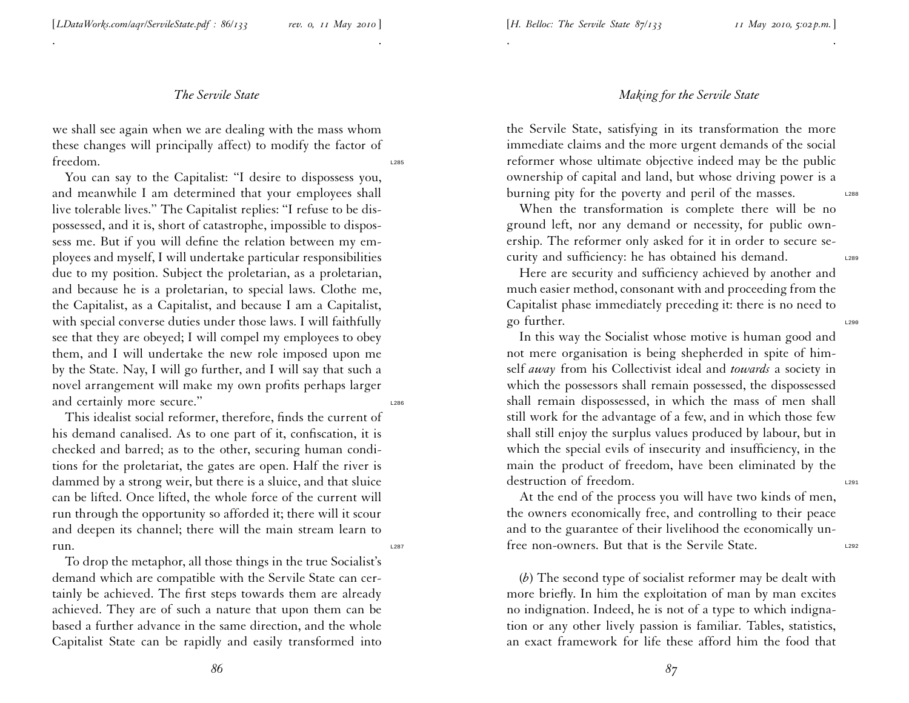we shall see again when we are dealing with the mass whom these changes will principally affect) to modify the factor of freedom.

You can say to the Capitalist: "I desire to dispossess you, and meanwhile I am determined that your employees shall live tolerable lives." The Capitalist replies: "I refuse to be dispossessed, and it is, short of catastrophe, impossible to dispossess me. But if you will define the relation between my employees and myself, I will undertake particular responsibilities due to my position. Subject the proletarian, as a proletarian, and because he is a proletarian, to special laws. Clothe me, the Capitalist, as a Capitalist, and because I am a Capitalist, with special converse duties under those laws. I will faithfully see that they are obeyed; I will compel my employees to obey them, and I will undertake the new role imposed upon me by the State. Nay, I will go further, and I will say that such a novel arrangement will make my own profits perhaps larger and certainly more secure."

This idealist social reformer, therefore, finds the current of his demand canalised. As to one part of it, confiscation, it is checked and barred; as to the other, securing human conditions for the proletariat, the gates are open. Half the river is dammed by a strong weir, but there is a sluice, and that sluice can be lifted. Once lifted, the whole force of the current will run through the opportunity so afforded it; there will it scour and deepen its channel; there will the main stream learn to run.

To drop the metaphor, all those things in the true Socialist's demand which are compatible with the Servile State can certainly be achieved. The first steps towards them are already achieved. They are of such a nature that upon them can be based a further advance in the same direction, and the whole Capitalist State can be rapidly and easily transformed into the Servile State, satisfying in its transformation the more immediate claims and the more urgent demands of the social reformer whose ultimate objective indeed may be the public ownership of capital and land, but whose driving power is a burning pity for the poverty and peril of the masses.

When the transformation is complete there will be no ground left, nor any demand or necessity, for public ownership. The reformer only asked for it in order to secure security and sufficiency: he has obtained his demand.

Here are security and sufficiency achieved by another and much easier method, consonant with and proceeding from the Capitalist phase immediately preceding it: there is no need to go further.

In this way the Socialist whose motive is human good and not mere organisation is being shepherded in spite of himself *away* from his Collectivist ideal and *towards* a society in which the possessors shall remain possessed, the dispossessed shall remain dispossessed, in which the mass of men shall still work for the advantage of a few, and in which those few shall still enjoy the surplus values produced by labour, but in which the special evils of insecurity and insufficiency, in the main the product of freedom, have been eliminated by the destruction of freedom.

At the end of the process you will have two kinds of men, the owners economically free, and controlling to their peace and to the guarantee of their livelihood the economically unfree non-owners. But that is the Servile State.

(*b*) The second type of socialist reformer may be dealt with more briefly. In him the exploitation of man by man excites no indignation. Indeed, he is not of a type to which indignation or any other lively passion is familiar. Tables, statistics, an exact framework for life these afford him the food that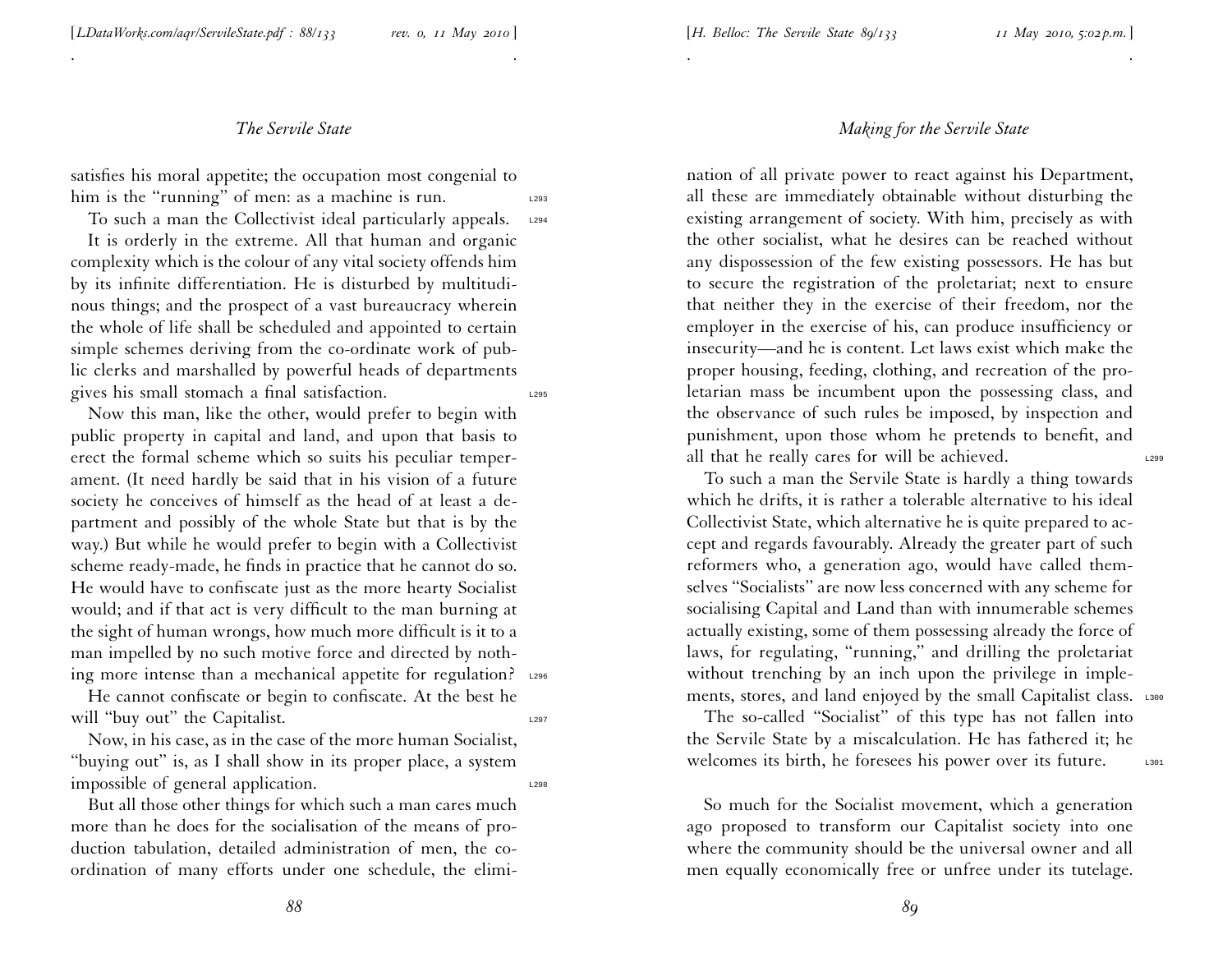satisfies his moral appetite; the occupation most congenial to him is the "running" of men: as a machine is run.

To such a man the Collectivist ideal particularly appeals. It is orderly in the extreme. All that human and organic complexity which is the colour of any vital society offends him by its infinite differentiation. He is disturbed by multitudinous things; and the prospect of a vast bureaucracy wherein the whole of life shall be scheduled and appointed to certain simple schemes deriving from the co-ordinate work of public clerks and marshalled by powerful heads of departments gives his small stomach a final satisfaction.

Now this man, like the other, would prefer to begin with public property in capital and land, and upon that basis to erect the formal scheme which so suits his peculiar temperament. (It need hardly be said that in his vision of a future society he conceives of himself as the head of at least a department and possibly of the whole State but that is by the way.) But while he would prefer to begin with a Collectivist scheme ready-made, he finds in practice that he cannot do so. He would have to confiscate just as the more hearty Socialist would; and if that act is very difficult to the man burning at the sight of human wrongs, how much more difficult is it to a man impelled by no such motive force and directed by nothing more intense than a mechanical appetite for regulation?

He cannot confiscate or begin to confiscate. At the best he will "buy out" the Capitalist.

Now, in his case, as in the case of the more human Socialist, "buying out" is, as I shall show in its proper place, a system impossible of general application.

But all those other things for which such a man cares much more than he does for the socialisation of the means of production tabulation, detailed administration of men, the co-ordination of many efforts under one schedule, the elimination of all private power to react against his Department, all these are immediately obtainable without disturbing the existing arrangement of society. With him, precisely as with the other socialist, what he desires can be reached without any dispossession of the few existing possessors. He has but to secure the registration of the proletariat; next to ensure that neither they in the exercise of their freedom, nor the employer in the exercise of his, can produce insufficiency or insecurity—and he is content. Let laws exist which make the proper housing, feeding, clothing, and recreation of the proletarian mass be incumbent upon the possessing class, and the observance of such rules be imposed, by inspection and punishment, upon those whom he pretends to benefit, and all that he really cares for will be achieved.

To such a man the Servile State is hardly a thing towards which he drifts, it is rather a tolerable alternative to his ideal Collectivist State, which alternative he is quite prepared to accept and regards favourably. Already the greater part of such reformers who, a generation ago, would have called themselves "Socialists" are now less concerned with any scheme for socialising Capital and Land than with innumerable schemes actually existing, some of them possessing already the force of laws, for regulating, "running," and drilling the proletariat without trenching by an inch upon the privilege in implements, stores, and land enjoyed by the small Capitalist class.

The so-called "Socialist" of this type has not fallen into the Servile State by a miscalculation. He has fathered it; he welcomes its birth, he foresees his power over its future.

So much for the Socialist movement, which a generation ago proposed to transform our Capitalist society into one where the community should be the universal owner and all men equally economically free or unfree under its tutelage.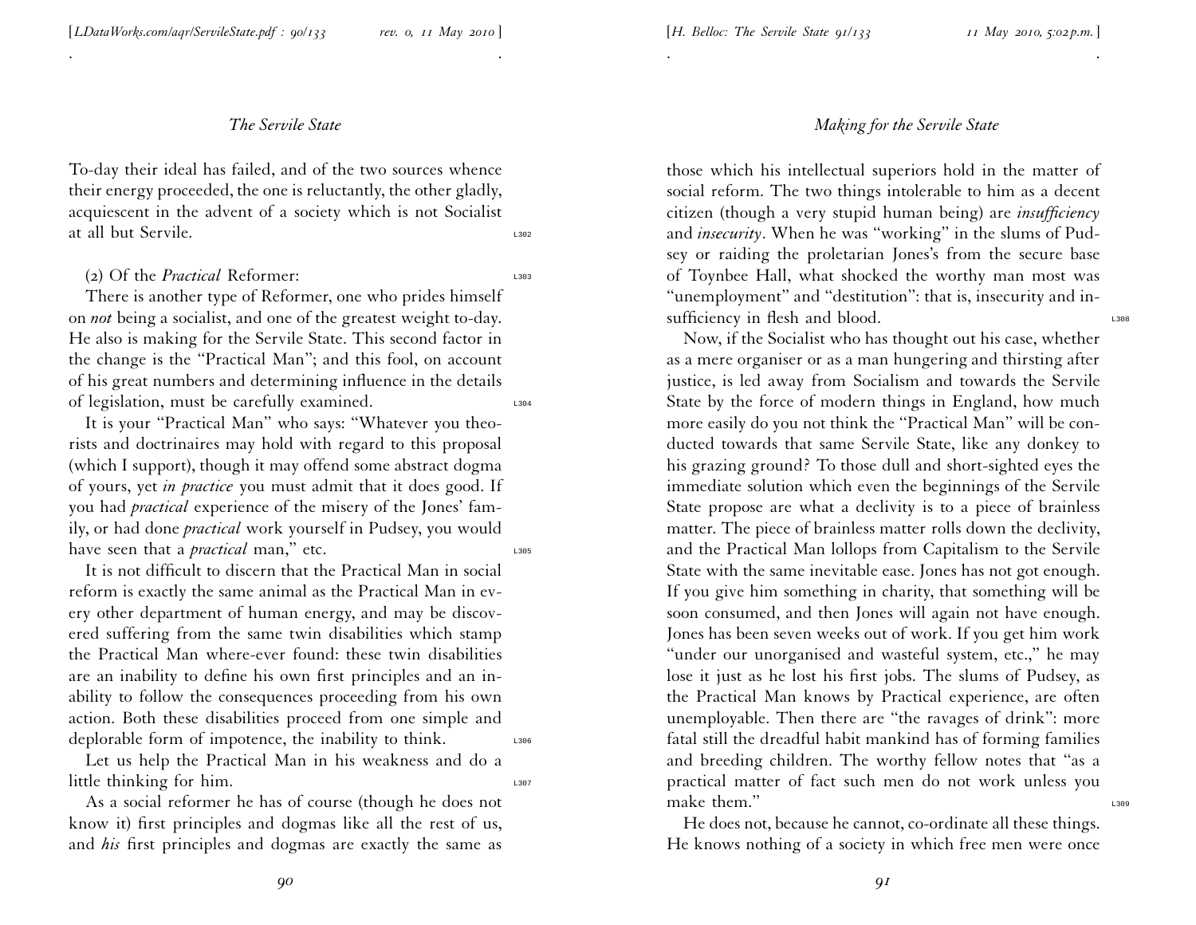To-day their ideal has failed, and of the two sources whence their energy proceeded, the one is reluctantly, the other gladly, acquiescent in the advent of a society which is not Socialist at all but Servile.

(2) Of the *Practical* Reformer:

There is another type of Reformer, one who prides himself on *not* being a socialist, and one of the greatest weight to-day. He also is making for the Servile State. This second factor in the change is the "Practical Man"; and this fool, on account of his great numbers and determining influence in the details of legislation, must be carefully examined.

It is your "Practical Man" who says: "Whatever you theorists and doctrinaires may hold with regard to this proposal (which I support), though it may offend some abstract dogma of yours, yet *in practice* you must admit that it does good. If you had *practical* experience of the misery of the Jones' family, or had done *practical* work yourself in Pudsey, you would have seen that a *practical* man," etc.

It is not difficult to discern that the Practical Man in social reform is exactly the same animal as the Practical Man in every other department of human energy, and may be discovered suffering from the same twin disabilities which stamp the Practical Man where-ever found: these twin disabilities are an inability to define his own first principles and an inability to follow the consequences proceeding from his own action. Both these disabilities proceed from one simple and deplorable form of impotence, the inability to think.

Let us help the Practical Man in his weakness and do a little thinking for him.

As a social reformer he has of course (though he does not know it) first principles and dogmas like all the rest of us, and *his* first principles and dogmas are exactly the same as those which his intellectual superiors hold in the matter of social reform. The two things intolerable to him as a decent citizen (though a very stupid human being) are *insufficiency* and *insecurity*. When he was "working" in the slums of Pudsey or raiding the proletarian Jones's from the secure base of Toynbee Hall, what shocked the worthy man most was "unemployment" and "destitution": that is, insecurity and insufficiency in flesh and blood.

Now, if the Socialist who has thought out his case, whether as a mere organiser or as a man hungering and thirsting after justice, is led away from Socialism and towards the Servile State by the force of modern things in England, how much more easily do you not think the "Practical Man" will be conducted towards that same Servile State, like any donkey to his grazing ground? To those dull and short-sighted eyes the immediate solution which even the beginnings of the Servile State propose are what a declivity is to a piece of brainless matter. The piece of brainless matter rolls down the declivity, and the Practical Man lollops from Capitalism to the Servile State with the same inevitable ease. Jones has not got enough. If you give him something in charity, that something will be soon consumed, and then Jones will again not have enough. Jones has been seven weeks out of work. If you get him work "under our unorganised and wasteful system, etc.," he may lose it just as he lost his first jobs. The slums of Pudsey, as the Practical Man knows by Practical experience, are often unemployable. Then there are "the ravages of drink": more fatal still the dreadful habit mankind has of forming families and breeding children. The worthy fellow notes that "as a practical matter of fact such men do not work unless you make them."

He does not, because he cannot, co-ordinate all these things. He knows nothing of a society in which free men were once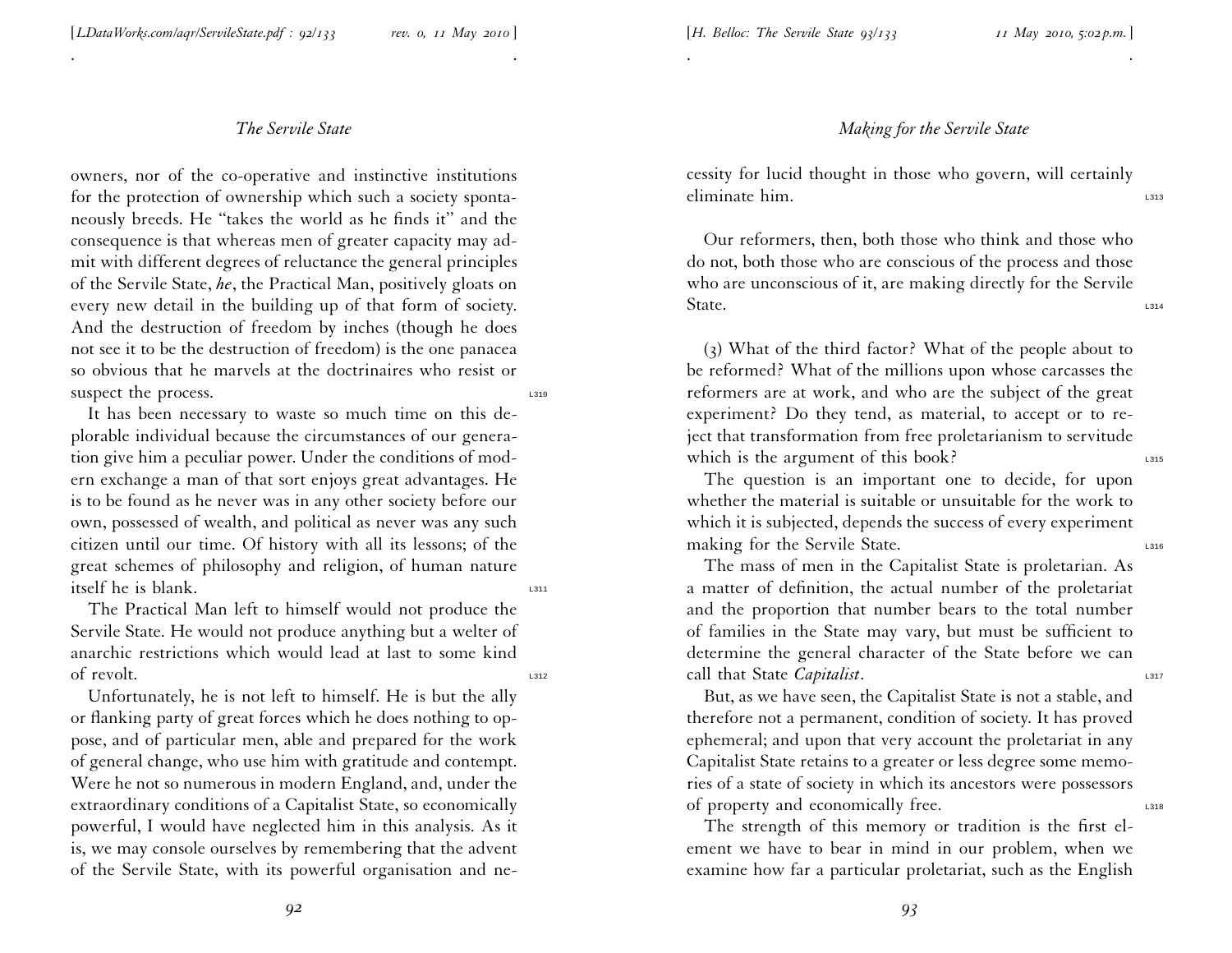owners, nor of the co-operative and instinctive institutions for the protection of ownership which such a society spontaneously breeds. He "takes the world as he finds it" and the consequence is that whereas men of greater capacity may admit with different degrees of reluctance the general principles of the Servile State, *he*, the Practical Man, positively gloats on every new detail in the building up of that form of society. And the destruction of freedom by inches (though he does not see it to be the destruction of freedom) is the one panacea so obvious that he marvels at the doctrinaires who resist or suspect the process.

It has been necessary to waste so much time on this deplorable individual because the circumstances of our generation give him a peculiar power. Under the conditions of modern exchange a man of that sort enjoys great advantages. He is to be found as he never was in any other society before our own, possessed of wealth, and political as never was any such citizen until our time. Of history with all its lessons; of the great schemes of philosophy and religion, of human nature itself he is blank.

The Practical Man left to himself would not produce the Servile State. He would not produce anything but a welter of anarchic restrictions which would lead at last to some kind of revolt.

Unfortunately, he is not left to himself. He is but the ally or flanking party of great forces which he does nothing to oppose, and of particular men, able and prepared for the work of general change, who use him with gratitude and contempt. Were he not so numerous in modern England, and, under the extraordinary conditions of a Capitalist State, so economically powerful, I would have neglected him in this analysis. As it is, we may console ourselves by remembering that the advent of the Servile State, with its powerful organisation and necessity for lucid thought in those who govern, will certainly eliminate him.

Our reformers, then, both those who think and those who do not, both those who are conscious of the process and those who are unconscious of it, are making directly for the Servile State.

(3) What of the third factor? What of the people about to be reformed? What of the millions upon whose carcasses the reformers are at work, and who are the subject of the great experiment? Do they tend, as material, to accept or to reject that transformation from free proletarianism to servitude which is the argument of this book?

The question is an important one to decide, for upon whether the material is suitable or unsuitable for the work to which it is subjected, depends the success of every experiment making for the Servile State.

The mass of men in the Capitalist State is proletarian. As a matter of definition, the actual number of the proletariat and the proportion that number bears to the total number of families in the State may vary, but must be sufficient to determine the general character of the State before we can call that State *Capitalist*.

But, as we have seen, the Capitalist State is not a stable, and therefore not a permanent, condition of society. It has proved ephemeral; and upon that very account the proletariat in any Capitalist State retains to a greater or less degree some memories of a state of society in which its ancestors were possessors of property and economically free.

The strength of this memory or tradition is the first element we have to bear in mind in our problem, when we examine how far a particular proletariat, such as the English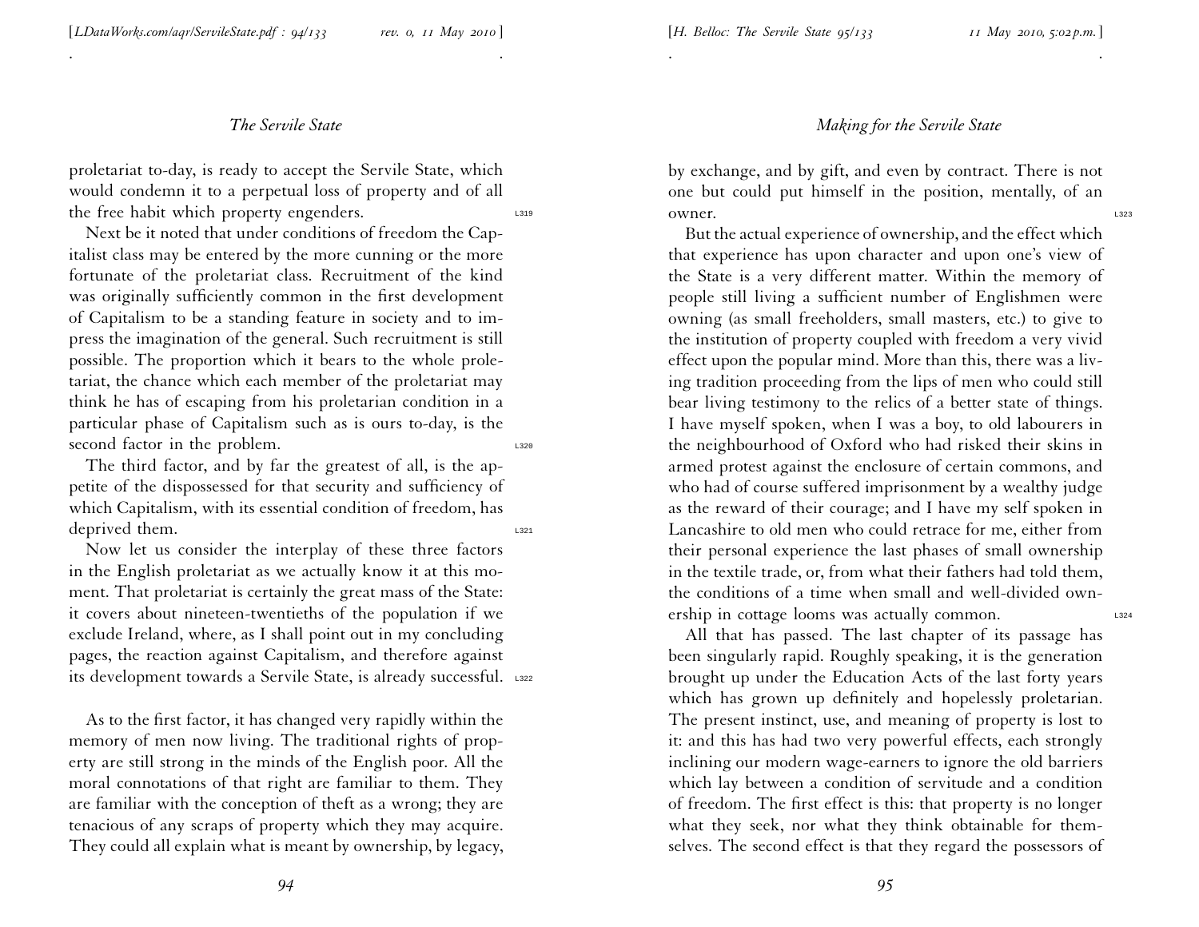proletariat to-day, is ready to accept the Servile State, which would condemn it to a perpetual loss of property and of all the free habit which property engenders.

Next be it noted that under conditions of freedom the Capitalist class may be entered by the more cunning or the more fortunate of the proletariat class. Recruitment of the kind was originally sufficiently common in the first development of Capitalism to be a standing feature in society and to impress the imagination of the general. Such recruitment is still possible. The proportion which it bears to the whole proletariat, the chance which each member of the proletariat may think he has of escaping from his proletarian condition in a particular phase of Capitalism such as is ours to-day, is the second factor in the problem.

The third factor, and by far the greatest of all, is the appetite of the dispossessed for that security and sufficiency of which Capitalism, with its essential condition of freedom, has deprived them.

Now let us consider the interplay of these three factors in the English proletariat as we actually know it at this moment. That proletariat is certainly the great mass of the State: it covers about nineteen-twentieths of the population if we exclude Ireland, where, as I shall point out in my concluding pages, the reaction against Capitalism, and therefore against its development towards a Servile State, is already successful.

As to the first factor, it has changed very rapidly within the memory of men now living. The traditional rights of property are still strong in the minds of the English poor. All the moral connotations of that right are familiar to them. They are familiar with the conception of theft as a wrong; they are tenacious of any scraps of property which they may acquire. They could all explain what is meant by ownership, by legacy, by exchange, and by gift, and even by contract. There is not one but could put himself in the position, mentally, of an owner.

But the actual experience of ownership, and the effect which that experience has upon character and upon one's view of the State is a very different matter. Within the memory of people still living a sufficient number of Englishmen were owning (as small freeholders, small masters, etc.) to give to the institution of property coupled with freedom a very vivid effect upon the popular mind. More than this, there was a living tradition proceeding from the lips of men who could still bear living testimony to the relics of a better state of things. I have myself spoken, when I was a boy, to old labourers in the neighbourhood of Oxford who had risked their skins in armed protest against the enclosure of certain commons, and who had of course suffered imprisonment by a wealthy judge as the reward of their courage; and I have my self spoken in Lancashire to old men who could retrace for me, either from their personal experience the last phases of small ownership in the textile trade, or, from what their fathers had told them, the conditions of a time when small and well-divided ownership in cottage looms was actually common.

All that has passed. The last chapter of its passage has been singularly rapid. Roughly speaking, it is the generation brought up under the Education Acts of the last forty years which has grown up definitely and hopelessly proletarian. The present instinct, use, and meaning of property is lost to it: and this has had two very powerful effects, each strongly inclining our modern wage-earners to ignore the old barriers which lay between a condition of servitude and a condition of freedom. The first effect is this: that property is no longer what they seek, nor what they think obtainable for themselves. The second effect is that they regard the possessors of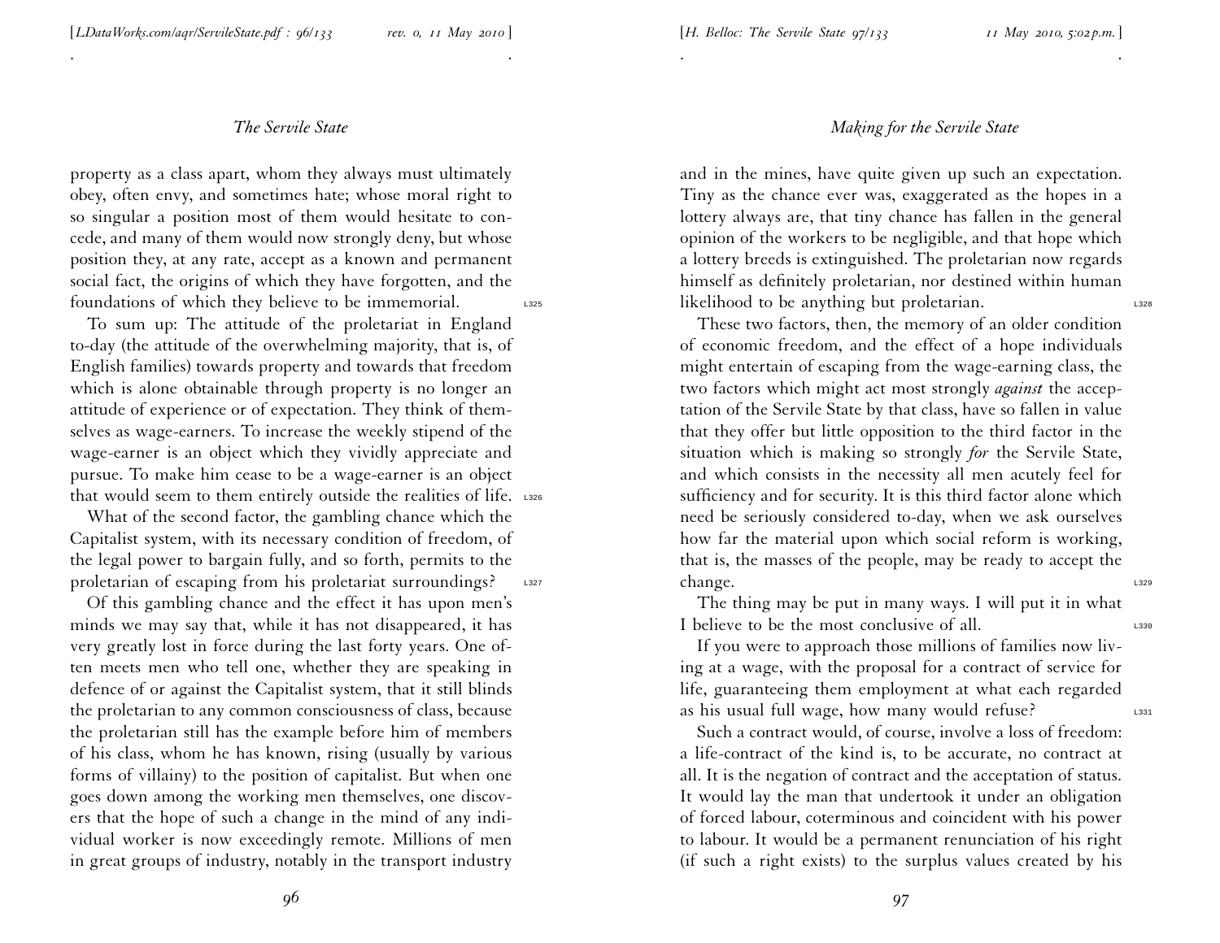property as a class apart, whom they always must ultimately obey, often envy, and sometimes hate; whose moral right to so singular a position most of them would hesitate to concede, and many of them would now strongly deny, but whose position they, at any rate, accept as a known and permanent social fact, the origins of which they have forgotten, and the foundations of which they believe to be immemorial.

To sum up: The attitude of the proletariat in England to-day (the attitude of the overwhelming majority, that is, of English families) towards property and towards that freedom which is alone obtainable through property is no longer an attitude of experience or of expectation. They think of themselves as wage-earners. To increase the weekly stipend of the wage-earner is an object which they vividly appreciate and pursue. To make him cease to be a wage-earner is an object that would seem to them entirely outside the realities of life.

What of the second factor, the gambling chance which the Capitalist system, with its necessary condition of freedom, of the legal power to bargain fully, and so forth, permits to the proletarian of escaping from his proletariat surroundings?

Of this gambling chance and the effect it has upon men's minds we may say that, while it has not disappeared, it has very greatly lost in force during the last forty years. One often meets men who tell one, whether they are speaking in defence of or against the Capitalist system, that it still blinds the proletarian to any common consciousness of class, because the proletarian still has the example before him of members of his class, whom he has known, rising (usually by various forms of villainy) to the position of capitalist. But when one goes down among the working men themselves, one discovers that the hope of such a change in the mind of any individual worker is now exceedingly remote. Millions of men in great groups of industry, notably in the transport industry and in the mines, have quite given up such an expectation. Tiny as the chance ever was, exaggerated as the hopes in a lottery always are, that tiny chance has fallen in the general opinion of the workers to be negligible, and that hope which a lottery breeds is extinguished. The proletarian now regards himself as definitely proletarian, nor destined within human likelihood to be anything but proletarian.

These two factors, then, the memory of an older condition of economic freedom, and the effect of a hope individuals might entertain of escaping from the wage-earning class, the two factors which might act most strongly *against* the acceptation of the Servile State by that class, have so fallen in value that they offer but little opposition to the third factor in the situation which is making so strongly *for* the Servile State, and which consists in the necessity all men acutely feel for sufficiency and for security. It is this third factor alone which need be seriously considered to-day, when we ask ourselves how far the material upon which social reform is working, that is, the masses of the people, may be ready to accept the change.

The thing may be put in many ways. I will put it in what I believe to be the most conclusive of all.

If you were to approach those millions of families now living at a wage, with the proposal for a contract of service for life, guaranteeing them employment at what each regarded as his usual full wage, how many would refuse?

Such a contract would, of course, involve a loss of freedom: a life-contract of the kind is, to be accurate, no contract at all. It is the negation of contract and the acceptation of status. It would lay the man that undertook it under an obligation of forced labour, coterminous and coincident with his power to labour. It would be a permanent renunciation of his right (if such a right exists) to the surplus values created by his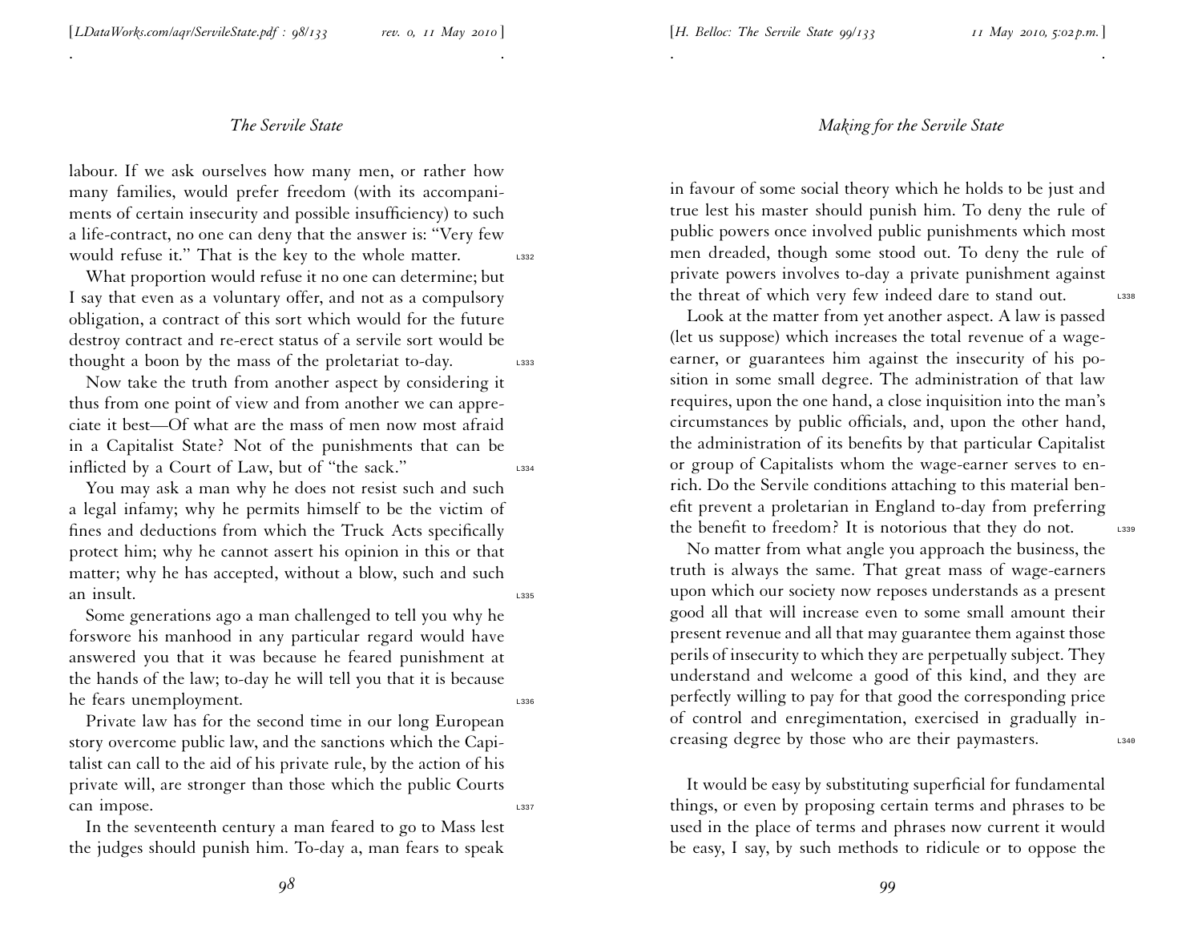labour. If we ask ourselves how many men, or rather how many families, would prefer freedom (with its accompaniments of certain insecurity and possible insufficiency) to such a life-contract, no one can deny that the answer is: "Very few would refuse it." That is the key to the whole matter.

What proportion would refuse it no one can determine; but I say that even as a voluntary offer, and not as a compulsory obligation, a contract of this sort which would for the future destroy contract and re-erect status of a servile sort would be thought a boon by the mass of the proletariat to-day.

Now take the truth from another aspect by considering it thus from one point of view and from another we can appreciate it best—Of what are the mass of men now most afraid in a Capitalist State? Not of the punishments that can be inflicted by a Court of Law, but of "the sack."

You may ask a man why he does not resist such and such a legal infamy; why he permits himself to be the victim of fines and deductions from which the Truck Acts specifically protect him; why he cannot assert his opinion in this or that matter; why he has accepted, without a blow, such and such an insult.

Some generations ago a man challenged to tell you why he forswore his manhood in any particular regard would have answered you that it was because he feared punishment at the hands of the law; to-day he will tell you that it is because he fears unemployment.

Private law has for the second time in our long European story overcome public law, and the sanctions which the Capitalist can call to the aid of his private rule, by the action of his private will, are stronger than those which the public Courts can impose.

In the seventeenth century a man feared to go to Mass lest the judges should punish him. To-day a, man fears to speak in favour of some social theory which he holds to be just and true lest his master should punish him. To deny the rule of public powers once involved public punishments which most men dreaded, though some stood out. To deny the rule of private powers involves to-day a private punishment against the threat of which very few indeed dare to stand out.

Look at the matter from yet another aspect. A law is passed (let us suppose) which increases the total revenue of a wage-earner, or guarantees him against the insecurity of his position in some small degree. The administration of that law requires, upon the one hand, a close inquisition into the man's circumstances by public officials, and, upon the other hand, the administration of its benefits by that particular Capitalist or group of Capitalists whom the wage-earner serves to enrich. Do the Servile conditions attaching to this material benefit prevent a proletarian in England to-day from preferring the benefit to freedom? It is notorious that they do not.

No matter from what angle you approach the business, the truth is always the same. That great mass of wage-earners upon which our society now reposes understands as a present good all that will increase even to some small amount their present revenue and all that may guarantee them against those perils of insecurity to which they are perpetually subject. They understand and welcome a good of this kind, and they are perfectly willing to pay for that good the corresponding price of control and enregimentation, exercised in gradually increasing degree by those who are their paymasters.

It would be easy by substituting superficial for fundamental things, or even by proposing certain terms and phrases to be used in the place of terms and phrases now current it would be easy, I say, by such methods to ridicule or to oppose the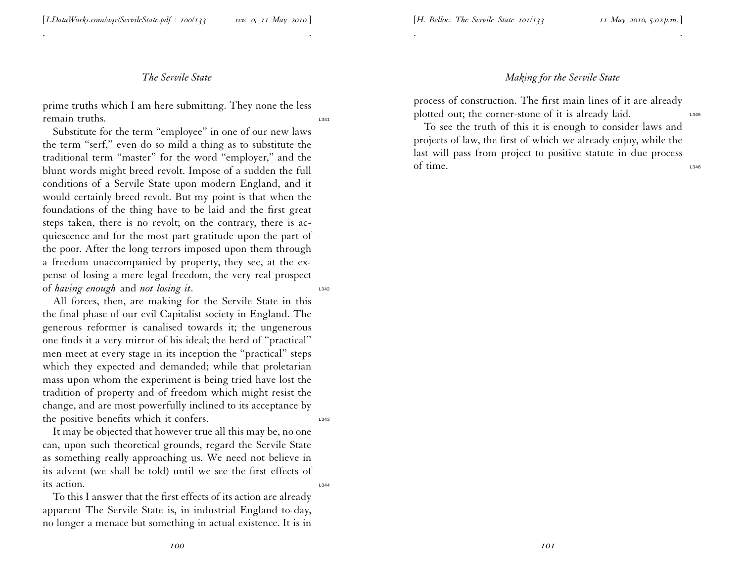prime truths which I am here submitting. They none the less remain truths.

Substitute for the term "employee" in one of our new laws the term "serf," even do so mild a thing as to substitute the traditional term "master" for the word "employer," and the blunt words might breed revolt. Impose of a sudden the full conditions of a Servile State upon modern England, and it would certainly breed revolt. But my point is that when the foundations of the thing have to be laid and the first great steps taken, there is no revolt; on the contrary, there is acquiescence and for the most part gratitude upon the part of the poor. After the long terrors imposed upon them through a freedom unaccompanied by property, they see, at the expense of losing a mere legal freedom, the very real prospect of *having enough* and *not losing it*.

All forces, then, are making for the Servile State in this the final phase of our evil Capitalist society in England. The generous reformer is canalised towards it; the ungenerous one finds it a very mirror of his ideal; the herd of "practical" men meet at every stage in its inception the "practical" steps which they expected and demanded; while that proletarian mass upon whom the experiment is being tried have lost the tradition of property and of freedom which might resist the change, and are most powerfully inclined to its acceptance by the positive benefits which it confers.

It may be objected that however true all this may be, no one can, upon such theoretical grounds, regard the Servile State as something really approaching us. We need not believe in its advent (we shall be told) until we see the first effects of its action.

To this I answer that the first effects of its action are already apparent The Servile State is, in industrial England to-day, no longer a menace but something in actual existence. It is in process of construction. The first main lines of it are already plotted out; the corner-stone of it is already laid.

To see the truth of this it is enough to consider laws and projects of law, the first of which we already enjoy, while the last will pass from project to positive statute in due process of time.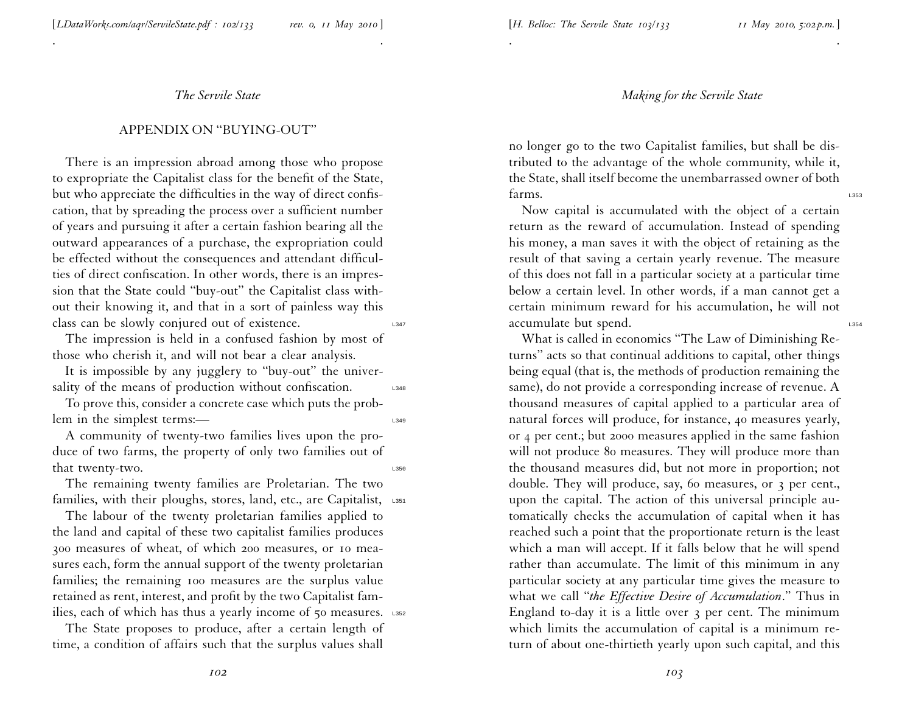## APPENDIX ON "BUYING-OUT"

There is an impression abroad among those who propose to expropriate the Capitalist class for the benefit of the State, but who appreciate the difficulties in the way of direct confiscation, that by spreading the process over a sufficient number of years and pursuing it after a certain fashion bearing all the outward appearances of a purchase, the expropriation could be effected without the consequences and attendant difficulties of direct confiscation. In other words, there is an impression that the State could "buy-out" the Capitalist class without their knowing it, and that in a sort of painless way this class can be slowly conjured out of existence.

The impression is held in a confused fashion by most of those who cherish it, and will not bear a clear analysis.

It is impossible by any jugglery to "buy-out" the universality of the means of production without confiscation.

To prove this, consider a concrete case which puts the problem in the simplest terms:—

A community of twenty-two families lives upon the produce of two farms, the property of only two families out of that twenty-two.

The remaining twenty families are Proletarian. The two families, with their ploughs, stores, land, etc., are Capitalist,

The labour of the twenty proletarian families applied to the land and capital of these two capitalist families produces 300 measures of wheat, of which 200 measures, or 10 measures each, form the annual support of the twenty proletarian families; the remaining 100 measures are the surplus value retained as rent, interest, and profit by the two Capitalist families, each of which has thus a yearly income of 50 measures.

The State proposes to produce, after a certain length of time, a condition of affairs such that the surplus values shall no longer go to the two Capitalist families, but shall be distributed to the advantage of the whole community, while it, the State, shall itself become the unembarrassed owner of both farms.

Now capital is accumulated with the object of a certain return as the reward of accumulation. Instead of spending his money, a man saves it with the object of retaining as the result of that saving a certain yearly revenue. The measure of this does not fall in a particular society at a particular time below a certain level. In other words, if a man cannot get a certain minimum reward for his accumulation, he will not accumulate but spend.

What is called in economics "The Law of Diminishing Returns" acts so that continual additions to capital, other things being equal (that is, the methods of production remaining the same), do not provide a corresponding increase of revenue. A thousand measures of capital applied to a particular area of natural forces will produce, for instance, 40 measures yearly, or 4 per cent.; but 2000 measures applied in the same fashion will not produce 80 measures. They will produce more than the thousand measures did, but not more in proportion; not double. They will produce, say, 60 measures, or 3 per cent., upon the capital. The action of this universal principle automatically checks the accumulation of capital when it has reached such a point that the proportionate return is the least which a man will accept. If it falls below that he will spend rather than accumulate. The limit of this minimum in any particular society at any particular time gives the measure to what we call "*the Effective Desire of Accumulation*." Thus in England to-day it is a little over 3 per cent. The minimum which limits the accumulation of capital is a minimum return of about one-thirtieth yearly upon such capital, and this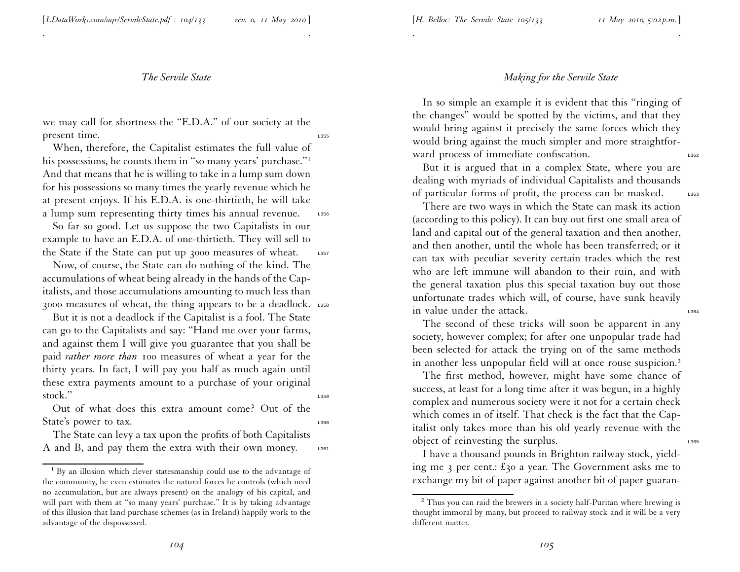we may call for shortness the "E.D.A." of our society at the present time.

When, therefore, the Capitalist estimates the full value of his possessions, he counts them in "so many years' purchase."[1] And that means that he is willing to take in a lump sum down for his possessions so many times the yearly revenue which he at present enjoys. If his E.D.A. is one-thirtieth, he will take a lump sum representing thirty times his annual revenue.

So far so good. Let us suppose the two Capitalists in our example to have an E.D.A. of one-thirtieth. They will sell to the State if the State can put up 3000 measures of wheat.

Now, of course, the State can do nothing of the kind. The accumulations of wheat being already in the hands of the Capitalists, and those accumulations amounting to much less than 3000 measures of wheat, the thing appears to be a deadlock.

But it is not a deadlock if the Capitalist is a fool. The State can go to the Capitalists and say: "Hand me over your farms, and against them I will give you guarantee that you shall be paid *rather more than* 100 measures of wheat a year for the thirty years. In fact, I will pay you half as much again until these extra payments amount to a purchase of your original stock."

Out of what does this extra amount come? Out of the State's power to tax.

The State can levy a tax upon the profits of both Capitalists A and B, and pay them the extra with their own money.

[1] By an illusion which clever statesmanship could use to the advantage of the community, he even estimates the natural forces he controls (which need no accumulation, but are always present) on the analogy of his capital, and will part with them at "so many years' purchase." It is by taking advantage of this illusion that land purchase schemes (as in Ireland) happily work to the advantage of the dispossessed.

In so simple an example it is evident that this "ringing of the changes" would be spotted by the victims, and that they would bring against it precisely the same forces which they would bring against the much simpler and more straightforward process of immediate confiscation.

But it is argued that in a complex State, where you are dealing with myriads of individual Capitalists and thousands of particular forms of profit, the process can be masked.

There are two ways in which the State can mask its action (according to this policy). It can buy out first one small area of land and capital out of the general taxation and then another, and then another, until the whole has been transferred; or it can tax with peculiar severity certain trades which the rest who are left immune will abandon to their ruin, and with the general taxation plus this special taxation buy out those unfortunate trades which will, of course, have sunk heavily in value under the attack.

The second of these tricks will soon be apparent in any society, however complex; for after one unpopular trade had been selected for attack the trying on of the same methods in another less unpopular field will at once rouse suspicion.[2]

The first method, however, might have some chance of success, at least for a long time after it was begun, in a highly complex and numerous society were it not for a certain check which comes in of itself. That check is the fact that the Capitalist only takes more than his old yearly revenue with the object of reinvesting the surplus.

I have a thousand pounds in Brighton railway stock, yielding me 3 per cent.: £30 a year. The Government asks me to exchange my bit of paper against another bit of paper guaran-

[2] Thus you can raid the brewers in a society half-Puritan where brewing is thought immoral by many, but proceed to railway stock and it will be a very different matter.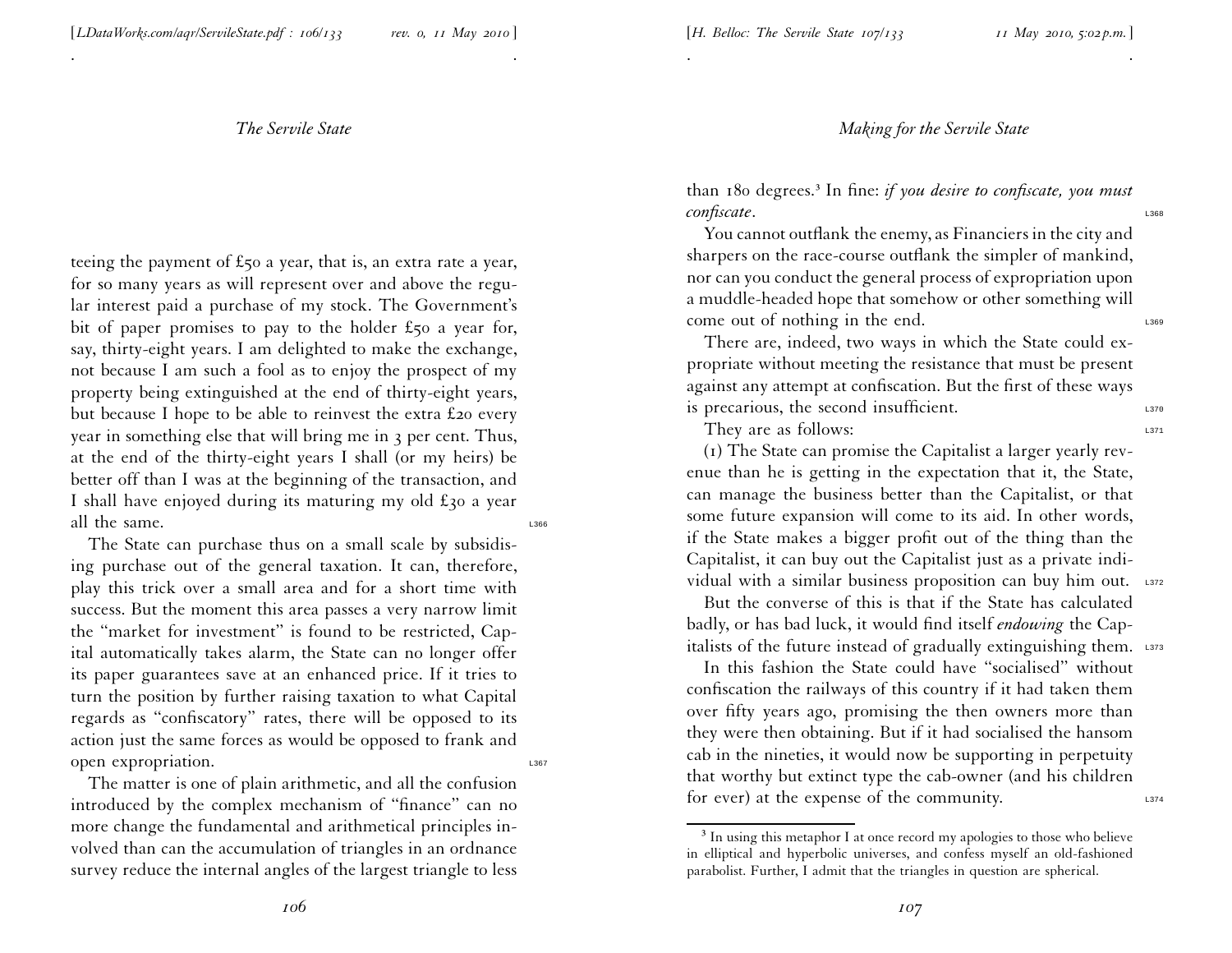teeing the payment of £50 a year, that is, an extra rate a year, for so many years as will represent over and above the regular interest paid a purchase of my stock. The Government's bit of paper promises to pay to the holder £50 a year for, say, thirty-eight years. I am delighted to make the exchange, not because I am such a fool as to enjoy the prospect of my property being extinguished at the end of thirty-eight years, but because I hope to be able to reinvest the extra £20 every year in something else that will bring me in 3 per cent. Thus, at the end of the thirty-eight years I shall (or my heirs) be better off than I was at the beginning of the transaction, and I shall have enjoyed during its maturing my old £30 a year all the same.

The State can purchase thus on a small scale by subsidising purchase out of the general taxation. It can, therefore, play this trick over a small area and for a short time with success. But the moment this area passes a very narrow limit the "market for investment" is found to be restricted, Capital automatically takes alarm, the State can no longer offer its paper guarantees save at an enhanced price. If it tries to turn the position by further raising taxation to what Capital regards as "confiscatory" rates, there will be opposed to its action just the same forces as would be opposed to frank and open expropriation.

The matter is one of plain arithmetic, and all the confusion introduced by the complex mechanism of "finance" can no more change the fundamental and arithmetical principles involved than can the accumulation of triangles in an ordnance survey reduce the internal angles of the largest triangle to less than 180 degrees.[3] In fine: *if you desire to confiscate, you must confiscate*.

You cannot outflank the enemy, as Financiers in the city and sharpers on the race-course outflank the simpler of mankind, nor can you conduct the general process of expropriation upon a muddle-headed hope that somehow or other something will come out of nothing in the end.

There are, indeed, two ways in which the State could expropriate without meeting the resistance that must be present against any attempt at confiscation. But the first of these ways is precarious, the second insufficient.

They are as follows:

(1) The State can promise the Capitalist a larger yearly revenue than he is getting in the expectation that it, the State, can manage the business better than the Capitalist, or that some future expansion will come to its aid. In other words, if the State makes a bigger profit out of the thing than the Capitalist, it can buy out the Capitalist just as a private individual with a similar business proposition can buy him out.

But the converse of this is that if the State has calculated badly, or has bad luck, it would find itself *endowing* the Capitalists of the future instead of gradually extinguishing them.

In this fashion the State could have "socialised" without confiscation the railways of this country if it had taken them over fifty years ago, promising the then owners more than they were then obtaining. But if it had socialised the hansom cab in the nineties, it would now be supporting in perpetuity that worthy but extinct type the cab-owner (and his children for ever) at the expense of the community.

[3] In using this metaphor I at once record my apologies to those who believe in elliptical and hyperbolic universes, and confess myself an old-fashioned parabolist. Further, I admit that the triangles in question are spherical.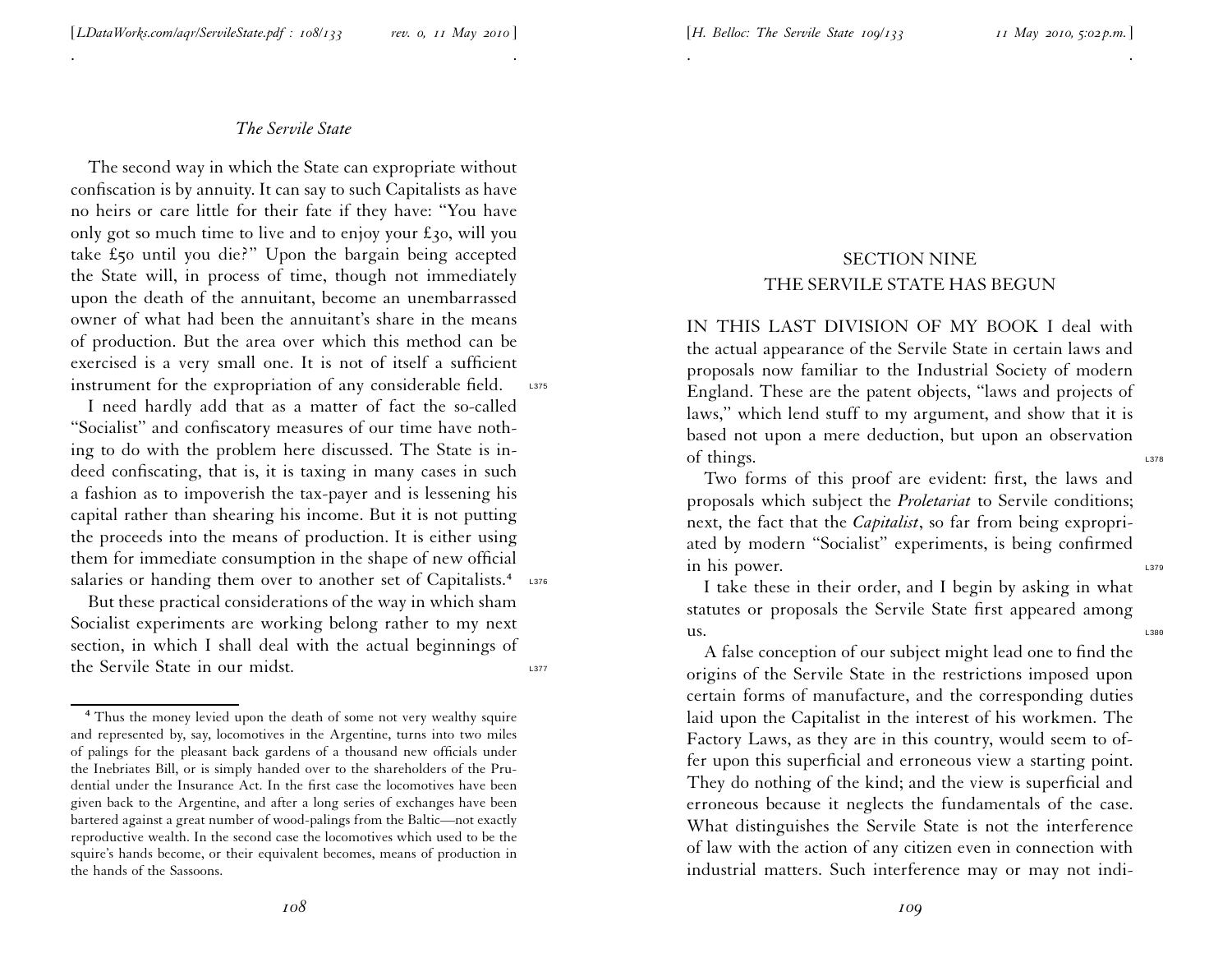The second way in which the State can expropriate without confiscation is by annuity. It can say to such Capitalists as have no heirs or care little for their fate if they have: "You have only got so much time to live and to enjoy your £30, will you take £50 until you die?" Upon the bargain being accepted the State will, in process of time, though not immediately upon the death of the annuitant, become an unembarrassed owner of what had been the annuitant's share in the means of production. But the area over which this method can be exercised is a very small one. It is not of itself a sufficient instrument for the expropriation of any considerable field.

I need hardly add that as a matter of fact the so-called "Socialist" and confiscatory measures of our time have nothing to do with the problem here discussed. The State is indeed confiscating, that is, it is taxing in many cases in such a fashion as to impoverish the tax-payer and is lessening his capital rather than shearing his income. But it is not putting the proceeds into the means of production. It is either using them for immediate consumption in the shape of new official salaries or handing them over to another set of Capitalists.[4]

But these practical considerations of the way in which sham Socialist experiments are working belong rather to my next section, in which I shall deal with the actual beginnings of the Servile State in our midst.

[4] Thus the money levied upon the death of some not very wealthy squire and represented by, say, locomotives in the Argentine, turns into two miles of palings for the pleasant back gardens of a thousand new officials under the Inebriates Bill, or is simply handed over to the shareholders of the Prudential under the Insurance Act. In the first case the locomotives have been given back to the Argentine, and after a long series of exchanges have been bartered against a great number of wood-palings from the Baltic—not exactly reproductive wealth. In the second case the locomotives which used to be the squire's hands become, or their equivalent becomes, means of production in the hands of the Sassoons.

## SECTION NINE
## THE SERVILE STATE HAS BEGUN

IN THIS LAST DIVISION OF MY BOOK I deal with the actual appearance of the Servile State in certain laws and proposals now familiar to the Industrial Society of modern England. These are the patent objects, "laws and projects of laws," which lend stuff to my argument, and show that it is based not upon a mere deduction, but upon an observation of things.

Two forms of this proof are evident: first, the laws and proposals which subject the *Proletariat* to Servile conditions; next, the fact that the *Capitalist*, so far from being expropriated by modern "Socialist" experiments, is being confirmed in his power.

I take these in their order, and I begin by asking in what statutes or proposals the Servile State first appeared among us.

A false conception of our subject might lead one to find the origins of the Servile State in the restrictions imposed upon certain forms of manufacture, and the corresponding duties laid upon the Capitalist in the interest of his workmen. The Factory Laws, as they are in this country, would seem to offer upon this superficial and erroneous view a starting point. They do nothing of the kind; and the view is superficial and erroneous because it neglects the fundamentals of the case. What distinguishes the Servile State is not the interference of law with the action of any citizen even in connection with industrial matters. Such interference may or may not indi-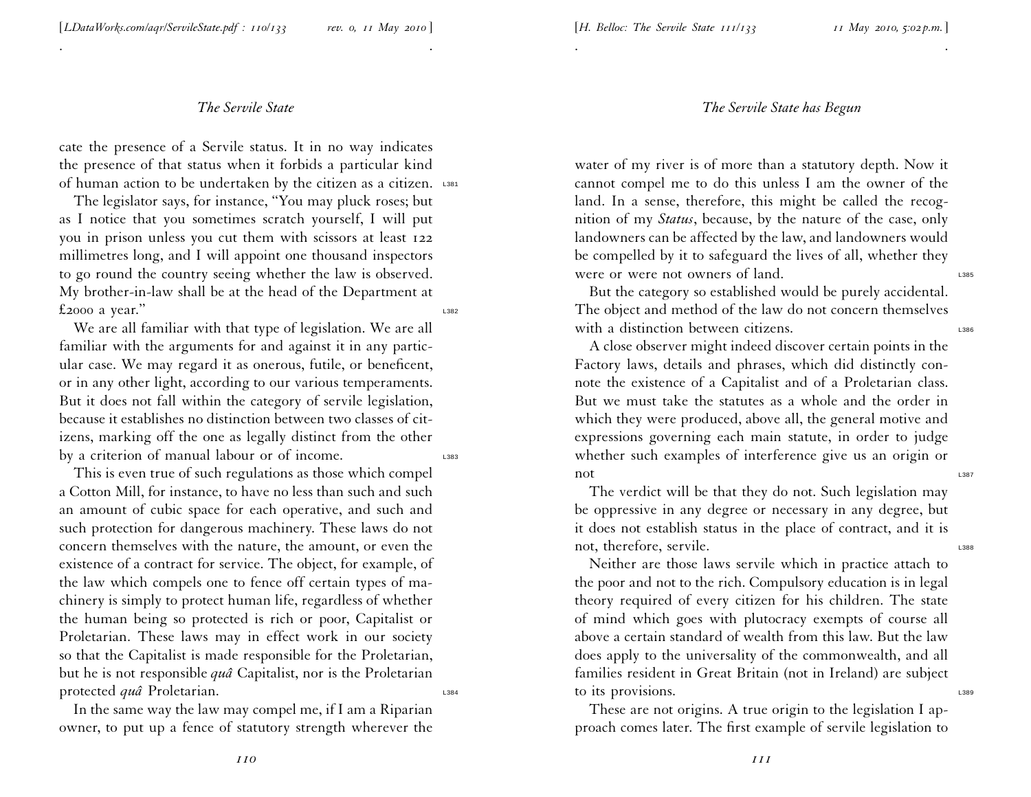cate the presence of a Servile status. It in no way indicates the presence of that status when it forbids a particular kind of human action to be undertaken by the citizen as a citizen.

The legislator says, for instance, "You may pluck roses; but as I notice that you sometimes scratch yourself, I will put you in prison unless you cut them with scissors at least 122 millimetres long, and I will appoint one thousand inspectors to go round the country seeing whether the law is observed. My brother-in-law shall be at the head of the Department at £2000 a year."

We are all familiar with that type of legislation. We are all familiar with the arguments for and against it in any particular case. We may regard it as onerous, futile, or beneficent, or in any other light, according to our various temperaments. But it does not fall within the category of servile legislation, because it establishes no distinction between two classes of citizens, marking off the one as legally distinct from the other by a criterion of manual labour or of income.

This is even true of such regulations as those which compel a Cotton Mill, for instance, to have no less than such and such an amount of cubic space for each operative, and such and such protection for dangerous machinery. These laws do not concern themselves with the nature, the amount, or even the existence of a contract for service. The object, for example, of the law which compels one to fence off certain types of machinery is simply to protect human life, regardless of whether the human being so protected is rich or poor, Capitalist or Proletarian. These laws may in effect work in our society so that the Capitalist is made responsible for the Proletarian, but he is not responsible *quâ* Capitalist, nor is the Proletarian protected *quâ* Proletarian.

In the same way the law may compel me, if I am a Riparian owner, to put up a fence of statutory strength wherever the water of my river is of more than a statutory depth. Now it cannot compel me to do this unless I am the owner of the land. In a sense, therefore, this might be called the recognition of my *Status*, because, by the nature of the case, only landowners can be affected by the law, and landowners would be compelled by it to safeguard the lives of all, whether they were or were not owners of land.

But the category so established would be purely accidental. The object and method of the law do not concern themselves with a distinction between citizens.

A close observer might indeed discover certain points in the Factory laws, details and phrases, which did distinctly connote the existence of a Capitalist and of a Proletarian class. But we must take the statutes as a whole and the order in which they were produced, above all, the general motive and expressions governing each main statute, in order to judge whether such examples of interference give us an origin or not

The verdict will be that they do not. Such legislation may be oppressive in any degree or necessary in any degree, but it does not establish status in the place of contract, and it is not, therefore, servile.

Neither are those laws servile which in practice attach to the poor and not to the rich. Compulsory education is in legal theory required of every citizen for his children. The state of mind which goes with plutocracy exempts of course all above a certain standard of wealth from this law. But the law does apply to the universality of the commonwealth, and all families resident in Great Britain (not in Ireland) are subject to its provisions.

These are not origins. A true origin to the legislation I approach comes later. The first example of servile legislation to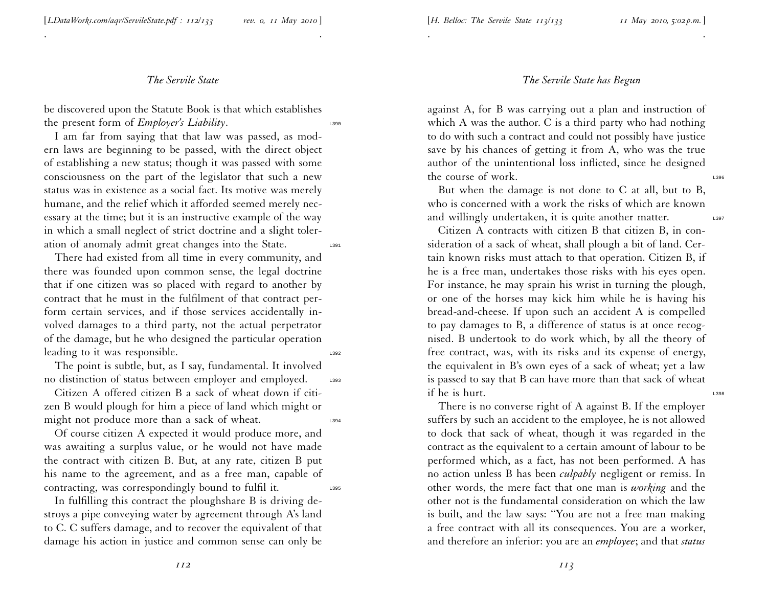be discovered upon the Statute Book is that which establishes the present form of *Employer's Liability*.

I am far from saying that that law was passed, as modern laws are beginning to be passed, with the direct object of establishing a new status; though it was passed with some consciousness on the part of the legislator that such a new status was in existence as a social fact. Its motive was merely humane, and the relief which it afforded seemed merely necessary at the time; but it is an instructive example of the way in which a small neglect of strict doctrine and a slight toleration of anomaly admit great changes into the State.

There had existed from all time in every community, and there was founded upon common sense, the legal doctrine that if one citizen was so placed with regard to another by contract that he must in the fulfilment of that contract perform certain services, and if those services accidentally involved damages to a third party, not the actual perpetrator of the damage, but he who designed the particular operation leading to it was responsible.

The point is subtle, but, as I say, fundamental. It involved no distinction of status between employer and employed.

Citizen A offered citizen B a sack of wheat down if citizen B would plough for him a piece of land which might or might not produce more than a sack of wheat.

Of course citizen A expected it would produce more, and was awaiting a surplus value, or he would not have made the contract with citizen B. But, at any rate, citizen B put his name to the agreement, and as a free man, capable of contracting, was correspondingly bound to fulfil it.

In fulfilling this contract the ploughshare B is driving destroys a pipe conveying water by agreement through A's land to C. C suffers damage, and to recover the equivalent of that damage his action in justice and common sense can only be against A, for B was carrying out a plan and instruction of which A was the author. C is a third party who had nothing to do with such a contract and could not possibly have justice save by his chances of getting it from A, who was the true author of the unintentional loss inflicted, since he designed the course of work.

But when the damage is not done to C at all, but to B, who is concerned with a work the risks of which are known and willingly undertaken, it is quite another matter.

Citizen A contracts with citizen B that citizen B, in consideration of a sack of wheat, shall plough a bit of land. Certain known risks must attach to that operation. Citizen B, if he is a free man, undertakes those risks with his eyes open. For instance, he may sprain his wrist in turning the plough, or one of the horses may kick him while he is having his bread-and-cheese. If upon such an accident A is compelled to pay damages to B, a difference of status is at once recognised. B undertook to do work which, by all the theory of free contract, was, with its risks and its expense of energy, the equivalent in B's own eyes of a sack of wheat; yet a law is passed to say that B can have more than that sack of wheat if he is hurt.

There is no converse right of A against B. If the employer suffers by such an accident to the employee, he is not allowed to dock that sack of wheat, though it was regarded in the contract as the equivalent to a certain amount of labour to be performed which, as a fact, has not been performed. A has no action unless B has been *culpably* negligent or remiss. In other words, the mere fact that one man is *working* and the other not is the fundamental consideration on which the law is built, and the law says: "You are not a free man making a free contract with all its consequences. You are a worker, and therefore an inferior: you are an *employee*; and that *status*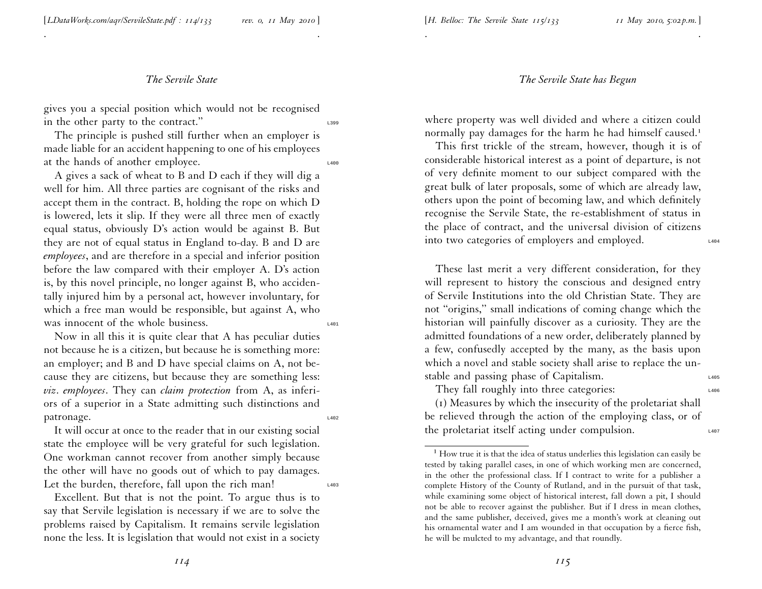gives you a special position which would not be recognised in the other party to the contract."

The principle is pushed still further when an employer is made liable for an accident happening to one of his employees at the hands of another employee.

A gives a sack of wheat to B and D each if they will dig a well for him. All three parties are cognisant of the risks and accept them in the contract. B, holding the rope on which D is lowered, lets it slip. If they were all three men of exactly equal status, obviously D's action would be against B. But they are not of equal status in England to-day. B and D are *employees*, and are therefore in a special and inferior position before the law compared with their employer A. D's action is, by this novel principle, no longer against B, who accidentally injured him by a personal act, however involuntary, for which a free man would be responsible, but against A, who was innocent of the whole business.

Now in all this it is quite clear that A has peculiar duties not because he is a citizen, but because he is something more: an employer; and B and D have special claims on A, not because they are citizens, but because they are something less: *viz*. *employees*. They can *claim protection* from A, as inferiors of a superior in a State admitting such distinctions and patronage.

It will occur at once to the reader that in our existing social state the employee will be very grateful for such legislation. One workman cannot recover from another simply because the other will have no goods out of which to pay damages. Let the burden, therefore, fall upon the rich man!

Excellent. But that is not the point. To argue thus is to say that Servile legislation is necessary if we are to solve the problems raised by Capitalism. It remains servile legislation none the less. It is legislation that would not exist in a society where property was well divided and where a citizen could normally pay damages for the harm he had himself caused.[1]

This first trickle of the stream, however, though it is of considerable historical interest as a point of departure, is not of very definite moment to our subject compared with the great bulk of later proposals, some of which are already law, others upon the point of becoming law, and which definitely recognise the Servile State, the re-establishment of status in the place of contract, and the universal division of citizens into two categories of employers and employed.

These last merit a very different consideration, for they will represent to history the conscious and designed entry of Servile Institutions into the old Christian State. They are not "origins," small indications of coming change which the historian will painfully discover as a curiosity. They are the admitted foundations of a new order, deliberately planned by a few, confusedly accepted by the many, as the basis upon which a novel and stable society shall arise to replace the unstable and passing phase of Capitalism.

They fall roughly into three categories:

(1) Measures by which the insecurity of the proletariat shall be relieved through the action of the employing class, or of the proletariat itself acting under compulsion.

[1] How true it is that the idea of status underlies this legislation can easily be tested by taking parallel cases, in one of which working men are concerned, in the other the professional class. If I contract to write for a publisher a complete History of the County of Rutland, and in the pursuit of that task, while examining some object of historical interest, fall down a pit, I should not be able to recover against the publisher. But if I dress in mean clothes, and the same publisher, deceived, gives me a month's work at cleaning out his ornamental water and I am wounded in that occupation by a fierce fish, he will be mulcted to my advantage, and that roundly.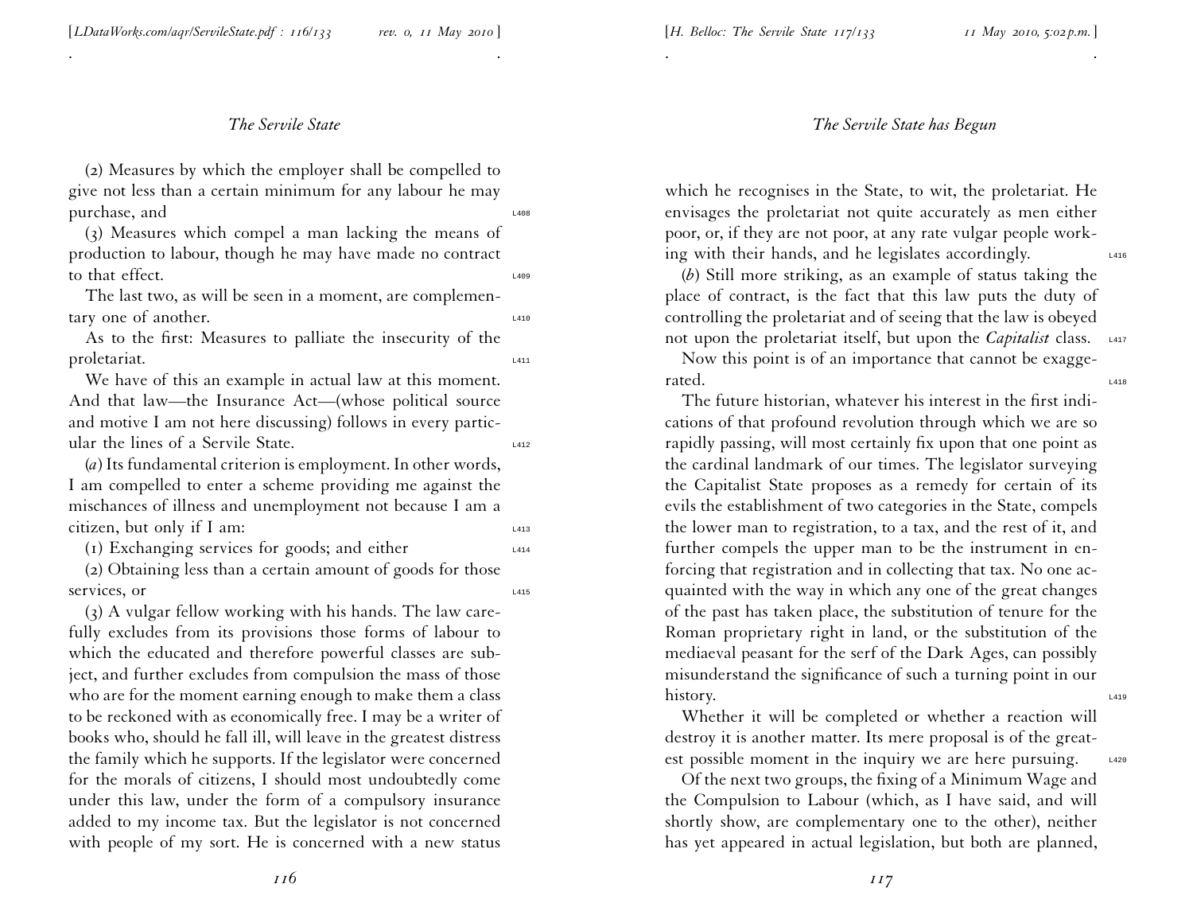(2) Measures by which the employer shall be compelled to give not less than a certain minimum for any labour he may purchase, and

(3) Measures which compel a man lacking the means of production to labour, though he may have made no contract to that effect.

The last two, as will be seen in a moment, are complementary one of another.

As to the first: Measures to palliate the insecurity of the proletariat.

We have of this an example in actual law at this moment. And that law—the Insurance Act—(whose political source and motive I am not here discussing) follows in every particular the lines of a Servile State.

(*a*) Its fundamental criterion is employment. In other words, I am compelled to enter a scheme providing me against the mischances of illness and unemployment not because I am a citizen, but only if I am:

(1) Exchanging services for goods; and either

(2) Obtaining less than a certain amount of goods for those services, or

(3) A vulgar fellow working with his hands. The law carefully excludes from its provisions those forms of labour to which the educated and therefore powerful classes are subject, and further excludes from compulsion the mass of those who are for the moment earning enough to make them a class to be reckoned with as economically free. I may be a writer of books who, should he fall ill, will leave in the greatest distress the family which he supports. If the legislator were concerned for the morals of citizens, I should most undoubtedly come under this law, under the form of a compulsory insurance added to my income tax. But the legislator is not concerned with people of my sort. He is concerned with a new status which he recognises in the State, to wit, the proletariat. He envisages the proletariat not quite accurately as men either poor, or, if they are not poor, at any rate vulgar people working with their hands, and he legislates accordingly.

(*b*) Still more striking, as an example of status taking the place of contract, is the fact that this law puts the duty of controlling the proletariat and of seeing that the law is obeyed not upon the proletariat itself, but upon the *Capitalist* class.

Now this point is of an importance that cannot be exaggerated.

The future historian, whatever his interest in the first indications of that profound revolution through which we are so rapidly passing, will most certainly fix upon that one point as the cardinal landmark of our times. The legislator surveying the Capitalist State proposes as a remedy for certain of its evils the establishment of two categories in the State, compels the lower man to registration, to a tax, and the rest of it, and further compels the upper man to be the instrument in enforcing that registration and in collecting that tax. No one acquainted with the way in which any one of the great changes of the past has taken place, the substitution of tenure for the Roman proprietary right in land, or the substitution of the mediaeval peasant for the serf of the Dark Ages, can possibly misunderstand the significance of such a turning point in our history.

Whether it will be completed or whether a reaction will destroy it is another matter. Its mere proposal is of the greatest possible moment in the inquiry we are here pursuing.

Of the next two groups, the fixing of a Minimum Wage and the Compulsion to Labour (which, as I have said, and will shortly show, are complementary one to the other), neither has yet appeared in actual legislation, but both are planned,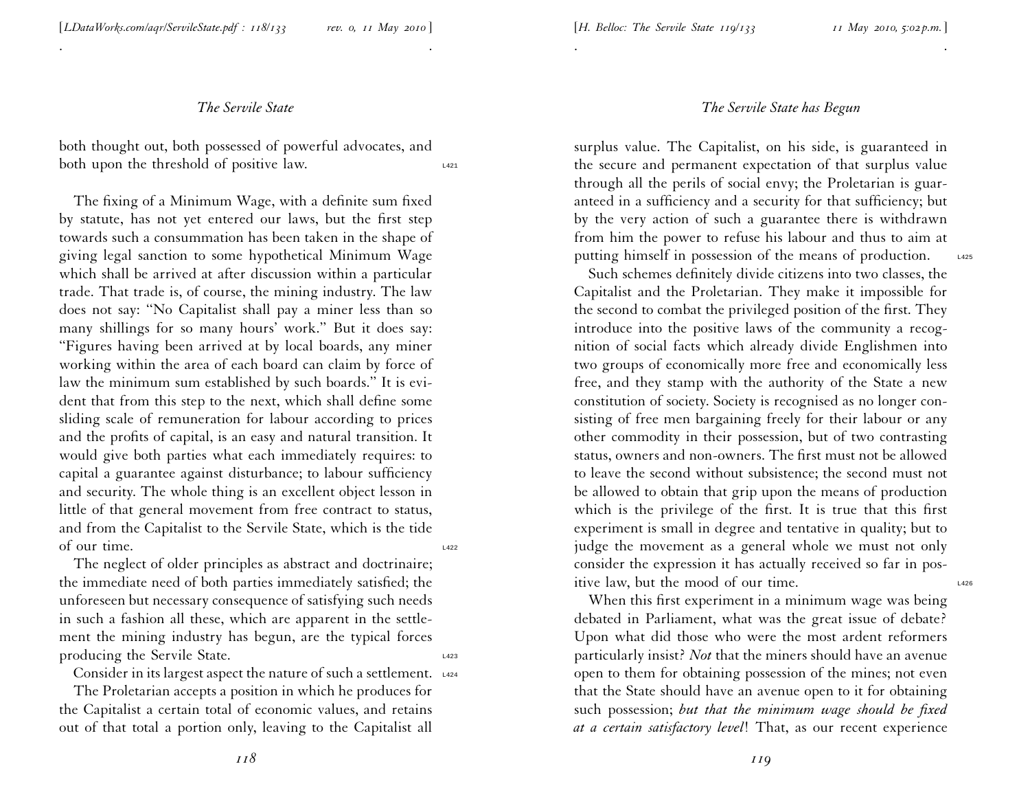both thought out, both possessed of powerful advocates, and both upon the threshold of positive law.

The fixing of a Minimum Wage, with a definite sum fixed by statute, has not yet entered our laws, but the first step towards such a consummation has been taken in the shape of giving legal sanction to some hypothetical Minimum Wage which shall be arrived at after discussion within a particular trade. That trade is, of course, the mining industry. The law does not say: "No Capitalist shall pay a miner less than so many shillings for so many hours' work." But it does say: "Figures having been arrived at by local boards, any miner working within the area of each board can claim by force of law the minimum sum established by such boards." It is evident that from this step to the next, which shall define some sliding scale of remuneration for labour according to prices and the profits of capital, is an easy and natural transition. It would give both parties what each immediately requires: to capital a guarantee against disturbance; to labour sufficiency and security. The whole thing is an excellent object lesson in little of that general movement from free contract to status, and from the Capitalist to the Servile State, which is the tide of our time.

The neglect of older principles as abstract and doctrinaire; the immediate need of both parties immediately satisfied; the unforeseen but necessary consequence of satisfying such needs in such a fashion all these, which are apparent in the settlement the mining industry has begun, are the typical forces producing the Servile State.

Consider in its largest aspect the nature of such a settlement.

The Proletarian accepts a position in which he produces for the Capitalist a certain total of economic values, and retains out of that total a portion only, leaving to the Capitalist all surplus value. The Capitalist, on his side, is guaranteed in the secure and permanent expectation of that surplus value through all the perils of social envy; the Proletarian is guaranteed in a sufficiency and a security for that sufficiency; but by the very action of such a guarantee there is withdrawn from him the power to refuse his labour and thus to aim at putting himself in possession of the means of production.

Such schemes definitely divide citizens into two classes, the Capitalist and the Proletarian. They make it impossible for the second to combat the privileged position of the first. They introduce into the positive laws of the community a recognition of social facts which already divide Englishmen into two groups of economically more free and economically less free, and they stamp with the authority of the State a new constitution of society. Society is recognised as no longer consisting of free men bargaining freely for their labour or any other commodity in their possession, but of two contrasting status, owners and non-owners. The first must not be allowed to leave the second without subsistence; the second must not be allowed to obtain that grip upon the means of production which is the privilege of the first. It is true that this first experiment is small in degree and tentative in quality; but to judge the movement as a general whole we must not only consider the expression it has actually received so far in positive law, but the mood of our time.

When this first experiment in a minimum wage was being debated in Parliament, what was the great issue of debate? Upon what did those who were the most ardent reformers particularly insist? *Not* that the miners should have an avenue open to them for obtaining possession of the mines; not even that the State should have an avenue open to it for obtaining such possession; *but that the minimum wage should be fixed at a certain satisfactory level*! That, as our recent experience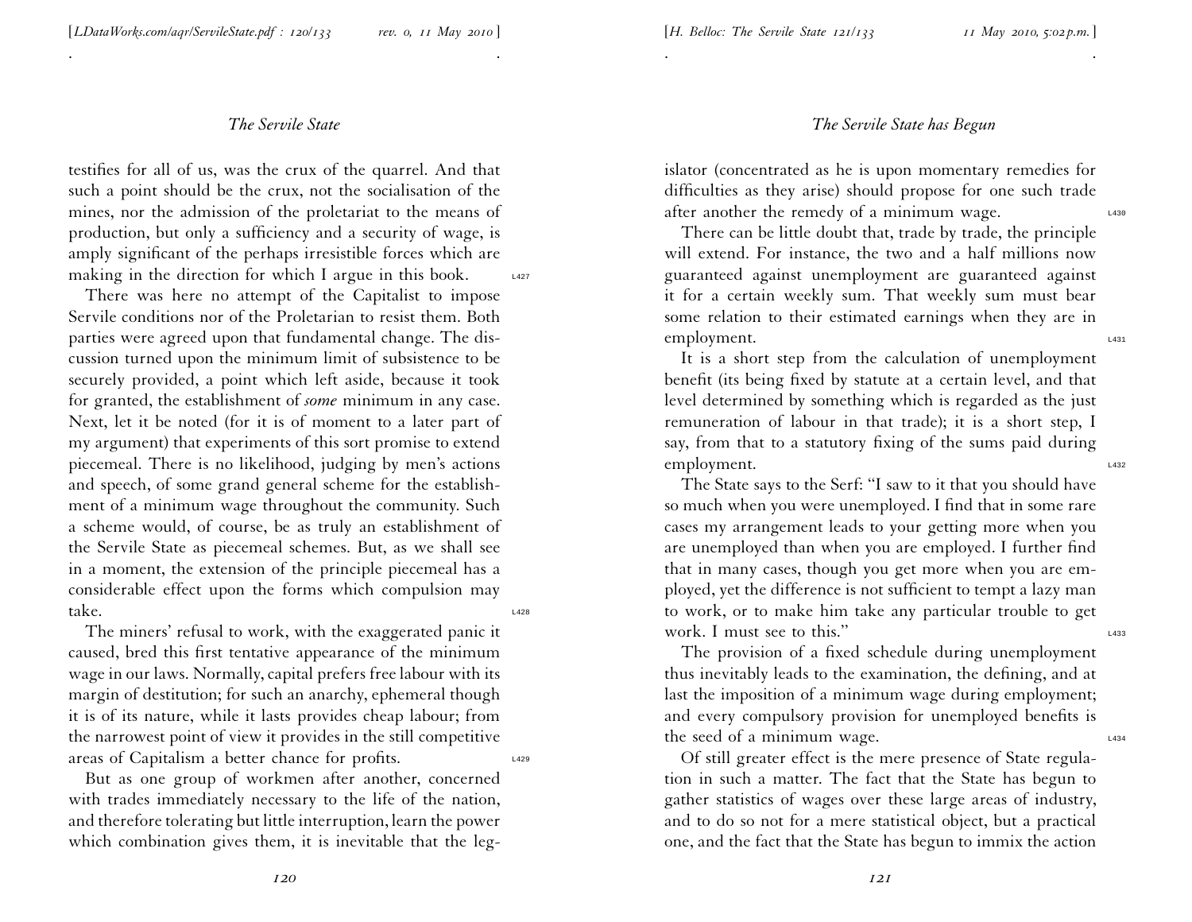testifies for all of us, was the crux of the quarrel. And that such a point should be the crux, not the socialisation of the mines, nor the admission of the proletariat to the means of production, but only a sufficiency and a security of wage, is amply significant of the perhaps irresistible forces which are making in the direction for which I argue in this book.

There was here no attempt of the Capitalist to impose Servile conditions nor of the Proletarian to resist them. Both parties were agreed upon that fundamental change. The discussion turned upon the minimum limit of subsistence to be securely provided, a point which left aside, because it took for granted, the establishment of *some* minimum in any case. Next, let it be noted (for it is of moment to a later part of my argument) that experiments of this sort promise to extend piecemeal. There is no likelihood, judging by men's actions and speech, of some grand general scheme for the establishment of a minimum wage throughout the community. Such a scheme would, of course, be as truly an establishment of the Servile State as piecemeal schemes. But, as we shall see in a moment, the extension of the principle piecemeal has a considerable effect upon the forms which compulsion may take.

The miners' refusal to work, with the exaggerated panic it caused, bred this first tentative appearance of the minimum wage in our laws. Normally, capital prefers free labour with its margin of destitution; for such an anarchy, ephemeral though it is of its nature, while it lasts provides cheap labour; from the narrowest point of view it provides in the still competitive areas of Capitalism a better chance for profits.

But as one group of workmen after another, concerned with trades immediately necessary to the life of the nation, and therefore tolerating but little interruption, learn the power which combination gives them, it is inevitable that the legislator (concentrated as he is upon momentary remedies for difficulties as they arise) should propose for one such trade after another the remedy of a minimum wage.

There can be little doubt that, trade by trade, the principle will extend. For instance, the two and a half millions now guaranteed against unemployment are guaranteed against it for a certain weekly sum. That weekly sum must bear some relation to their estimated earnings when they are in employment.

It is a short step from the calculation of unemployment benefit (its being fixed by statute at a certain level, and that level determined by something which is regarded as the just remuneration of labour in that trade); it is a short step, I say, from that to a statutory fixing of the sums paid during employment.

The State says to the Serf: "I saw to it that you should have so much when you were unemployed. I find that in some rare cases my arrangement leads to your getting more when you are unemployed than when you are employed. I further find that in many cases, though you get more when you are employed, yet the difference is not sufficient to tempt a lazy man to work, or to make him take any particular trouble to get work. I must see to this."

The provision of a fixed schedule during unemployment thus inevitably leads to the examination, the defining, and at last the imposition of a minimum wage during employment; and every compulsory provision for unemployed benefits is the seed of a minimum wage.

Of still greater effect is the mere presence of State regulation in such a matter. The fact that the State has begun to gather statistics of wages over these large areas of industry, and to do so not for a mere statistical object, but a practical one, and the fact that the State has begun to immix the action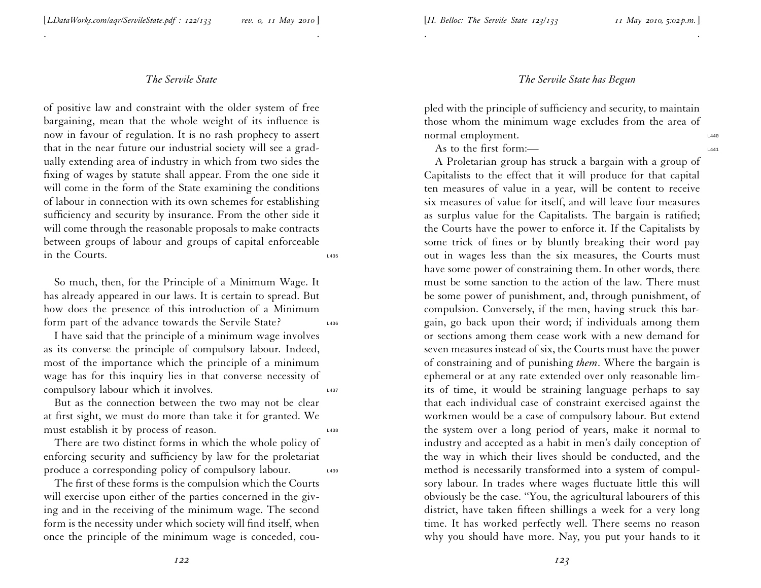of positive law and constraint with the older system of free bargaining, mean that the whole weight of its influence is now in favour of regulation. It is no rash prophecy to assert that in the near future our industrial society will see a gradually extending area of industry in which from two sides the fixing of wages by statute shall appear. From the one side it will come in the form of the State examining the conditions of labour in connection with its own schemes for establishing sufficiency and security by insurance. From the other side it will come through the reasonable proposals to make contracts between groups of labour and groups of capital enforceable in the Courts.

So much, then, for the Principle of a Minimum Wage. It has already appeared in our laws. It is certain to spread. But how does the presence of this introduction of a Minimum form part of the advance towards the Servile State?

I have said that the principle of a minimum wage involves as its converse the principle of compulsory labour. Indeed, most of the importance which the principle of a minimum wage has for this inquiry lies in that converse necessity of compulsory labour which it involves.

But as the connection between the two may not be clear at first sight, we must do more than take it for granted. We must establish it by process of reason.

There are two distinct forms in which the whole policy of enforcing security and sufficiency by law for the proletariat produce a corresponding policy of compulsory labour.

The first of these forms is the compulsion which the Courts will exercise upon either of the parties concerned in the giving and in the receiving of the minimum wage. The second form is the necessity under which society will find itself, when once the principle of the minimum wage is conceded, coupled with the principle of sufficiency and security, to maintain those whom the minimum wage excludes from the area of normal employment.

As to the first form:—

A Proletarian group has struck a bargain with a group of Capitalists to the effect that it will produce for that capital ten measures of value in a year, will be content to receive six measures of value for itself, and will leave four measures as surplus value for the Capitalists. The bargain is ratified; the Courts have the power to enforce it. If the Capitalists by some trick of fines or by bluntly breaking their word pay out in wages less than the six measures, the Courts must have some power of constraining them. In other words, there must be some sanction to the action of the law. There must be some power of punishment, and, through punishment, of compulsion. Conversely, if the men, having struck this bargain, go back upon their word; if individuals among them or sections among them cease work with a new demand for seven measures instead of six, the Courts must have the power of constraining and of punishing *them*. Where the bargain is ephemeral or at any rate extended over only reasonable limits of time, it would be straining language perhaps to say that each individual case of constraint exercised against the workmen would be a case of compulsory labour. But extend the system over a long period of years, make it normal to industry and accepted as a habit in men's daily conception of the way in which their lives should be conducted, and the method is necessarily transformed into a system of compulsory labour. In trades where wages fluctuate little this will obviously be the case. "You, the agricultural labourers of this district, have taken fifteen shillings a week for a very long time. It has worked perfectly well. There seems no reason why you should have more. Nay, you put your hands to it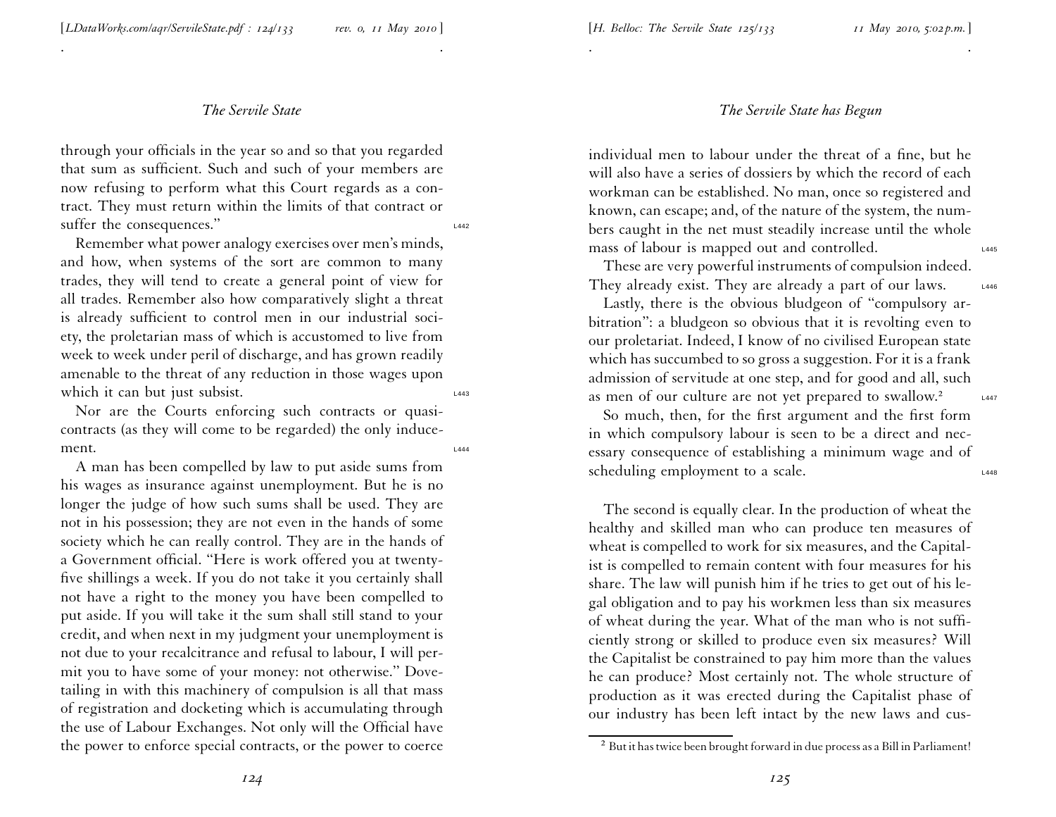through your officials in the year so and so that you regarded that sum as sufficient. Such and such of your members are now refusing to perform what this Court regards as a contract. They must return within the limits of that contract or suffer the consequences."

Remember what power analogy exercises over men's minds, and how, when systems of the sort are common to many trades, they will tend to create a general point of view for all trades. Remember also how comparatively slight a threat is already sufficient to control men in our industrial society, the proletarian mass of which is accustomed to live from week to week under peril of discharge, and has grown readily amenable to the threat of any reduction in those wages upon which it can but just subsist.

Nor are the Courts enforcing such contracts or quasi-contracts (as they will come to be regarded) the only inducement.

A man has been compelled by law to put aside sums from his wages as insurance against unemployment. But he is no longer the judge of how such sums shall be used. They are not in his possession; they are not even in the hands of some society which he can really control. They are in the hands of a Government official. "Here is work offered you at twenty-five shillings a week. If you do not take it you certainly shall not have a right to the money you have been compelled to put aside. If you will take it the sum shall still stand to your credit, and when next in my judgment your unemployment is not due to your recalcitrance and refusal to labour, I will permit you to have some of your money: not otherwise." Dovetailing in with this machinery of compulsion is all that mass of registration and docketing which is accumulating through the use of Labour Exchanges. Not only will the Official have the power to enforce special contracts, or the power to coerce individual men to labour under the threat of a fine, but he will also have a series of dossiers by which the record of each workman can be established. No man, once so registered and known, can escape; and, of the nature of the system, the numbers caught in the net must steadily increase until the whole mass of labour is mapped out and controlled.

These are very powerful instruments of compulsion indeed. They already exist. They are already a part of our laws.

Lastly, there is the obvious bludgeon of "compulsory arbitration": a bludgeon so obvious that it is revolting even to our proletariat. Indeed, I know of no civilised European state which has succumbed to so gross a suggestion. For it is a frank admission of servitude at one step, and for good and all, such as men of our culture are not yet prepared to swallow.[2]

So much, then, for the first argument and the first form in which compulsory labour is seen to be a direct and necessary consequence of establishing a minimum wage and of scheduling employment to a scale.

The second is equally clear. In the production of wheat the healthy and skilled man who can produce ten measures of wheat is compelled to work for six measures, and the Capitalist is compelled to remain content with four measures for his share. The law will punish him if he tries to get out of his legal obligation and to pay his workmen less than six measures of wheat during the year. What of the man who is not sufficiently strong or skilled to produce even six measures? Will the Capitalist be constrained to pay him more than the values he can produce? Most certainly not. The whole structure of production as it was erected during the Capitalist phase of our industry has been left intact by the new laws and cus-

[2] But it has twice been brought forward in due process as a Bill in Parliament!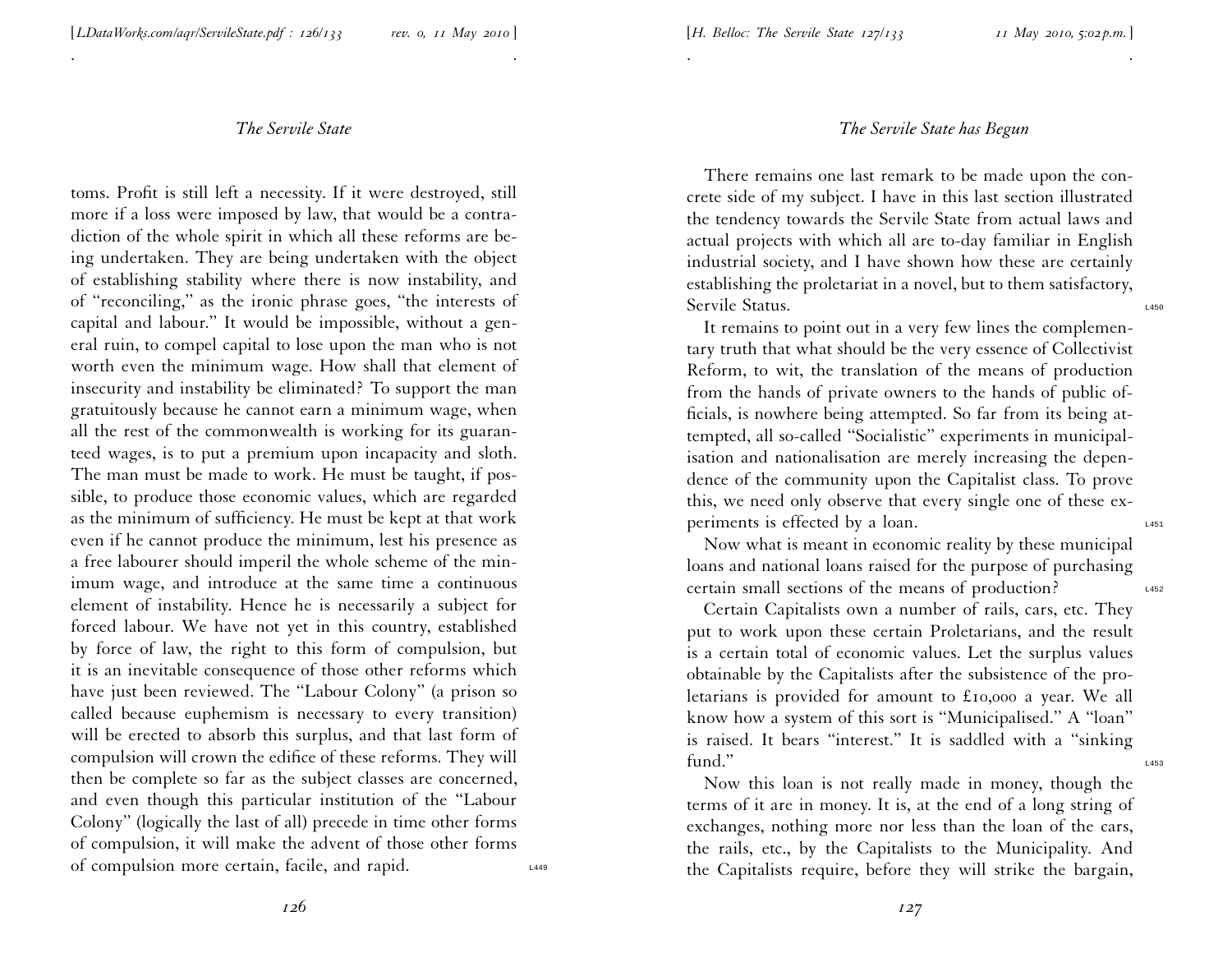toms. Profit is still left a necessity. If it were destroyed, still more if a loss were imposed by law, that would be a contradiction of the whole spirit in which all these reforms are being undertaken. They are being undertaken with the object of establishing stability where there is now instability, and of "reconciling," as the ironic phrase goes, "the interests of capital and labour." It would be impossible, without a general ruin, to compel capital to lose upon the man who is not worth even the minimum wage. How shall that element of insecurity and instability be eliminated? To support the man gratuitously because he cannot earn a minimum wage, when all the rest of the commonwealth is working for its guaranteed wages, is to put a premium upon incapacity and sloth. The man must be made to work. He must be taught, if possible, to produce those economic values, which are regarded as the minimum of sufficiency. He must be kept at that work even if he cannot produce the minimum, lest his presence as a free labourer should imperil the whole scheme of the minimum wage, and introduce at the same time a continuous element of instability. Hence he is necessarily a subject for forced labour. We have not yet in this country, established by force of law, the right to this form of compulsion, but it is an inevitable consequence of those other reforms which have just been reviewed. The "Labour Colony" (a prison so called because euphemism is necessary to every transition) will be erected to absorb this surplus, and that last form of compulsion will crown the edifice of these reforms. They will then be complete so far as the subject classes are concerned, and even though this particular institution of the "Labour Colony" (logically the last of all) precede in time other forms of compulsion, it will make the advent of those other forms of compulsion more certain, facile, and rapid.

There remains one last remark to be made upon the concrete side of my subject. I have in this last section illustrated the tendency towards the Servile State from actual laws and actual projects with which all are to-day familiar in English industrial society, and I have shown how these are certainly establishing the proletariat in a novel, but to them satisfactory, Servile Status.

It remains to point out in a very few lines the complementary truth that what should be the very essence of Collectivist Reform, to wit, the translation of the means of production from the hands of private owners to the hands of public officials, is nowhere being attempted. So far from its being attempted, all so-called "Socialistic" experiments in municipalisation and nationalisation are merely increasing the dependence of the community upon the Capitalist class. To prove this, we need only observe that every single one of these experiments is effected by a loan.

Now what is meant in economic reality by these municipal loans and national loans raised for the purpose of purchasing certain small sections of the means of production?

Certain Capitalists own a number of rails, cars, etc. They put to work upon these certain Proletarians, and the result is a certain total of economic values. Let the surplus values obtainable by the Capitalists after the subsistence of the proletarians is provided for amount to £10,000 a year. We all know how a system of this sort is "Municipalised." A "loan" is raised. It bears "interest." It is saddled with a "sinking fund."

Now this loan is not really made in money, though the terms of it are in money. It is, at the end of a long string of exchanges, nothing more nor less than the loan of the cars, the rails, etc., by the Capitalists to the Municipality. And the Capitalists require, before they will strike the bargain,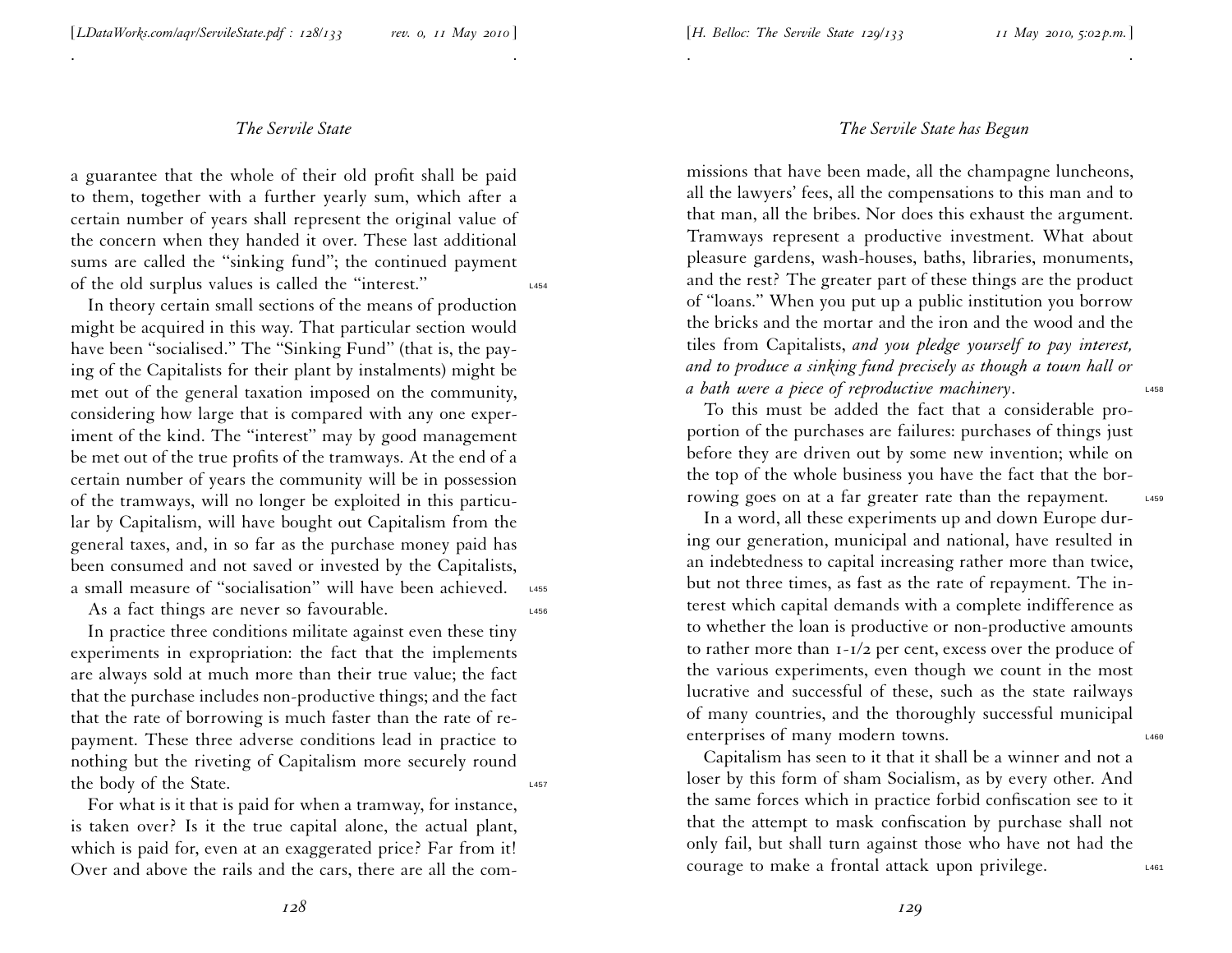a guarantee that the whole of their old profit shall be paid to them, together with a further yearly sum, which after a certain number of years shall represent the original value of the concern when they handed it over. These last additional sums are called the "sinking fund"; the continued payment of the old surplus values is called the "interest."

In theory certain small sections of the means of production might be acquired in this way. That particular section would have been "socialised." The "Sinking Fund" (that is, the paying of the Capitalists for their plant by instalments) might be met out of the general taxation imposed on the community, considering how large that is compared with any one experiment of the kind. The "interest" may by good management be met out of the true profits of the tramways. At the end of a certain number of years the community will be in possession of the tramways, will no longer be exploited in this particular by Capitalism, will have bought out Capitalism from the general taxes, and, in so far as the purchase money paid has been consumed and not saved or invested by the Capitalists, a small measure of "socialisation" will have been achieved.

As a fact things are never so favourable.

In practice three conditions militate against even these tiny experiments in expropriation: the fact that the implements are always sold at much more than their true value; the fact that the purchase includes non-productive things; and the fact that the rate of borrowing is much faster than the rate of repayment. These three adverse conditions lead in practice to nothing but the riveting of Capitalism more securely round the body of the State.

For what is it that is paid for when a tramway, for instance, is taken over? Is it the true capital alone, the actual plant, which is paid for, even at an exaggerated price? Far from it! Over and above the rails and the cars, there are all the commissions that have been made, all the champagne luncheons, all the lawyers' fees, all the compensations to this man and to that man, all the bribes. Nor does this exhaust the argument. Tramways represent a productive investment. What about pleasure gardens, wash-houses, baths, libraries, monuments, and the rest? The greater part of these things are the product of "loans." When you put up a public institution you borrow the bricks and the mortar and the iron and the wood and the tiles from Capitalists, *and you pledge yourself to pay interest, and to produce a sinking fund precisely as though a town hall or a bath were a piece of reproductive machinery*.

To this must be added the fact that a considerable proportion of the purchases are failures: purchases of things just before they are driven out by some new invention; while on the top of the whole business you have the fact that the borrowing goes on at a far greater rate than the repayment.

In a word, all these experiments up and down Europe during our generation, municipal and national, have resulted in an indebtedness to capital increasing rather more than twice, but not three times, as fast as the rate of repayment. The interest which capital demands with a complete indifference as to whether the loan is productive or non-productive amounts to rather more than 1-1/2 per cent, excess over the produce of the various experiments, even though we count in the most lucrative and successful of these, such as the state railways of many countries, and the thoroughly successful municipal enterprises of many modern towns.

Capitalism has seen to it that it shall be a winner and not a loser by this form of sham Socialism, as by every other. And the same forces which in practice forbid confiscation see to it that the attempt to mask confiscation by purchase shall not only fail, but shall turn against those who have not had the courage to make a frontal attack upon privilege.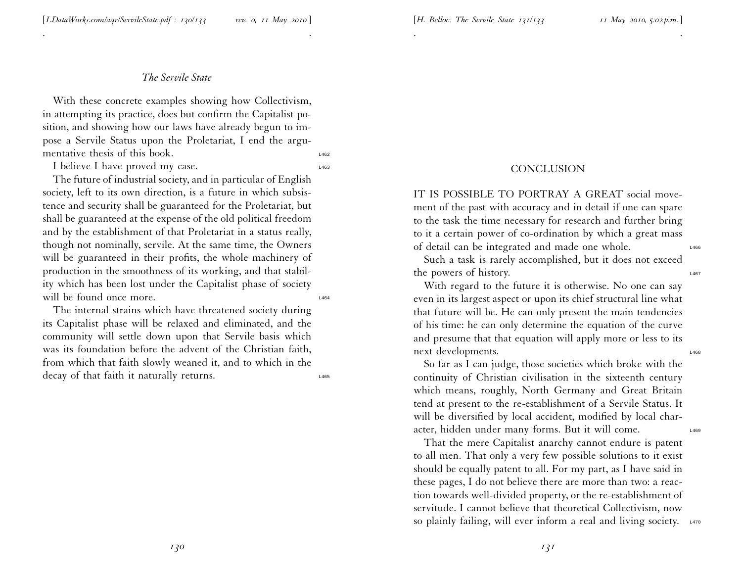With these concrete examples showing how Collectivism, in attempting its practice, does but confirm the Capitalist position, and showing how our laws have already begun to impose a Servile Status upon the Proletariat, I end the argumentative thesis of this book.

I believe I have proved my case.

The future of industrial society, and in particular of English society, left to its own direction, is a future in which subsistence and security shall be guaranteed for the Proletariat, but shall be guaranteed at the expense of the old political freedom and by the establishment of that Proletariat in a status really, though not nominally, servile. At the same time, the Owners will be guaranteed in their profits, the whole machinery of production in the smoothness of its working, and that stability which has been lost under the Capitalist phase of society will be found once more.

The internal strains which have threatened society during its Capitalist phase will be relaxed and eliminated, and the community will settle down upon that Servile basis which was its foundation before the advent of the Christian faith, from which that faith slowly weaned it, and to which in the decay of that faith it naturally returns.

## CONCLUSION

IT IS POSSIBLE TO PORTRAY A GREAT social movement of the past with accuracy and in detail if one can spare to the task the time necessary for research and further bring to it a certain power of co-ordination by which a great mass of detail can be integrated and made one whole.

Such a task is rarely accomplished, but it does not exceed the powers of history.

With regard to the future it is otherwise. No one can say even in its largest aspect or upon its chief structural line what that future will be. He can only present the main tendencies of his time: he can only determine the equation of the curve and presume that that equation will apply more or less to its next developments.

So far as I can judge, those societies which broke with the continuity of Christian civilisation in the sixteenth century which means, roughly, North Germany and Great Britain tend at present to the re-establishment of a Servile Status. It will be diversified by local accident, modified by local character, hidden under many forms. But it will come.

That the mere Capitalist anarchy cannot endure is patent to all men. That only a very few possible solutions to it exist should be equally patent to all. For my part, as I have said in these pages, I do not believe there are more than two: a reaction towards well-divided property, or the re-establishment of servitude. I cannot believe that theoretical Collectivism, now so plainly failing, will ever inform a real and living society.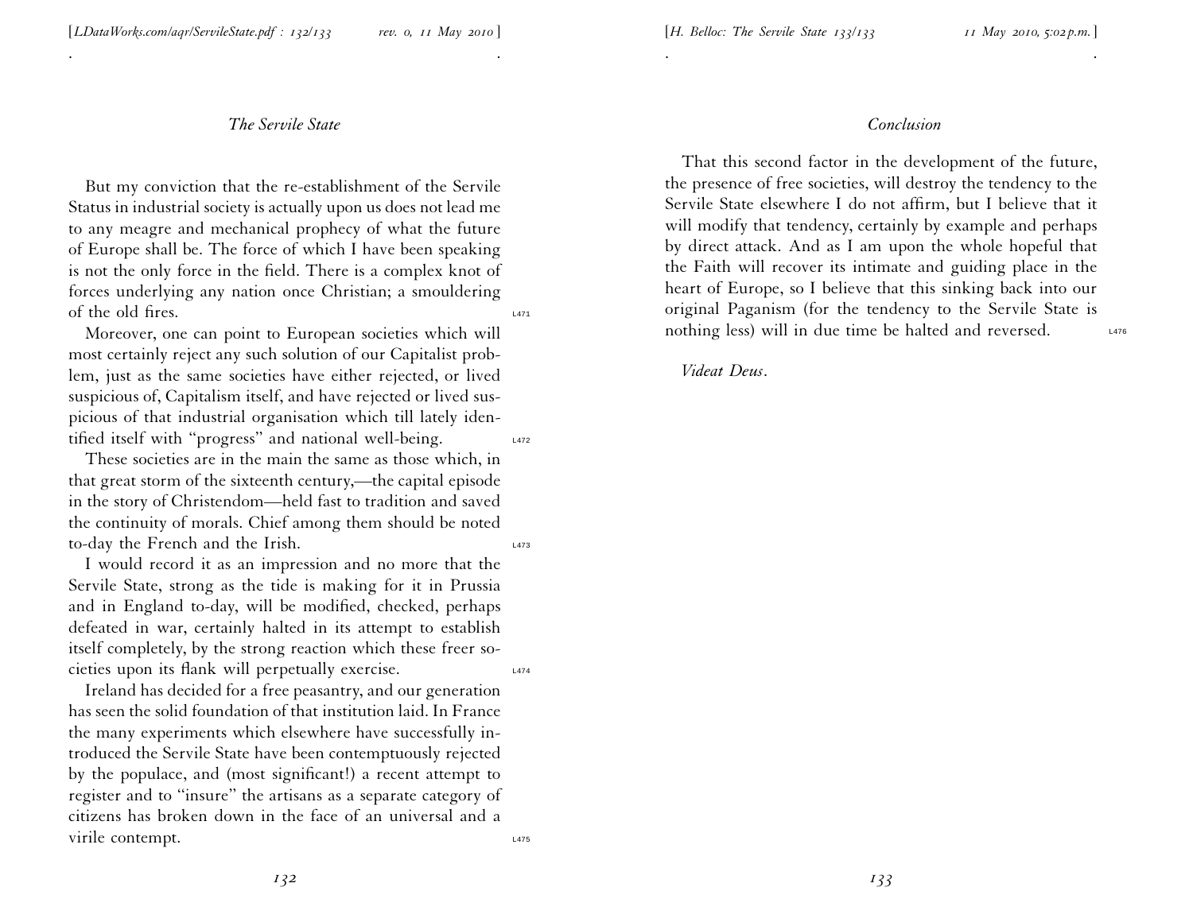But my conviction that the re-establishment of the Servile Status in industrial society is actually upon us does not lead me to any meagre and mechanical prophecy of what the future of Europe shall be. The force of which I have been speaking is not the only force in the field. There is a complex knot of forces underlying any nation once Christian; a smouldering of the old fires.

Moreover, one can point to European societies which will most certainly reject any such solution of our Capitalist problem, just as the same societies have either rejected, or lived suspicious of, Capitalism itself, and have rejected or lived suspicious of that industrial organisation which till lately identified itself with "progress" and national well-being.

These societies are in the main the same as those which, in that great storm of the sixteenth century,—the capital episode in the story of Christendom—held fast to tradition and saved the continuity of morals. Chief among them should be noted to-day the French and the Irish.

I would record it as an impression and no more that the Servile State, strong as the tide is making for it in Prussia and in England to-day, will be modified, checked, perhaps defeated in war, certainly halted in its attempt to establish itself completely, by the strong reaction which these freer societies upon its flank will perpetually exercise.

Ireland has decided for a free peasantry, and our generation has seen the solid foundation of that institution laid. In France the many experiments which elsewhere have successfully introduced the Servile State have been contemptuously rejected by the populace, and (most significant!) a recent attempt to register and to "insure" the artisans as a separate category of citizens has broken down in the face of an universal and a virile contempt.

That this second factor in the development of the future, the presence of free societies, will destroy the tendency to the Servile State elsewhere I do not affirm, but I believe that it will modify that tendency, certainly by example and perhaps by direct attack. And as I am upon the whole hopeful that the Faith will recover its intimate and guiding place in the heart of Europe, so I believe that this sinking back into our original Paganism (for the tendency to the Servile State is nothing less) will in due time be halted and reversed.

*Videat Deus.*